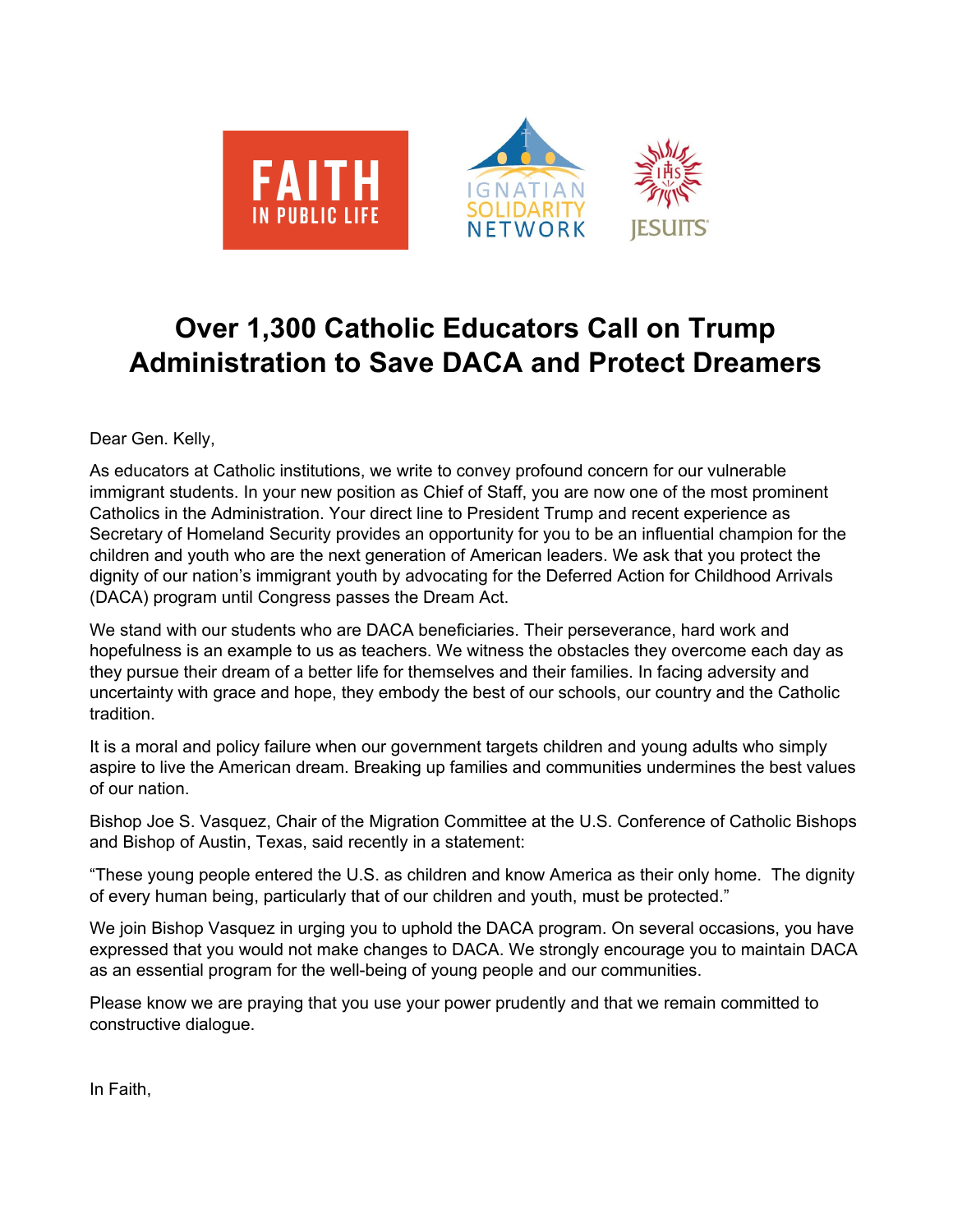# Over 1,300 Catholic Educators Call on Trump Administration to Save DACA and Protect Dreamers

Dear Gen. Kelly,

As educators at Catholic institutions, we write to convey profound concern for our vulnerable immigrant students. In your new position as Chief of Staff, you are now one of the most prominent Catholics in the Administration. Your direct line to President Trump and recent experience as Secretary of Homeland Security provides an opportunity for you to be an influential champion for the children and youth who are the next generation of American leaders. We ask that you protect the dignity of our nation's immigrant youth by advocating for the Deferred Action for Childhood Arrivals (DACA) program until Congress passes the Dream Act.

We stand with our students who are DACA beneficiaries. Their perseverance, hard work and hopefulness is an example to us as teachers. We witness the obstacles they overcome each day as they pursue their dream of a better life for themselves and their families. In facing adversity and uncertainty with grace and hope, they embody the best of our schools, our country and the Catholic tradition.

It is a moral and policy failure when our government targets children and young adults who simply aspire to live the American dream. Breaking up families and communities undermines the best values of our nation.

Bishop Joe S. Vasquez, Chair of the Migration Committee at the U.S. Conference of Catholic Bishops and Bishop of Austin, Texas, said recently in a statement:

"These young people entered the U.S. as children and know America as their only home. The dignity of every human being, particularly that of our children and youth, must be protected."

We join Bishop Vasquez in urging you to uphold the DACA program. On several occasions, you have expressed that you would not make changes to DACA. We strongly encourage you to maintain DACA as an essential program for the well-being of young people and our communities.

Please know we are praying that you use your power prudently and that we remain committed to constructive dialogue.

In Faith,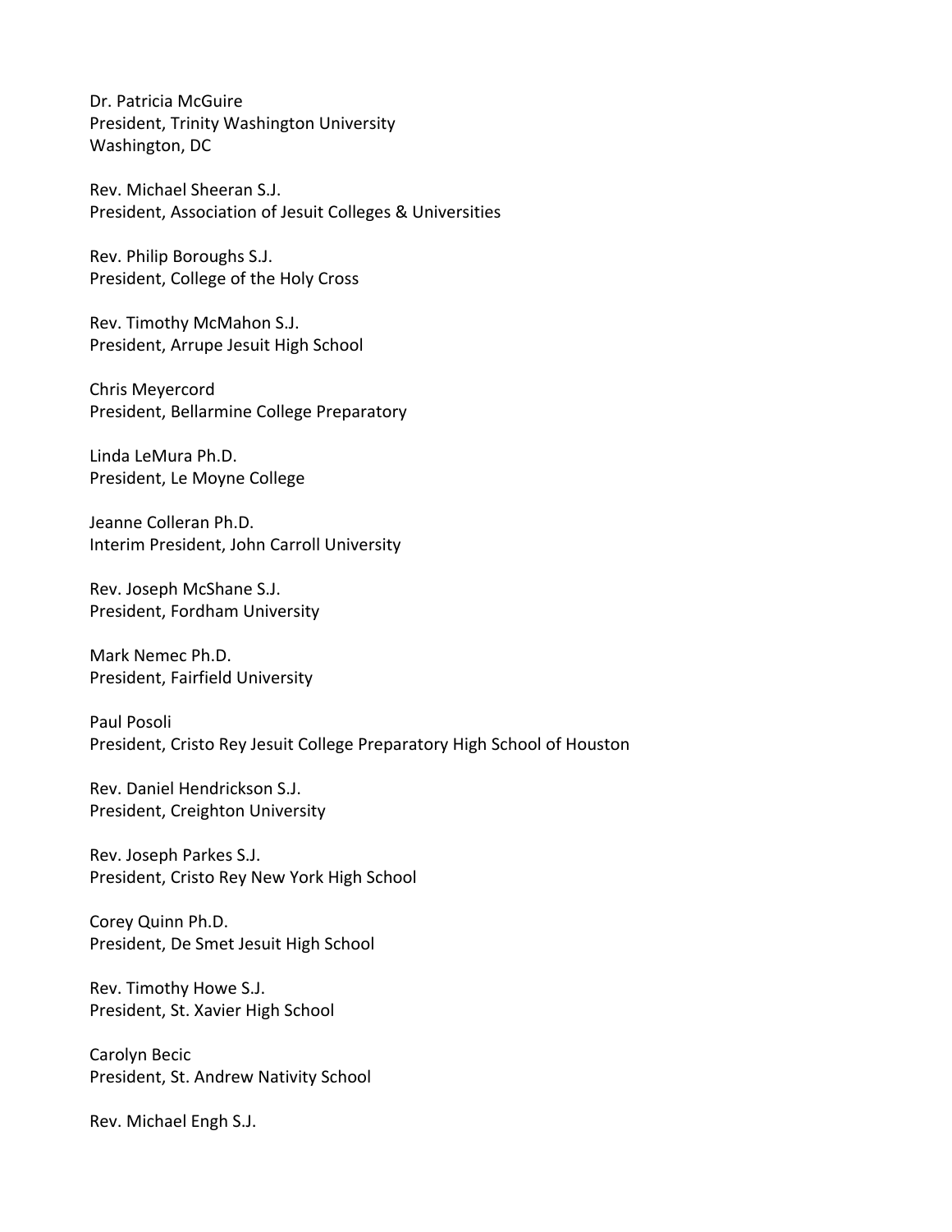Dr. Patricia McGuire
President, Trinity Washington University
Washington, DC

Rev. Michael Sheeran S.J.
President, Association of Jesuit Colleges & Universities

Rev. Philip Boroughs S.J.
President, College of the Holy Cross

Rev. Timothy McMahon S.J.
President, Arrupe Jesuit High School

Chris Meyercord
President, Bellarmine College Preparatory

Linda LeMura Ph.D.
President, Le Moyne College

Jeanne Colleran Ph.D.
Interim President, John Carroll University

Rev. Joseph McShane S.J.
President, Fordham University

Mark Nemec Ph.D.
President, Fairfield University

Paul Posoli
President, Cristo Rey Jesuit College Preparatory High School of Houston

Rev. Daniel Hendrickson S.J.
President, Creighton University

Rev. Joseph Parkes S.J.
President, Cristo Rey New York High School

Corey Quinn Ph.D.
President, De Smet Jesuit High School

Rev. Timothy Howe S.J.
President, St. Xavier High School

Carolyn Becic
President, St. Andrew Nativity School

Rev. Michael Engh S.J.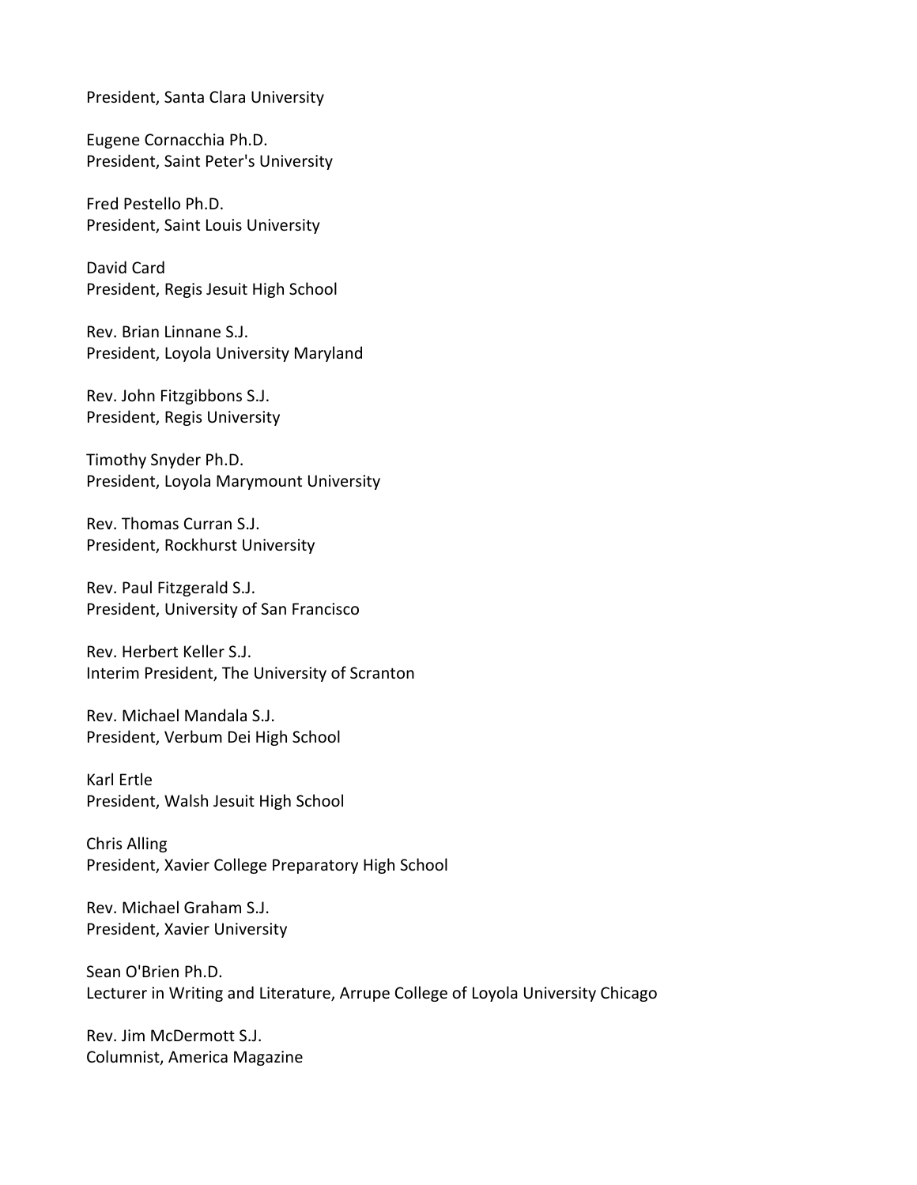President, Santa Clara University

Eugene Cornacchia Ph.D.
President, Saint Peter's University

Fred Pestello Ph.D.
President, Saint Louis University

David Card
President, Regis Jesuit High School

Rev. Brian Linnane S.J.
President, Loyola University Maryland

Rev. John Fitzgibbons S.J.
President, Regis University

Timothy Snyder Ph.D.
President, Loyola Marymount University

Rev. Thomas Curran S.J.
President, Rockhurst University

Rev. Paul Fitzgerald S.J.
President, University of San Francisco

Rev. Herbert Keller S.J.
Interim President, The University of Scranton

Rev. Michael Mandala S.J.
President, Verbum Dei High School

Karl Ertle
President, Walsh Jesuit High School

Chris Alling
President, Xavier College Preparatory High School

Rev. Michael Graham S.J.
President, Xavier University

Sean O'Brien Ph.D.
Lecturer in Writing and Literature, Arrupe College of Loyola University Chicago

Rev. Jim McDermott S.J.
Columnist, America Magazine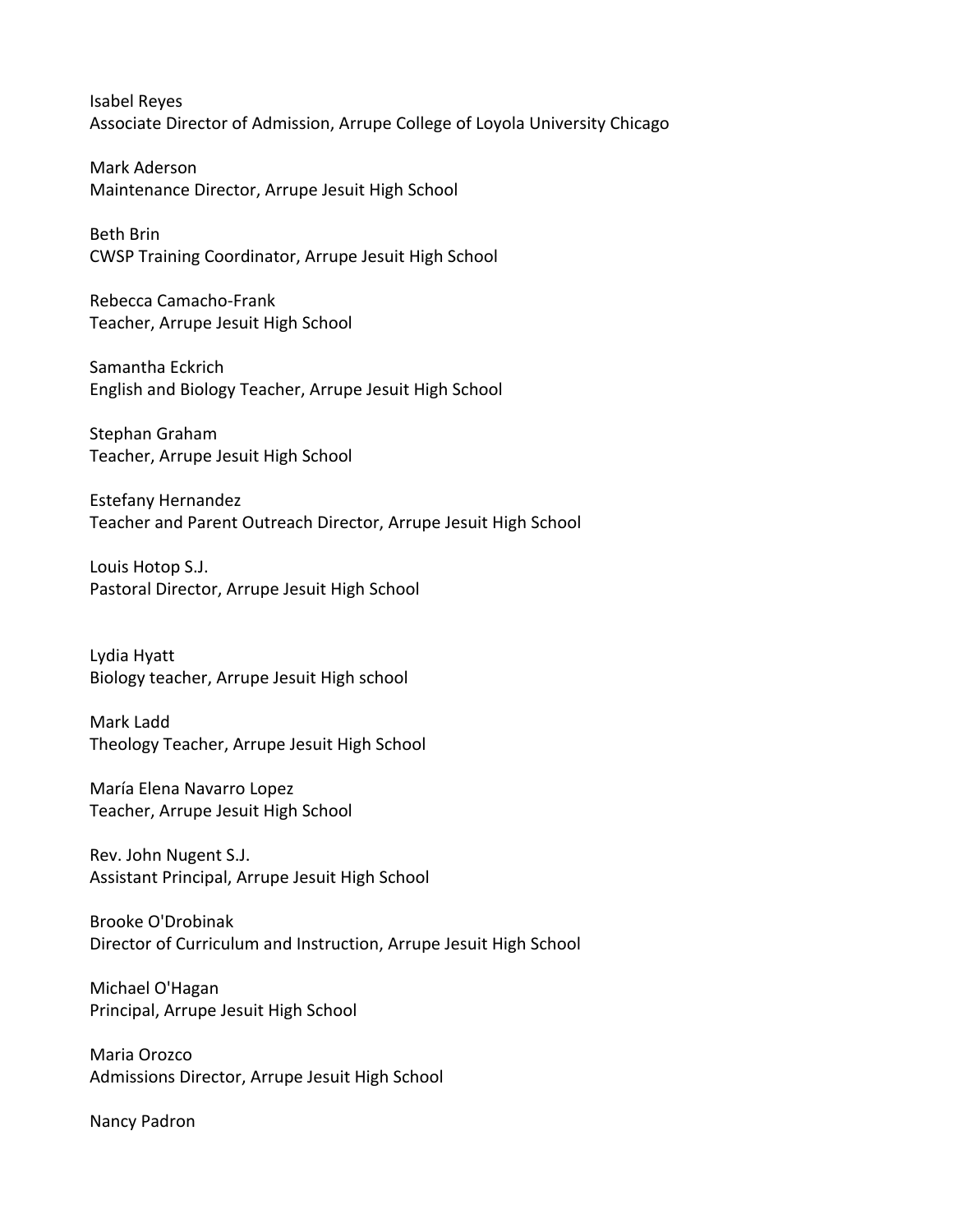Isabel Reyes
Associate Director of Admission, Arrupe College of Loyola University Chicago

Mark Aderson
Maintenance Director, Arrupe Jesuit High School

Beth Brin
CWSP Training Coordinator, Arrupe Jesuit High School

Rebecca Camacho-Frank
Teacher, Arrupe Jesuit High School

Samantha Eckrich
English and Biology Teacher, Arrupe Jesuit High School

Stephan Graham
Teacher, Arrupe Jesuit High School

Estefany Hernandez
Teacher and Parent Outreach Director, Arrupe Jesuit High School

Louis Hotop S.J.
Pastoral Director, Arrupe Jesuit High School

Lydia Hyatt
Biology teacher, Arrupe Jesuit High school

Mark Ladd
Theology Teacher, Arrupe Jesuit High School

María Elena Navarro Lopez
Teacher, Arrupe Jesuit High School

Rev. John Nugent S.J.
Assistant Principal, Arrupe Jesuit High School

Brooke O'Drobinak
Director of Curriculum and Instruction, Arrupe Jesuit High School

Michael O'Hagan
Principal, Arrupe Jesuit High School

Maria Orozco
Admissions Director, Arrupe Jesuit High School

Nancy Padron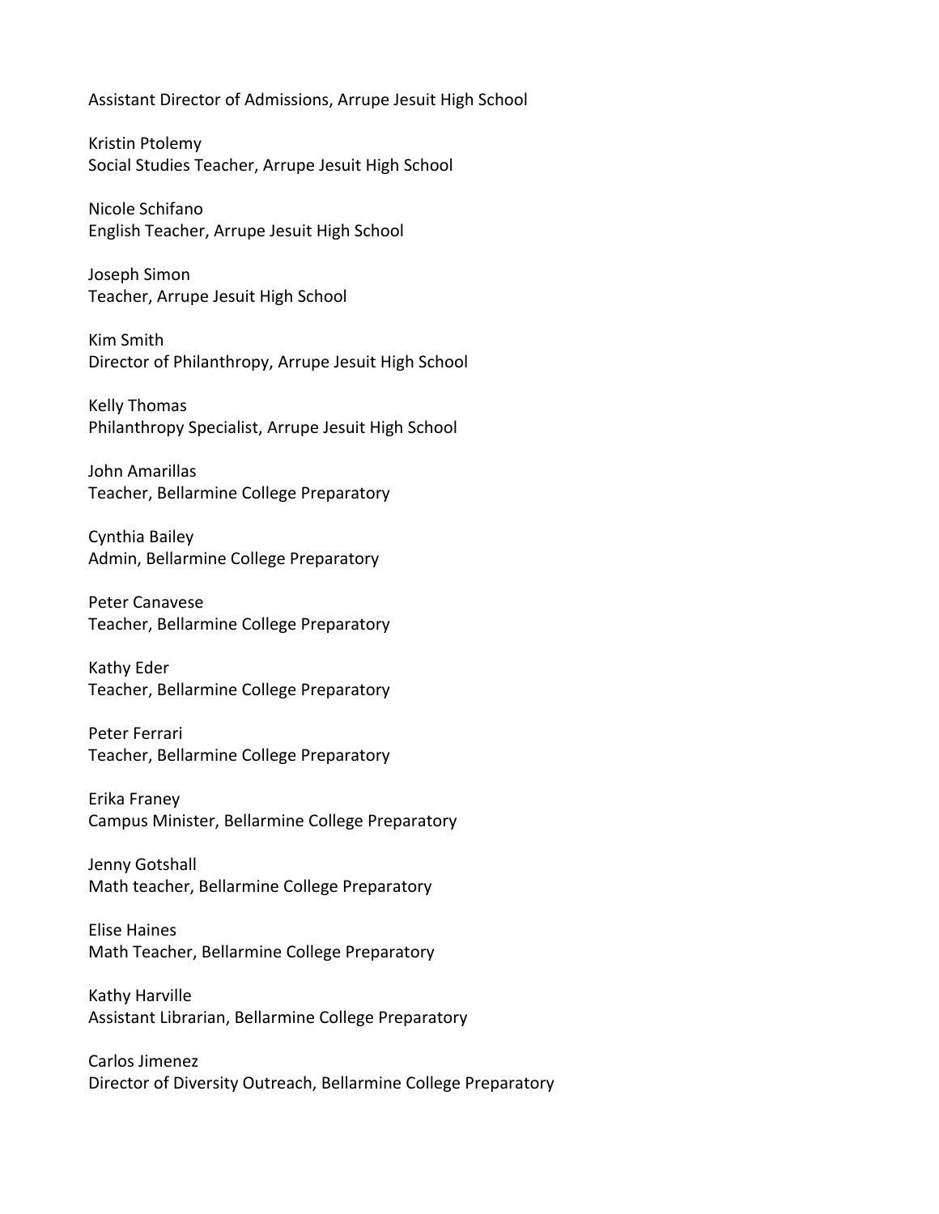Assistant Director of Admissions, Arrupe Jesuit High School

Kristin Ptolemy
Social Studies Teacher, Arrupe Jesuit High School

Nicole Schifano
English Teacher, Arrupe Jesuit High School

Joseph Simon
Teacher, Arrupe Jesuit High School

Kim Smith
Director of Philanthropy, Arrupe Jesuit High School

Kelly Thomas
Philanthropy Specialist, Arrupe Jesuit High School

John Amarillas
Teacher, Bellarmine College Preparatory

Cynthia Bailey
Admin, Bellarmine College Preparatory

Peter Canavese
Teacher, Bellarmine College Preparatory

Kathy Eder
Teacher, Bellarmine College Preparatory

Peter Ferrari
Teacher, Bellarmine College Preparatory

Erika Franey
Campus Minister, Bellarmine College Preparatory

Jenny Gotshall
Math teacher, Bellarmine College Preparatory

Elise Haines
Math Teacher, Bellarmine College Preparatory

Kathy Harville
Assistant Librarian, Bellarmine College Preparatory

Carlos Jimenez
Director of Diversity Outreach, Bellarmine College Preparatory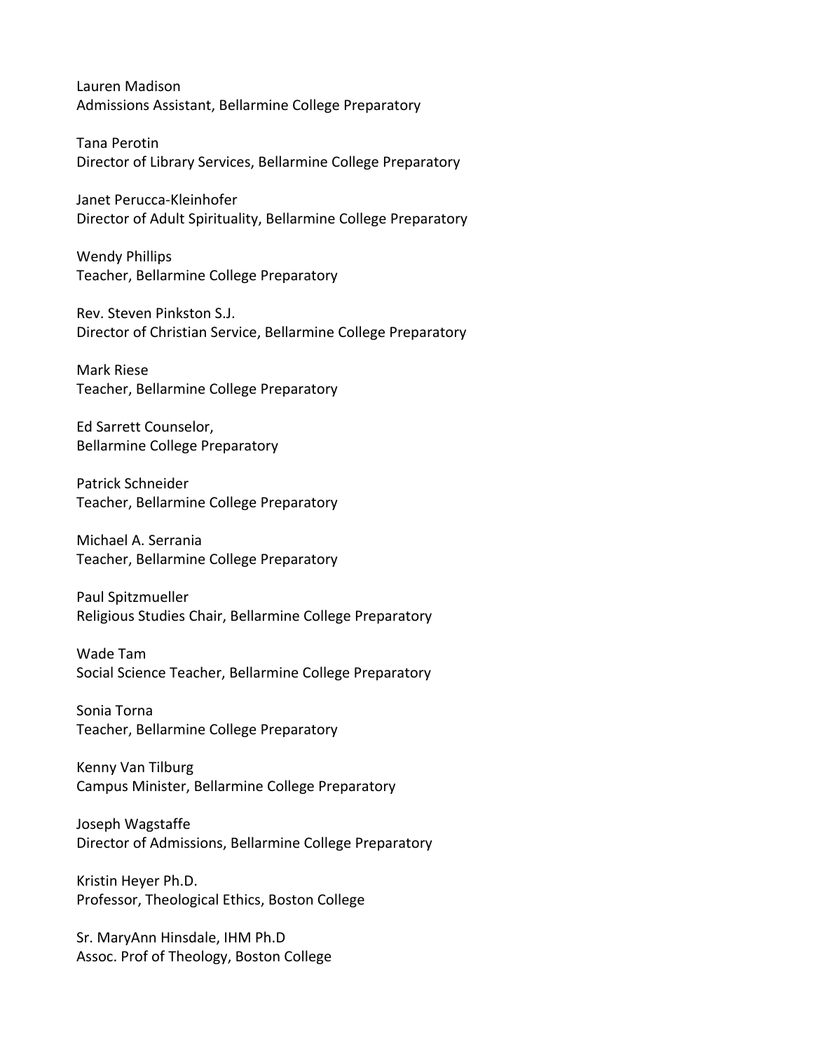Lauren Madison
Admissions Assistant, Bellarmine College Preparatory

Tana Perotin
Director of Library Services, Bellarmine College Preparatory

Janet Perucca-Kleinhofer
Director of Adult Spirituality, Bellarmine College Preparatory

Wendy Phillips
Teacher, Bellarmine College Preparatory

Rev. Steven Pinkston S.J.
Director of Christian Service, Bellarmine College Preparatory

Mark Riese
Teacher, Bellarmine College Preparatory

Ed Sarrett Counselor,
Bellarmine College Preparatory

Patrick Schneider
Teacher, Bellarmine College Preparatory

Michael A. Serrania
Teacher, Bellarmine College Preparatory

Paul Spitzmueller
Religious Studies Chair, Bellarmine College Preparatory

Wade Tam
Social Science Teacher, Bellarmine College Preparatory

Sonia Torna
Teacher, Bellarmine College Preparatory

Kenny Van Tilburg
Campus Minister, Bellarmine College Preparatory

Joseph Wagstaffe
Director of Admissions, Bellarmine College Preparatory

Kristin Heyer Ph.D.
Professor, Theological Ethics, Boston College

Sr. MaryAnn Hinsdale, IHM Ph.D
Assoc. Prof of Theology, Boston College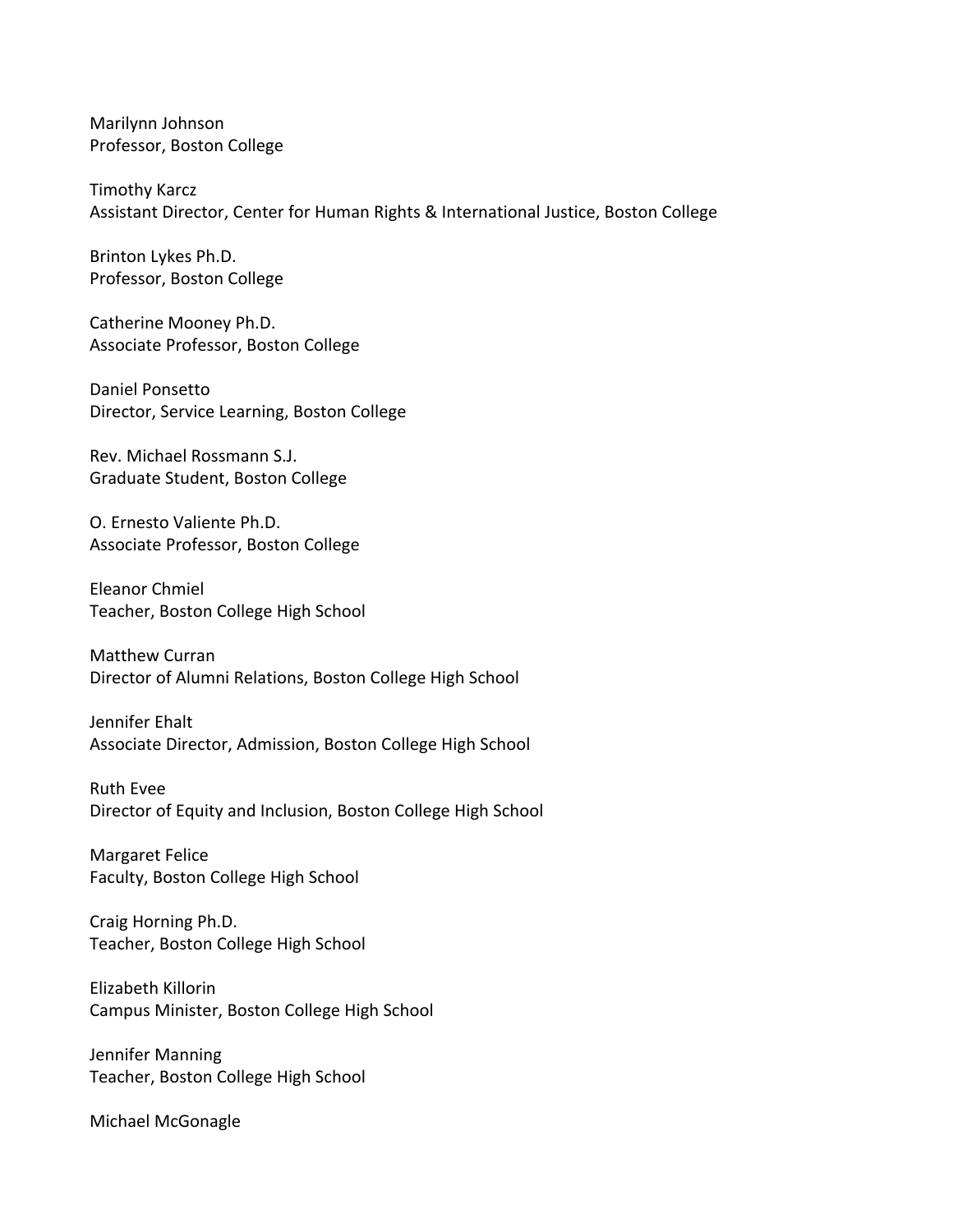Marilynn Johnson
Professor, Boston College

Timothy Karcz
Assistant Director, Center for Human Rights & International Justice, Boston College

Brinton Lykes Ph.D.
Professor, Boston College

Catherine Mooney Ph.D.
Associate Professor, Boston College

Daniel Ponsetto
Director, Service Learning, Boston College

Rev. Michael Rossmann S.J.
Graduate Student, Boston College

O. Ernesto Valiente Ph.D.
Associate Professor, Boston College

Eleanor Chmiel
Teacher, Boston College High School

Matthew Curran
Director of Alumni Relations, Boston College High School

Jennifer Ehalt
Associate Director, Admission, Boston College High School

Ruth Evee
Director of Equity and Inclusion, Boston College High School

Margaret Felice
Faculty, Boston College High School

Craig Horning Ph.D.
Teacher, Boston College High School

Elizabeth Killorin
Campus Minister, Boston College High School

Jennifer Manning
Teacher, Boston College High School

Michael McGonagle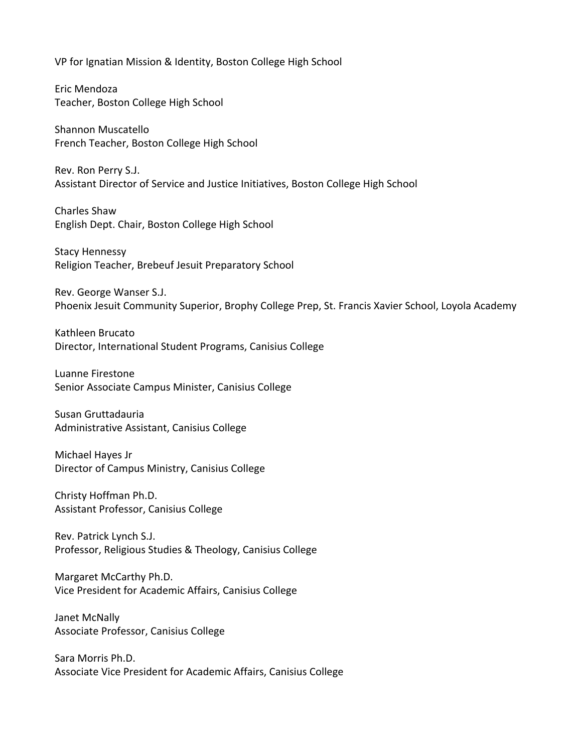VP for Ignatian Mission & Identity, Boston College High School

Eric Mendoza
Teacher, Boston College High School

Shannon Muscatello
French Teacher, Boston College High School

Rev. Ron Perry S.J.
Assistant Director of Service and Justice Initiatives, Boston College High School

Charles Shaw
English Dept. Chair, Boston College High School

Stacy Hennessy
Religion Teacher, Brebeuf Jesuit Preparatory School

Rev. George Wanser S.J.
Phoenix Jesuit Community Superior, Brophy College Prep, St. Francis Xavier School, Loyola Academy

Kathleen Brucato
Director, International Student Programs, Canisius College

Luanne Firestone
Senior Associate Campus Minister, Canisius College

Susan Gruttadauria
Administrative Assistant, Canisius College

Michael Hayes Jr
Director of Campus Ministry, Canisius College

Christy Hoffman Ph.D.
Assistant Professor, Canisius College

Rev. Patrick Lynch S.J.
Professor, Religious Studies & Theology, Canisius College

Margaret McCarthy Ph.D.
Vice President for Academic Affairs, Canisius College

Janet McNally
Associate Professor, Canisius College

Sara Morris Ph.D.
Associate Vice President for Academic Affairs, Canisius College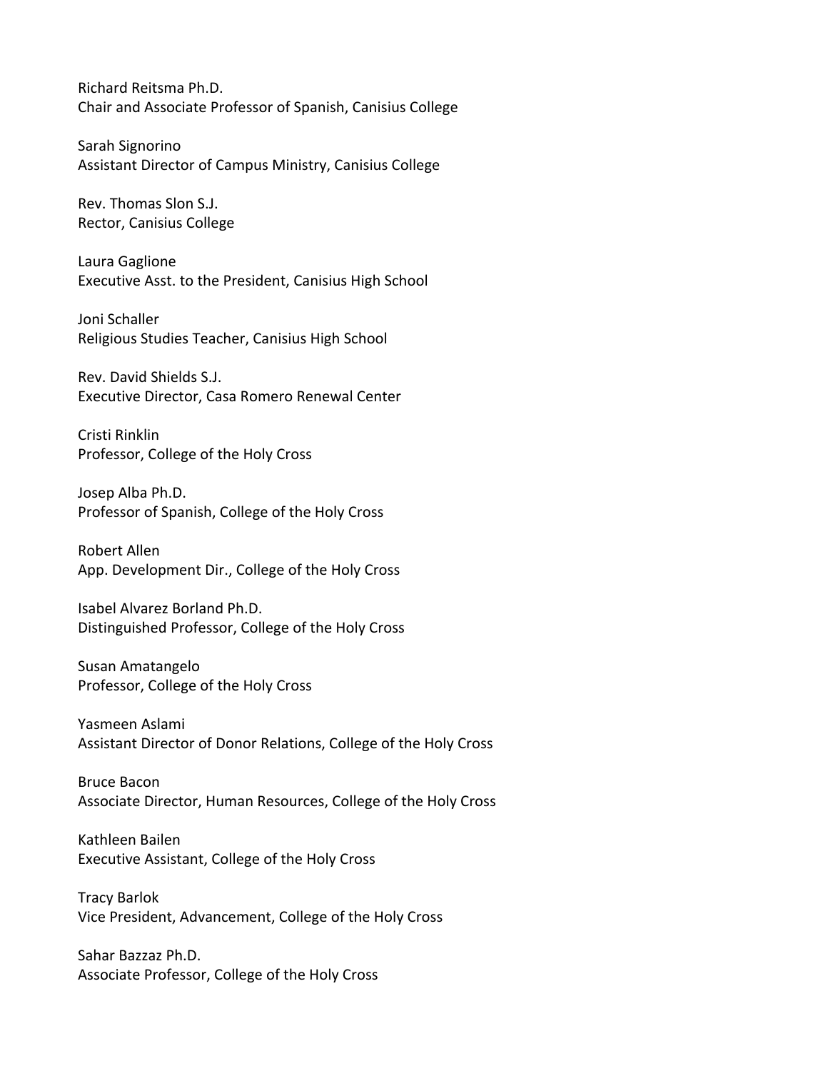Richard Reitsma Ph.D.
Chair and Associate Professor of Spanish, Canisius College

Sarah Signorino
Assistant Director of Campus Ministry, Canisius College

Rev. Thomas Slon S.J.
Rector, Canisius College

Laura Gaglione
Executive Asst. to the President, Canisius High School

Joni Schaller
Religious Studies Teacher, Canisius High School

Rev. David Shields S.J.
Executive Director, Casa Romero Renewal Center

Cristi Rinklin
Professor, College of the Holy Cross

Josep Alba Ph.D.
Professor of Spanish, College of the Holy Cross

Robert Allen
App. Development Dir., College of the Holy Cross

Isabel Alvarez Borland Ph.D.
Distinguished Professor, College of the Holy Cross

Susan Amatangelo
Professor, College of the Holy Cross

Yasmeen Aslami
Assistant Director of Donor Relations, College of the Holy Cross

Bruce Bacon
Associate Director, Human Resources, College of the Holy Cross

Kathleen Bailen
Executive Assistant, College of the Holy Cross

Tracy Barlok
Vice President, Advancement, College of the Holy Cross

Sahar Bazzaz Ph.D.
Associate Professor, College of the Holy Cross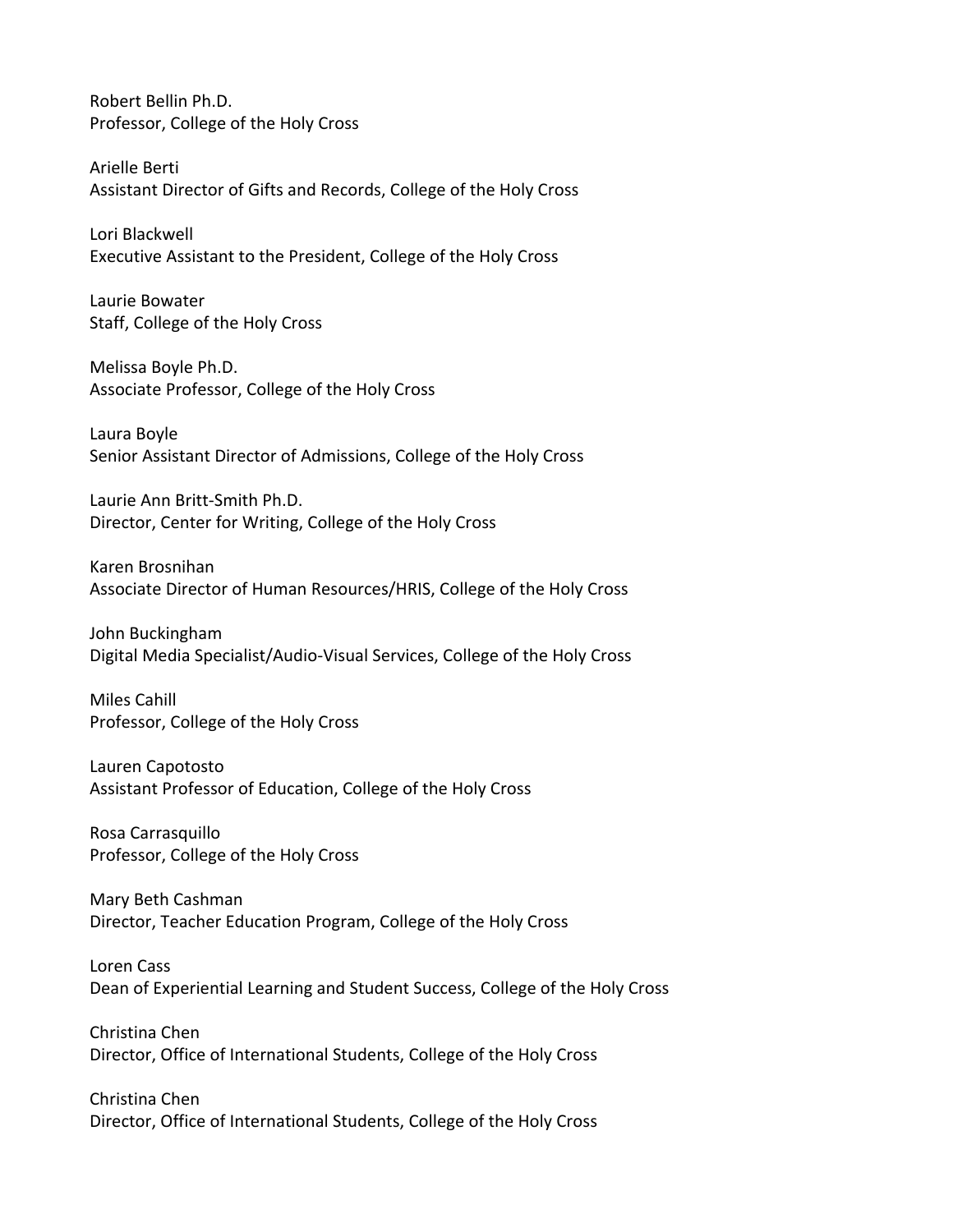Robert Bellin Ph.D.
Professor, College of the Holy Cross

Arielle Berti
Assistant Director of Gifts and Records, College of the Holy Cross

Lori Blackwell
Executive Assistant to the President, College of the Holy Cross

Laurie Bowater
Staff, College of the Holy Cross

Melissa Boyle Ph.D.
Associate Professor, College of the Holy Cross

Laura Boyle
Senior Assistant Director of Admissions, College of the Holy Cross

Laurie Ann Britt-Smith Ph.D.
Director, Center for Writing, College of the Holy Cross

Karen Brosnihan
Associate Director of Human Resources/HRIS, College of the Holy Cross

John Buckingham
Digital Media Specialist/Audio-Visual Services, College of the Holy Cross

Miles Cahill
Professor, College of the Holy Cross

Lauren Capotosto
Assistant Professor of Education, College of the Holy Cross

Rosa Carrasquillo
Professor, College of the Holy Cross

Mary Beth Cashman
Director, Teacher Education Program, College of the Holy Cross

Loren Cass
Dean of Experiential Learning and Student Success, College of the Holy Cross

Christina Chen
Director, Office of International Students, College of the Holy Cross

Christina Chen
Director, Office of International Students, College of the Holy Cross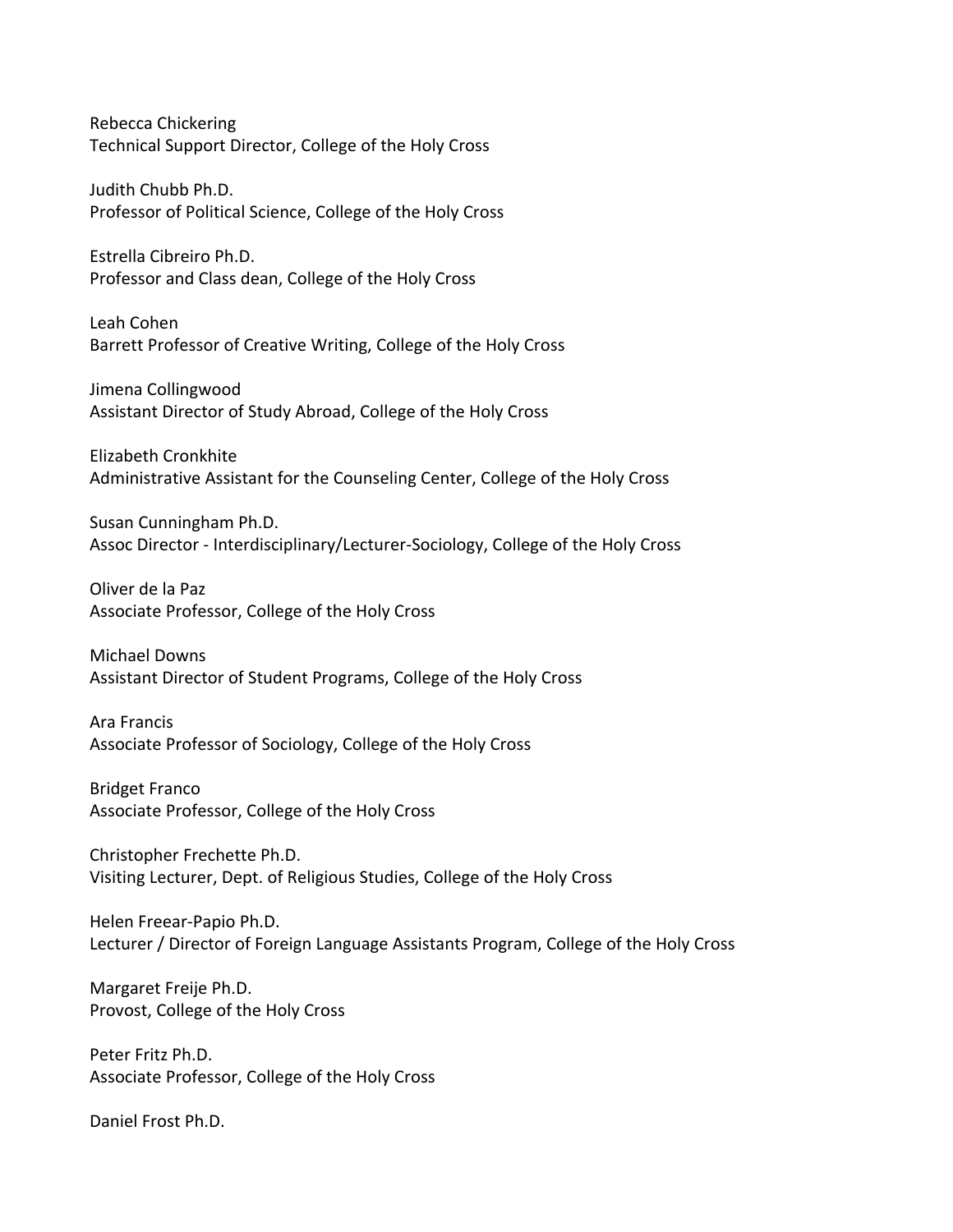Rebecca Chickering
Technical Support Director, College of the Holy Cross

Judith Chubb Ph.D.
Professor of Political Science, College of the Holy Cross

Estrella Cibreiro Ph.D.
Professor and Class dean, College of the Holy Cross

Leah Cohen
Barrett Professor of Creative Writing, College of the Holy Cross

Jimena Collingwood
Assistant Director of Study Abroad, College of the Holy Cross

Elizabeth Cronkhite
Administrative Assistant for the Counseling Center, College of the Holy Cross

Susan Cunningham Ph.D.
Assoc Director - Interdisciplinary/Lecturer-Sociology, College of the Holy Cross

Oliver de la Paz
Associate Professor, College of the Holy Cross

Michael Downs
Assistant Director of Student Programs, College of the Holy Cross

Ara Francis
Associate Professor of Sociology, College of the Holy Cross

Bridget Franco
Associate Professor, College of the Holy Cross

Christopher Frechette Ph.D.
Visiting Lecturer, Dept. of Religious Studies, College of the Holy Cross

Helen Freear-Papio Ph.D.
Lecturer / Director of Foreign Language Assistants Program, College of the Holy Cross

Margaret Freije Ph.D.
Provost, College of the Holy Cross

Peter Fritz Ph.D.
Associate Professor, College of the Holy Cross

Daniel Frost Ph.D.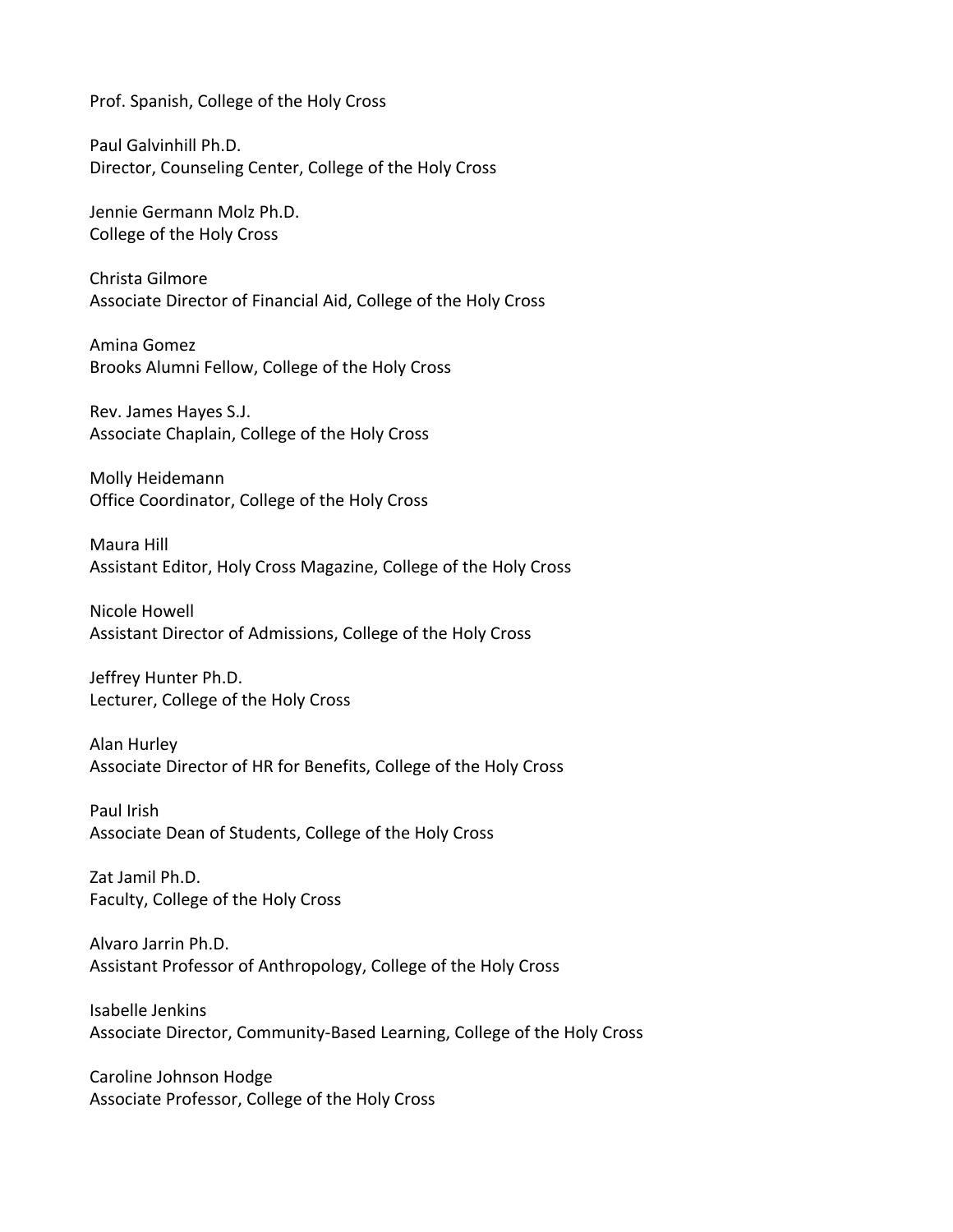Prof. Spanish, College of the Holy Cross

Paul Galvinhill Ph.D.
Director, Counseling Center, College of the Holy Cross

Jennie Germann Molz Ph.D.
College of the Holy Cross

Christa Gilmore
Associate Director of Financial Aid, College of the Holy Cross

Amina Gomez
Brooks Alumni Fellow, College of the Holy Cross

Rev. James Hayes S.J.
Associate Chaplain, College of the Holy Cross

Molly Heidemann
Office Coordinator, College of the Holy Cross

Maura Hill
Assistant Editor, Holy Cross Magazine, College of the Holy Cross

Nicole Howell
Assistant Director of Admissions, College of the Holy Cross

Jeffrey Hunter Ph.D.
Lecturer, College of the Holy Cross

Alan Hurley
Associate Director of HR for Benefits, College of the Holy Cross

Paul Irish
Associate Dean of Students, College of the Holy Cross

Zat Jamil Ph.D.
Faculty, College of the Holy Cross

Alvaro Jarrin Ph.D.
Assistant Professor of Anthropology, College of the Holy Cross

Isabelle Jenkins
Associate Director, Community-Based Learning, College of the Holy Cross

Caroline Johnson Hodge
Associate Professor, College of the Holy Cross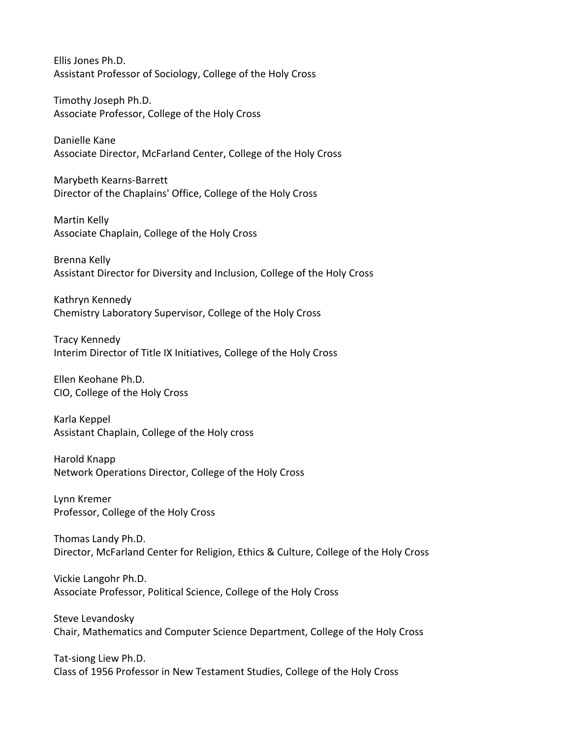Ellis Jones Ph.D.
Assistant Professor of Sociology, College of the Holy Cross

Timothy Joseph Ph.D.
Associate Professor, College of the Holy Cross

Danielle Kane
Associate Director, McFarland Center, College of the Holy Cross

Marybeth Kearns-Barrett
Director of the Chaplains' Office, College of the Holy Cross

Martin Kelly
Associate Chaplain, College of the Holy Cross

Brenna Kelly
Assistant Director for Diversity and Inclusion, College of the Holy Cross

Kathryn Kennedy
Chemistry Laboratory Supervisor, College of the Holy Cross

Tracy Kennedy
Interim Director of Title IX Initiatives, College of the Holy Cross

Ellen Keohane Ph.D.
CIO, College of the Holy Cross

Karla Keppel
Assistant Chaplain, College of the Holy cross

Harold Knapp
Network Operations Director, College of the Holy Cross

Lynn Kremer
Professor, College of the Holy Cross

Thomas Landy Ph.D.
Director, McFarland Center for Religion, Ethics & Culture, College of the Holy Cross

Vickie Langohr Ph.D.
Associate Professor, Political Science, College of the Holy Cross

Steve Levandosky
Chair, Mathematics and Computer Science Department, College of the Holy Cross

Tat-siong Liew Ph.D.
Class of 1956 Professor in New Testament Studies, College of the Holy Cross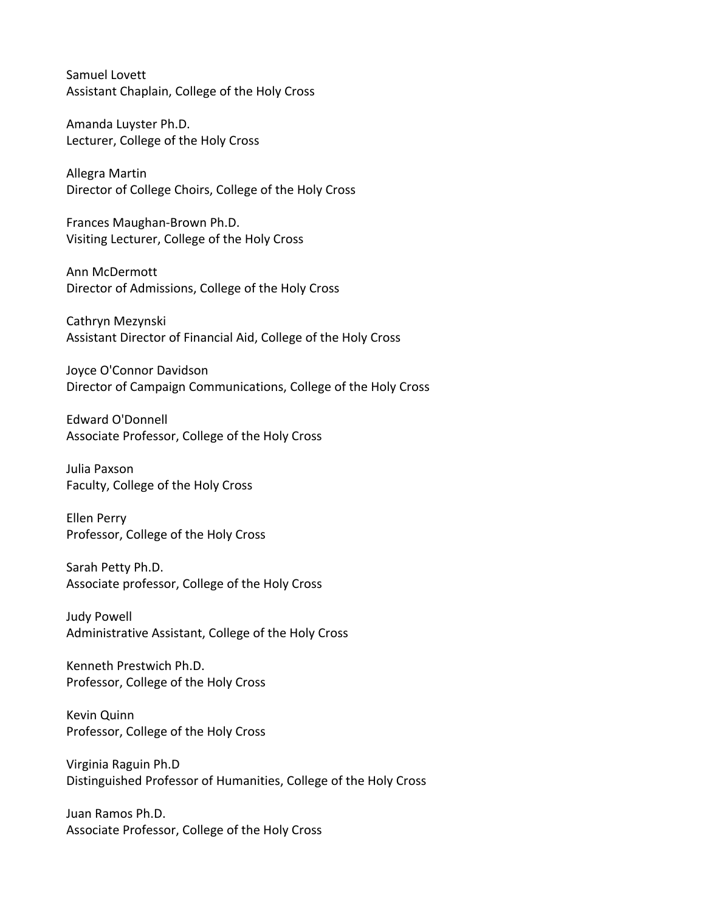Samuel Lovett
Assistant Chaplain, College of the Holy Cross

Amanda Luyster Ph.D.
Lecturer, College of the Holy Cross

Allegra Martin
Director of College Choirs, College of the Holy Cross

Frances Maughan-Brown Ph.D.
Visiting Lecturer, College of the Holy Cross

Ann McDermott
Director of Admissions, College of the Holy Cross

Cathryn Mezynski
Assistant Director of Financial Aid, College of the Holy Cross

Joyce O'Connor Davidson
Director of Campaign Communications, College of the Holy Cross

Edward O'Donnell
Associate Professor, College of the Holy Cross

Julia Paxson
Faculty, College of the Holy Cross

Ellen Perry
Professor, College of the Holy Cross

Sarah Petty Ph.D.
Associate professor, College of the Holy Cross

Judy Powell
Administrative Assistant, College of the Holy Cross

Kenneth Prestwich Ph.D.
Professor, College of the Holy Cross

Kevin Quinn
Professor, College of the Holy Cross

Virginia Raguin Ph.D
Distinguished Professor of Humanities, College of the Holy Cross

Juan Ramos Ph.D.
Associate Professor, College of the Holy Cross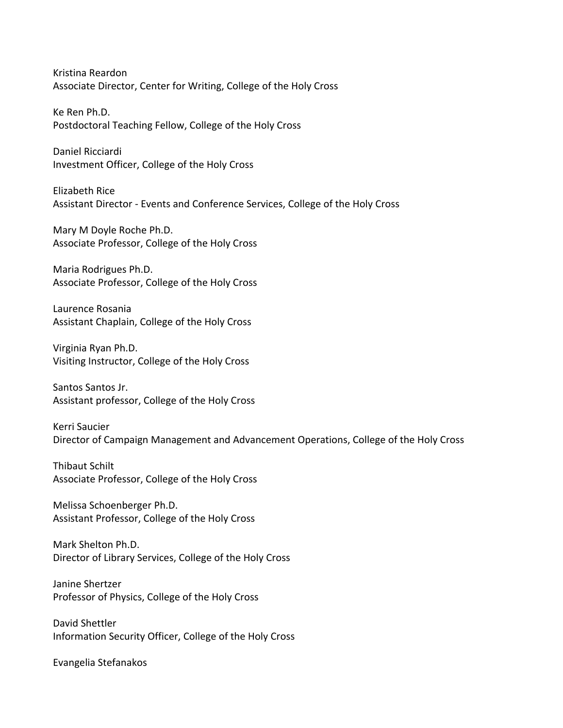Kristina Reardon
Associate Director, Center for Writing, College of the Holy Cross

Ke Ren Ph.D.
Postdoctoral Teaching Fellow, College of the Holy Cross

Daniel Ricciardi
Investment Officer, College of the Holy Cross

Elizabeth Rice
Assistant Director - Events and Conference Services, College of the Holy Cross

Mary M Doyle Roche Ph.D.
Associate Professor, College of the Holy Cross

Maria Rodrigues Ph.D.
Associate Professor, College of the Holy Cross

Laurence Rosania
Assistant Chaplain, College of the Holy Cross

Virginia Ryan Ph.D.
Visiting Instructor, College of the Holy Cross

Santos Santos Jr.
Assistant professor, College of the Holy Cross

Kerri Saucier
Director of Campaign Management and Advancement Operations, College of the Holy Cross

Thibaut Schilt
Associate Professor, College of the Holy Cross

Melissa Schoenberger Ph.D.
Assistant Professor, College of the Holy Cross

Mark Shelton Ph.D.
Director of Library Services, College of the Holy Cross

Janine Shertzer
Professor of Physics, College of the Holy Cross

David Shettler
Information Security Officer, College of the Holy Cross

Evangelia Stefanakos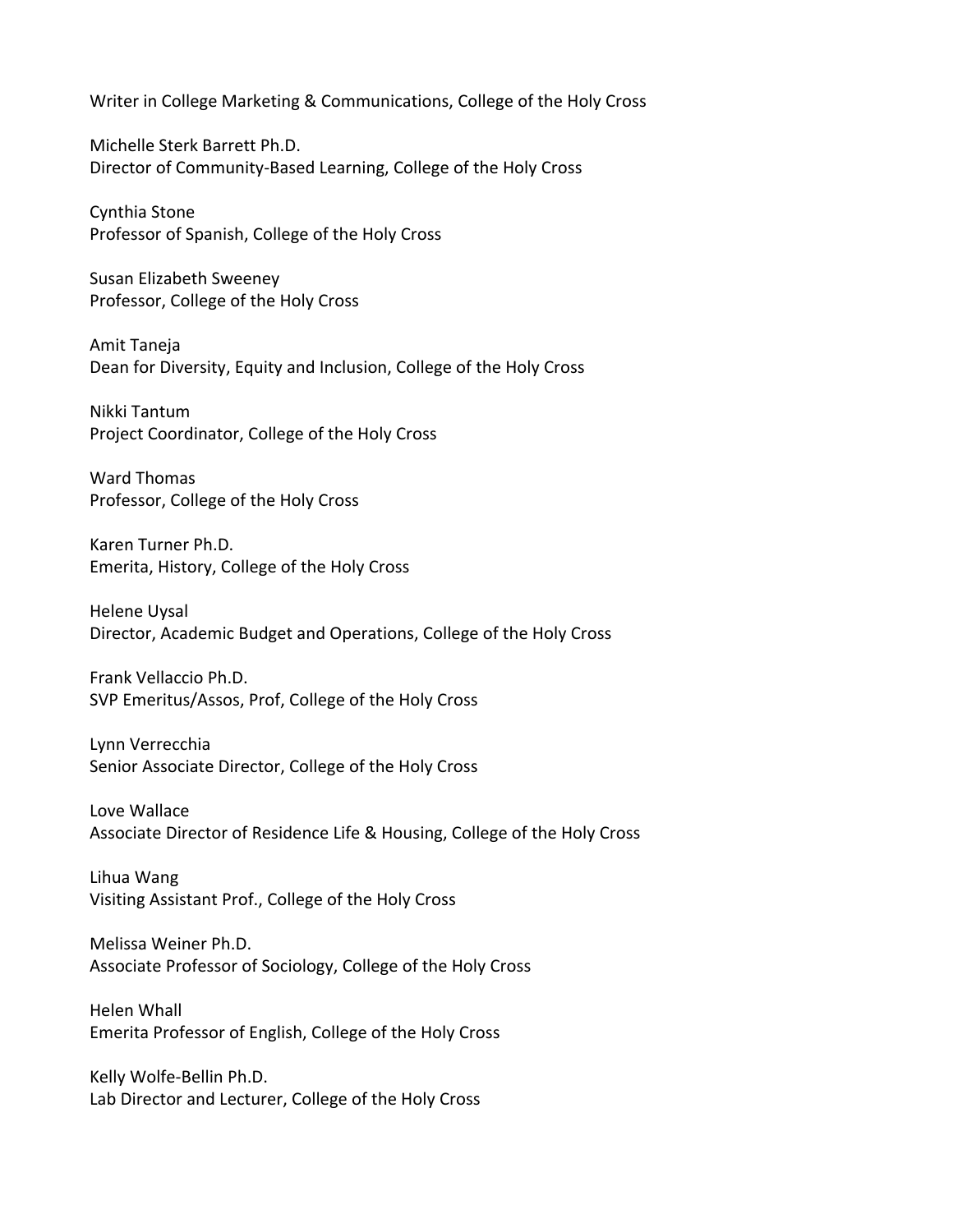Writer in College Marketing & Communications, College of the Holy Cross

Michelle Sterk Barrett Ph.D.
Director of Community-Based Learning, College of the Holy Cross

Cynthia Stone
Professor of Spanish, College of the Holy Cross

Susan Elizabeth Sweeney
Professor, College of the Holy Cross

Amit Taneja
Dean for Diversity, Equity and Inclusion, College of the Holy Cross

Nikki Tantum
Project Coordinator, College of the Holy Cross

Ward Thomas
Professor, College of the Holy Cross

Karen Turner Ph.D.
Emerita, History, College of the Holy Cross

Helene Uysal
Director, Academic Budget and Operations, College of the Holy Cross

Frank Vellaccio Ph.D.
SVP Emeritus/Assos, Prof, College of the Holy Cross

Lynn Verrecchia
Senior Associate Director, College of the Holy Cross

Love Wallace
Associate Director of Residence Life & Housing, College of the Holy Cross

Lihua Wang
Visiting Assistant Prof., College of the Holy Cross

Melissa Weiner Ph.D.
Associate Professor of Sociology, College of the Holy Cross

Helen Whall
Emerita Professor of English, College of the Holy Cross

Kelly Wolfe-Bellin Ph.D.
Lab Director and Lecturer, College of the Holy Cross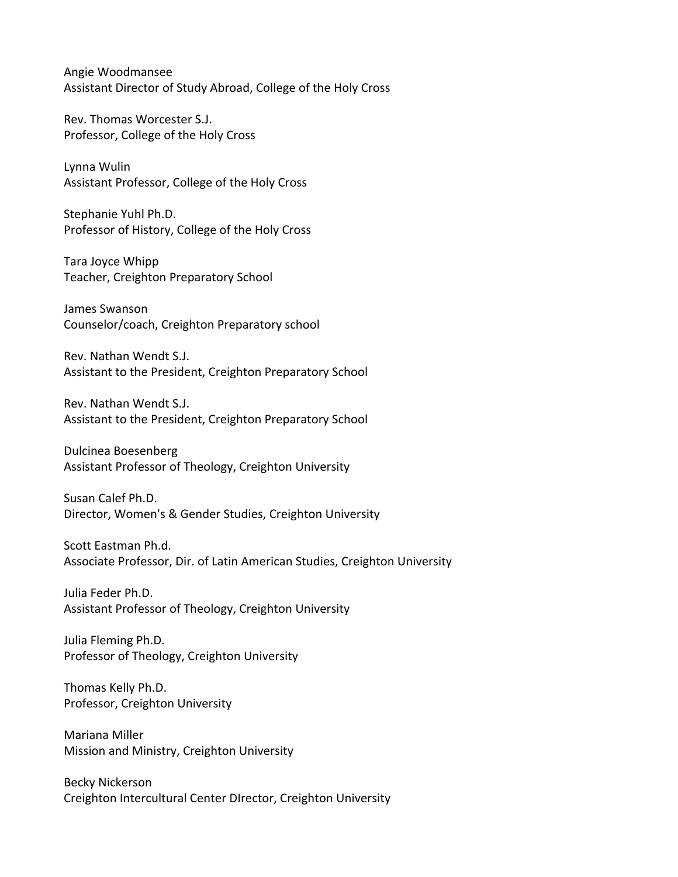Angie Woodmansee
Assistant Director of Study Abroad, College of the Holy Cross

Rev. Thomas Worcester S.J.
Professor, College of the Holy Cross

Lynna Wulin
Assistant Professor, College of the Holy Cross

Stephanie Yuhl Ph.D.
Professor of History, College of the Holy Cross

Tara Joyce Whipp
Teacher, Creighton Preparatory School

James Swanson
Counselor/coach, Creighton Preparatory school

Rev. Nathan Wendt S.J.
Assistant to the President, Creighton Preparatory School

Rev. Nathan Wendt S.J.
Assistant to the President, Creighton Preparatory School

Dulcinea Boesenberg
Assistant Professor of Theology, Creighton University

Susan Calef Ph.D.
Director, Women's & Gender Studies, Creighton University

Scott Eastman Ph.d.
Associate Professor, Dir. of Latin American Studies, Creighton University

Julia Feder Ph.D.
Assistant Professor of Theology, Creighton University

Julia Fleming Ph.D.
Professor of Theology, Creighton University

Thomas Kelly Ph.D.
Professor, Creighton University

Mariana Miller
Mission and Ministry, Creighton University

Becky Nickerson
Creighton Intercultural Center DIrector, Creighton University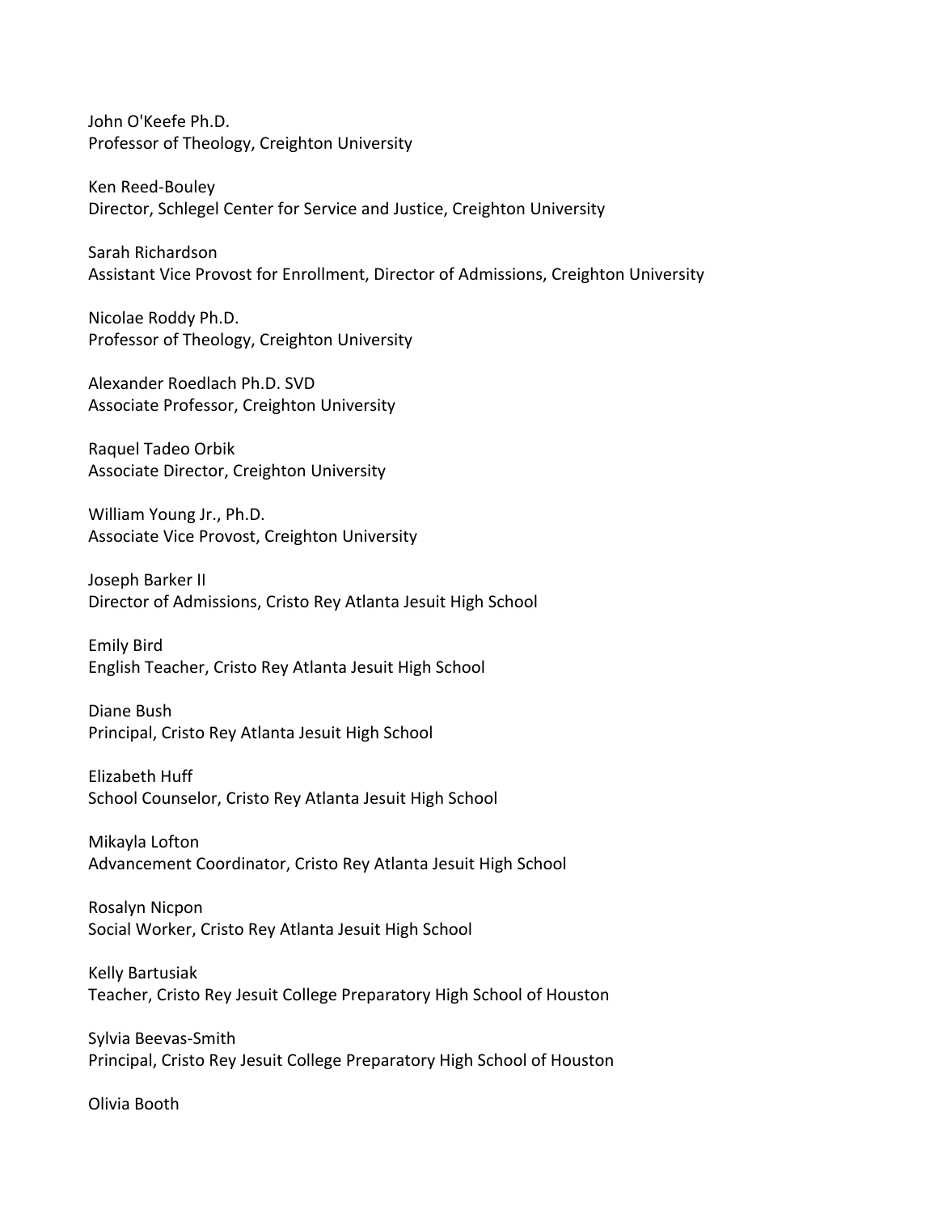John O'Keefe Ph.D.
Professor of Theology, Creighton University

Ken Reed-Bouley
Director, Schlegel Center for Service and Justice, Creighton University

Sarah Richardson
Assistant Vice Provost for Enrollment, Director of Admissions, Creighton University

Nicolae Roddy Ph.D.
Professor of Theology, Creighton University

Alexander Roedlach Ph.D. SVD
Associate Professor, Creighton University

Raquel Tadeo Orbik
Associate Director, Creighton University

William Young Jr., Ph.D.
Associate Vice Provost, Creighton University

Joseph Barker II
Director of Admissions, Cristo Rey Atlanta Jesuit High School

Emily Bird
English Teacher, Cristo Rey Atlanta Jesuit High School

Diane Bush
Principal, Cristo Rey Atlanta Jesuit High School

Elizabeth Huff
School Counselor, Cristo Rey Atlanta Jesuit High School

Mikayla Lofton
Advancement Coordinator, Cristo Rey Atlanta Jesuit High School

Rosalyn Nicpon
Social Worker, Cristo Rey Atlanta Jesuit High School

Kelly Bartusiak
Teacher, Cristo Rey Jesuit College Preparatory High School of Houston

Sylvia Beevas-Smith
Principal, Cristo Rey Jesuit College Preparatory High School of Houston

Olivia Booth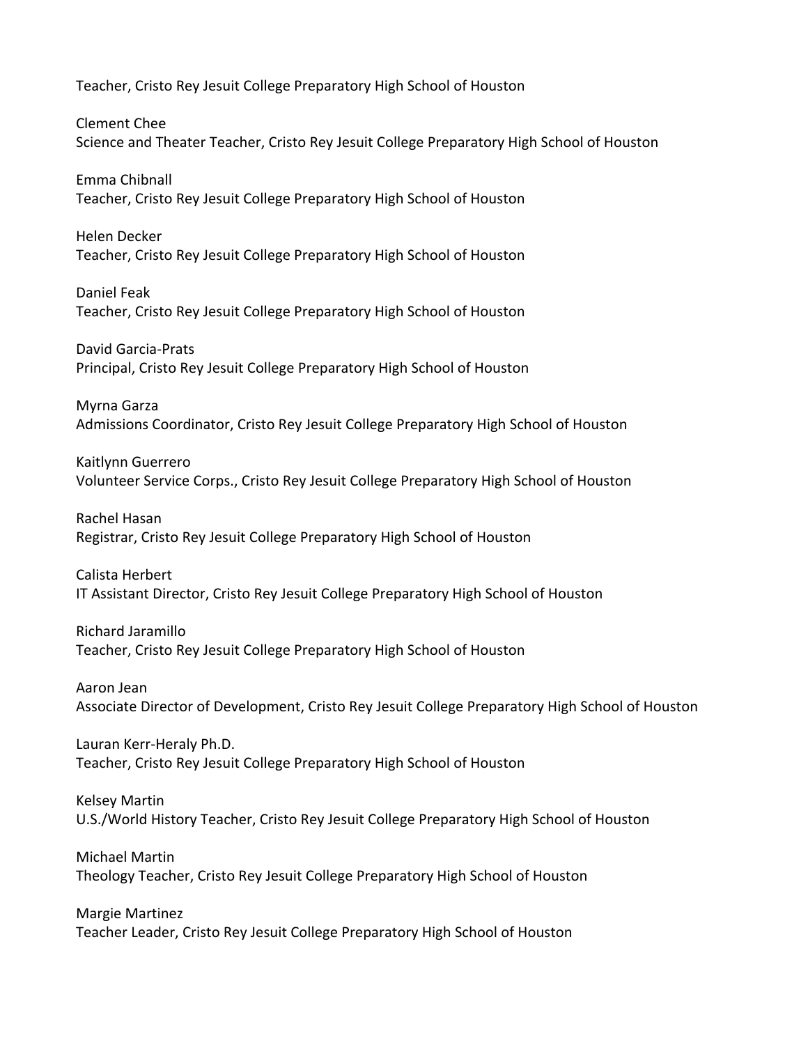Teacher, Cristo Rey Jesuit College Preparatory High School of Houston

Clement Chee
Science and Theater Teacher, Cristo Rey Jesuit College Preparatory High School of Houston

Emma Chibnall
Teacher, Cristo Rey Jesuit College Preparatory High School of Houston

Helen Decker
Teacher, Cristo Rey Jesuit College Preparatory High School of Houston

Daniel Feak
Teacher, Cristo Rey Jesuit College Preparatory High School of Houston

David Garcia-Prats
Principal, Cristo Rey Jesuit College Preparatory High School of Houston

Myrna Garza
Admissions Coordinator, Cristo Rey Jesuit College Preparatory High School of Houston

Kaitlynn Guerrero
Volunteer Service Corps., Cristo Rey Jesuit College Preparatory High School of Houston

Rachel Hasan
Registrar, Cristo Rey Jesuit College Preparatory High School of Houston

Calista Herbert
IT Assistant Director, Cristo Rey Jesuit College Preparatory High School of Houston

Richard Jaramillo
Teacher, Cristo Rey Jesuit College Preparatory High School of Houston

Aaron Jean
Associate Director of Development, Cristo Rey Jesuit College Preparatory High School of Houston

Lauran Kerr-Heraly Ph.D.
Teacher, Cristo Rey Jesuit College Preparatory High School of Houston

Kelsey Martin
U.S./World History Teacher, Cristo Rey Jesuit College Preparatory High School of Houston

Michael Martin
Theology Teacher, Cristo Rey Jesuit College Preparatory High School of Houston

Margie Martinez
Teacher Leader, Cristo Rey Jesuit College Preparatory High School of Houston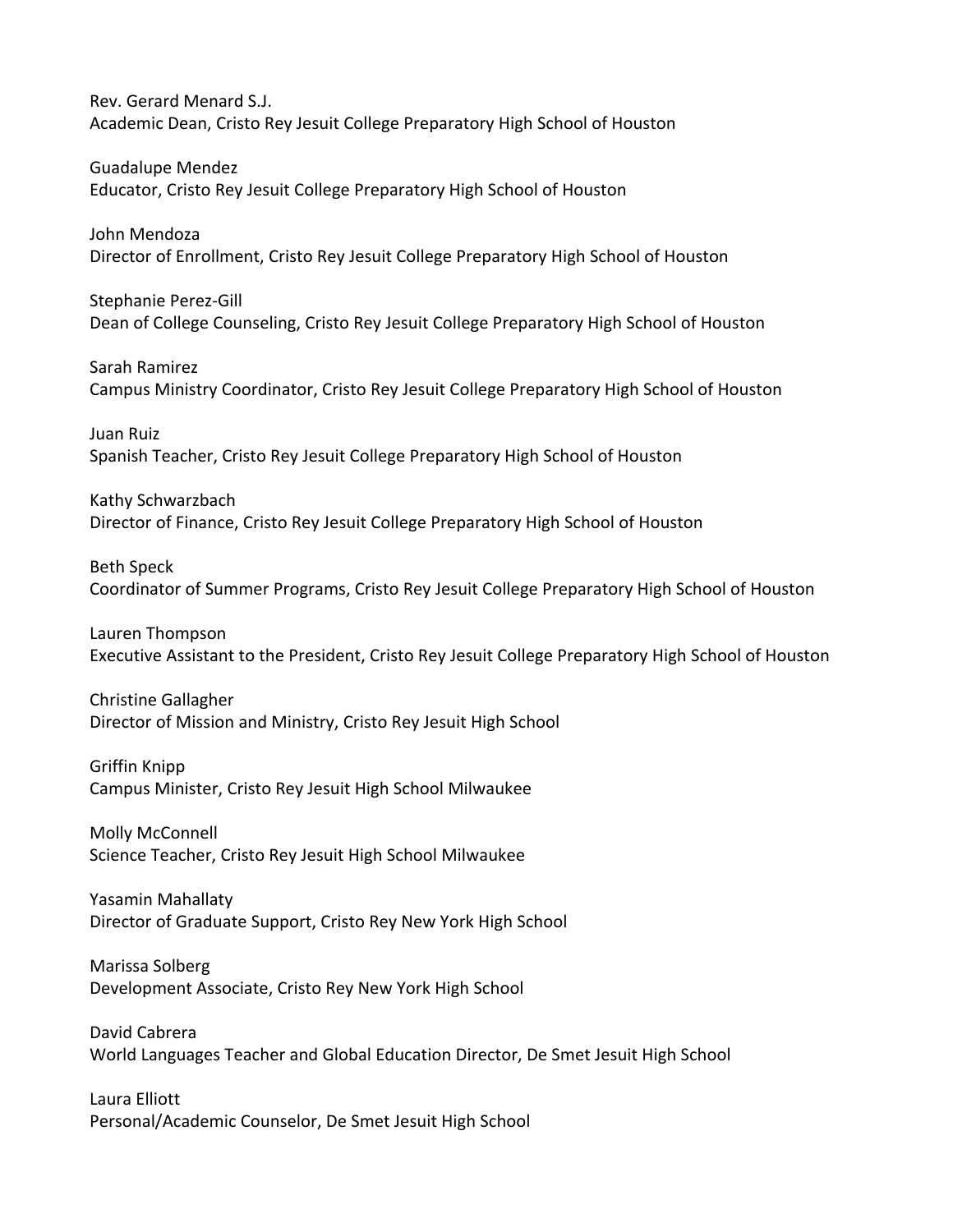Rev. Gerard Menard S.J.
Academic Dean, Cristo Rey Jesuit College Preparatory High School of Houston

Guadalupe Mendez
Educator, Cristo Rey Jesuit College Preparatory High School of Houston

John Mendoza
Director of Enrollment, Cristo Rey Jesuit College Preparatory High School of Houston

Stephanie Perez-Gill
Dean of College Counseling, Cristo Rey Jesuit College Preparatory High School of Houston

Sarah Ramirez
Campus Ministry Coordinator, Cristo Rey Jesuit College Preparatory High School of Houston

Juan Ruiz
Spanish Teacher, Cristo Rey Jesuit College Preparatory High School of Houston

Kathy Schwarzbach
Director of Finance, Cristo Rey Jesuit College Preparatory High School of Houston

Beth Speck
Coordinator of Summer Programs, Cristo Rey Jesuit College Preparatory High School of Houston

Lauren Thompson
Executive Assistant to the President, Cristo Rey Jesuit College Preparatory High School of Houston

Christine Gallagher
Director of Mission and Ministry, Cristo Rey Jesuit High School

Griffin Knipp
Campus Minister, Cristo Rey Jesuit High School Milwaukee

Molly McConnell
Science Teacher, Cristo Rey Jesuit High School Milwaukee

Yasamin Mahallaty
Director of Graduate Support, Cristo Rey New York High School

Marissa Solberg
Development Associate, Cristo Rey New York High School

David Cabrera
World Languages Teacher and Global Education Director, De Smet Jesuit High School

Laura Elliott
Personal/Academic Counselor, De Smet Jesuit High School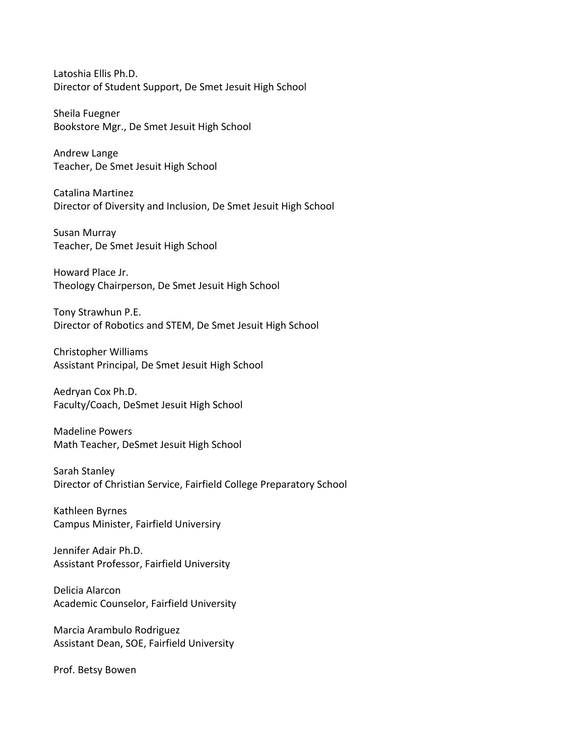Latoshia Ellis Ph.D.
Director of Student Support, De Smet Jesuit High School

Sheila Fuegner
Bookstore Mgr., De Smet Jesuit High School

Andrew Lange
Teacher, De Smet Jesuit High School

Catalina Martinez
Director of Diversity and Inclusion, De Smet Jesuit High School

Susan Murray
Teacher, De Smet Jesuit High School

Howard Place Jr.
Theology Chairperson, De Smet Jesuit High School

Tony Strawhun P.E.
Director of Robotics and STEM, De Smet Jesuit High School

Christopher Williams
Assistant Principal, De Smet Jesuit High School

Aedryan Cox Ph.D.
Faculty/Coach, DeSmet Jesuit High School

Madeline Powers
Math Teacher, DeSmet Jesuit High School

Sarah Stanley
Director of Christian Service, Fairfield College Preparatory School

Kathleen Byrnes
Campus Minister, Fairfield Universiry

Jennifer Adair Ph.D.
Assistant Professor, Fairfield University

Delicia Alarcon
Academic Counselor, Fairfield University

Marcia Arambulo Rodriguez
Assistant Dean, SOE, Fairfield University

Prof. Betsy Bowen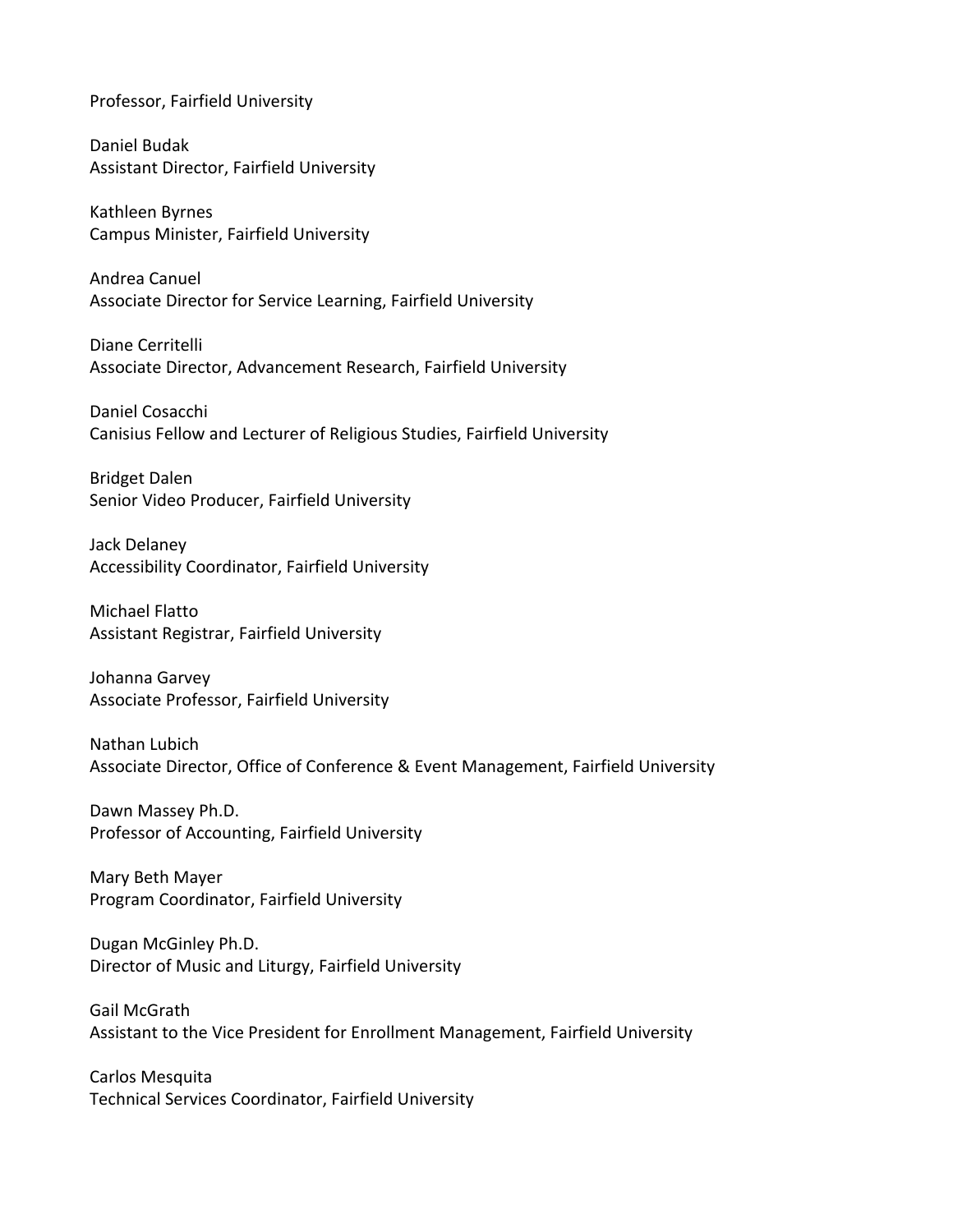Professor, Fairfield University

Daniel Budak
Assistant Director, Fairfield University

Kathleen Byrnes
Campus Minister, Fairfield University

Andrea Canuel
Associate Director for Service Learning, Fairfield University

Diane Cerritelli
Associate Director, Advancement Research, Fairfield University

Daniel Cosacchi
Canisius Fellow and Lecturer of Religious Studies, Fairfield University

Bridget Dalen
Senior Video Producer, Fairfield University

Jack Delaney
Accessibility Coordinator, Fairfield University

Michael Flatto
Assistant Registrar, Fairfield University

Johanna Garvey
Associate Professor, Fairfield University

Nathan Lubich
Associate Director, Office of Conference & Event Management, Fairfield University

Dawn Massey Ph.D.
Professor of Accounting, Fairfield University

Mary Beth Mayer
Program Coordinator, Fairfield University

Dugan McGinley Ph.D.
Director of Music and Liturgy, Fairfield University

Gail McGrath
Assistant to the Vice President for Enrollment Management, Fairfield University

Carlos Mesquita
Technical Services Coordinator, Fairfield University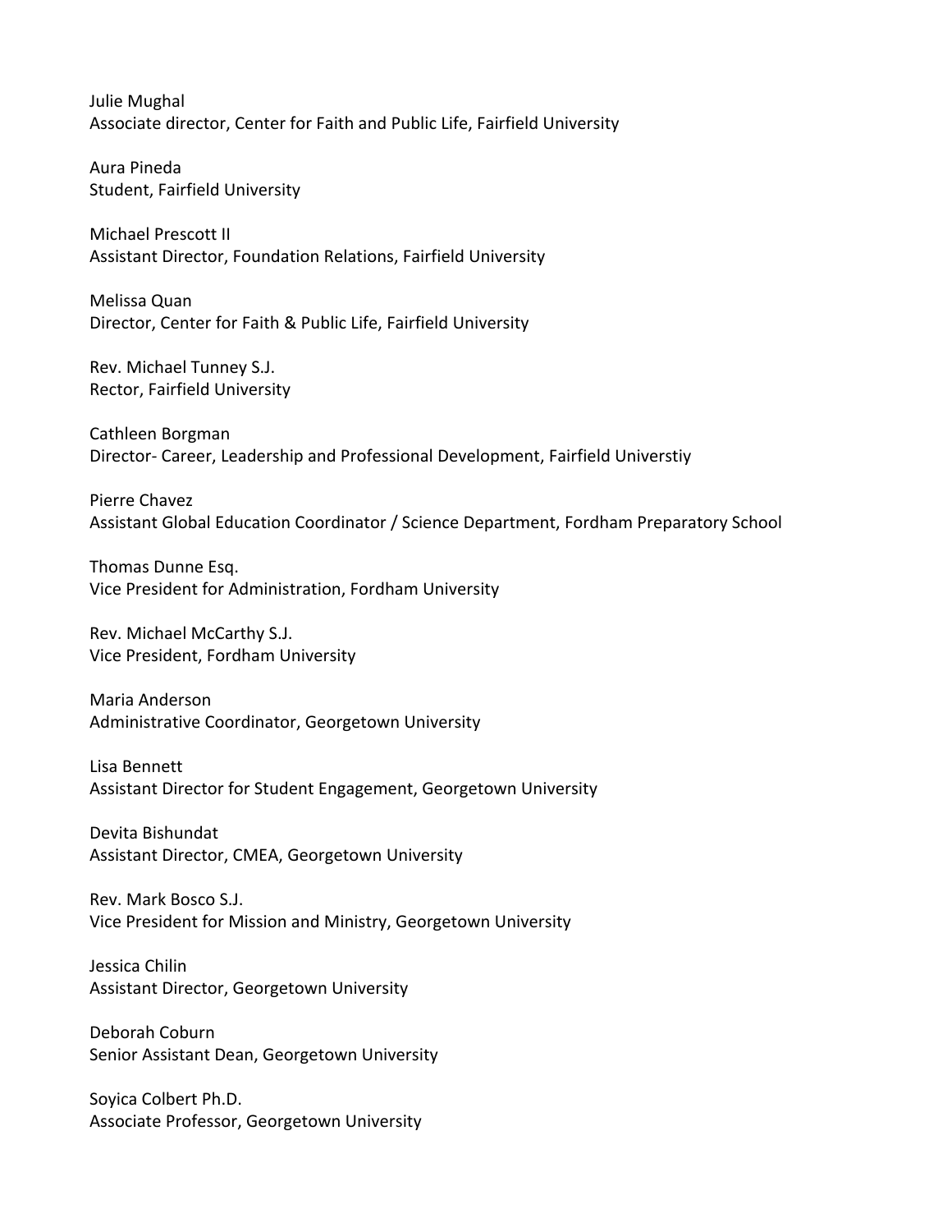Julie Mughal
Associate director, Center for Faith and Public Life, Fairfield University

Aura Pineda
Student, Fairfield University

Michael Prescott II
Assistant Director, Foundation Relations, Fairfield University

Melissa Quan
Director, Center for Faith & Public Life, Fairfield University

Rev. Michael Tunney S.J.
Rector, Fairfield University

Cathleen Borgman
Director- Career, Leadership and Professional Development, Fairfield Universtiy

Pierre Chavez
Assistant Global Education Coordinator / Science Department, Fordham Preparatory School

Thomas Dunne Esq.
Vice President for Administration, Fordham University

Rev. Michael McCarthy S.J.
Vice President, Fordham University

Maria Anderson
Administrative Coordinator, Georgetown University

Lisa Bennett
Assistant Director for Student Engagement, Georgetown University

Devita Bishundat
Assistant Director, CMEA, Georgetown University

Rev. Mark Bosco S.J.
Vice President for Mission and Ministry, Georgetown University

Jessica Chilin
Assistant Director, Georgetown University

Deborah Coburn
Senior Assistant Dean, Georgetown University

Soyica Colbert Ph.D.
Associate Professor, Georgetown University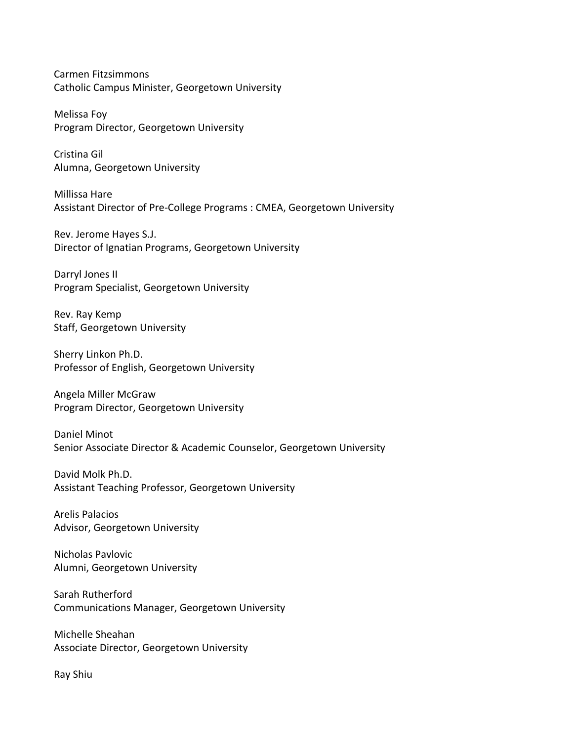Carmen Fitzsimmons
Catholic Campus Minister, Georgetown University

Melissa Foy
Program Director, Georgetown University

Cristina Gil
Alumna, Georgetown University

Millissa Hare
Assistant Director of Pre-College Programs : CMEA, Georgetown University

Rev. Jerome Hayes S.J.
Director of Ignatian Programs, Georgetown University

Darryl Jones II
Program Specialist, Georgetown University

Rev. Ray Kemp
Staff, Georgetown University

Sherry Linkon Ph.D.
Professor of English, Georgetown University

Angela Miller McGraw
Program Director, Georgetown University

Daniel Minot
Senior Associate Director & Academic Counselor, Georgetown University

David Molk Ph.D.
Assistant Teaching Professor, Georgetown University

Arelis Palacios
Advisor, Georgetown University

Nicholas Pavlovic
Alumni, Georgetown University

Sarah Rutherford
Communications Manager, Georgetown University

Michelle Sheahan
Associate Director, Georgetown University

Ray Shiu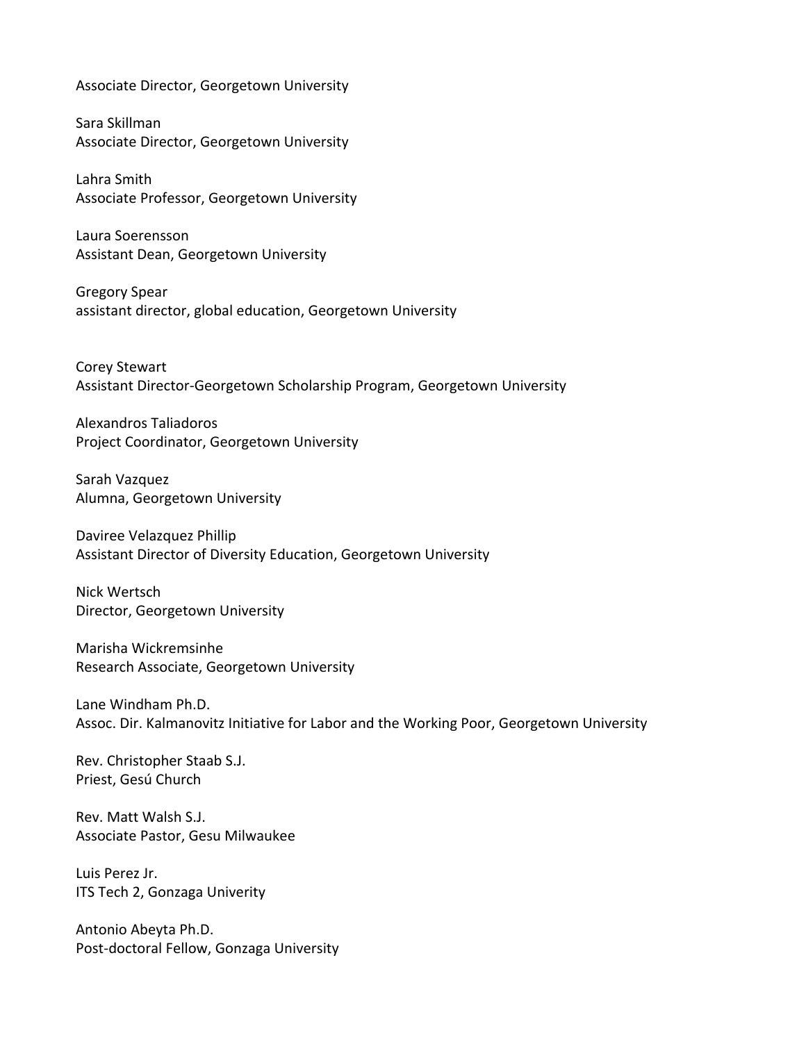Associate Director, Georgetown University

Sara Skillman
Associate Director, Georgetown University

Lahra Smith
Associate Professor, Georgetown University

Laura Soerensson
Assistant Dean, Georgetown University

Gregory Spear
assistant director, global education, Georgetown University

Corey Stewart
Assistant Director-Georgetown Scholarship Program, Georgetown University

Alexandros Taliadoros
Project Coordinator, Georgetown University

Sarah Vazquez
Alumna, Georgetown University

Daviree Velazquez Phillip
Assistant Director of Diversity Education, Georgetown University

Nick Wertsch
Director, Georgetown University

Marisha Wickremsinhe
Research Associate, Georgetown University

Lane Windham Ph.D.
Assoc. Dir. Kalmanovitz Initiative for Labor and the Working Poor, Georgetown University

Rev. Christopher Staab S.J.
Priest, Gesú Church

Rev. Matt Walsh S.J.
Associate Pastor, Gesu Milwaukee

Luis Perez Jr.
ITS Tech 2, Gonzaga Univerity

Antonio Abeyta Ph.D.
Post-doctoral Fellow, Gonzaga University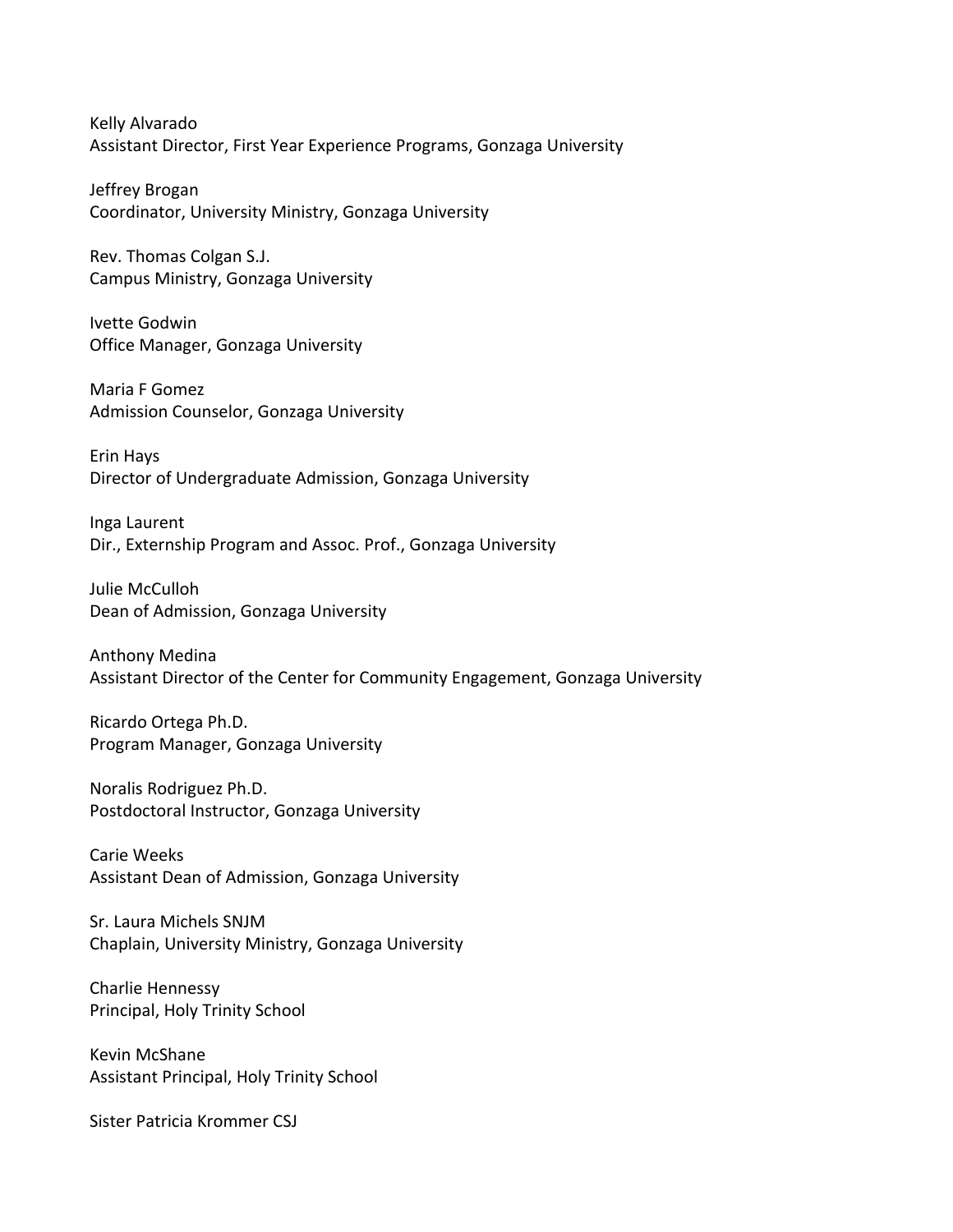Kelly Alvarado
Assistant Director, First Year Experience Programs, Gonzaga University

Jeffrey Brogan
Coordinator, University Ministry, Gonzaga University

Rev. Thomas Colgan S.J.
Campus Ministry, Gonzaga University

Ivette Godwin
Office Manager, Gonzaga University

Maria F Gomez
Admission Counselor, Gonzaga University

Erin Hays
Director of Undergraduate Admission, Gonzaga University

Inga Laurent
Dir., Externship Program and Assoc. Prof., Gonzaga University

Julie McCulloh
Dean of Admission, Gonzaga University

Anthony Medina
Assistant Director of the Center for Community Engagement, Gonzaga University

Ricardo Ortega Ph.D.
Program Manager, Gonzaga University

Noralis Rodriguez Ph.D.
Postdoctoral Instructor, Gonzaga University

Carie Weeks
Assistant Dean of Admission, Gonzaga University

Sr. Laura Michels SNJM
Chaplain, University Ministry, Gonzaga University

Charlie Hennessy
Principal, Holy Trinity School

Kevin McShane
Assistant Principal, Holy Trinity School

Sister Patricia Krommer CSJ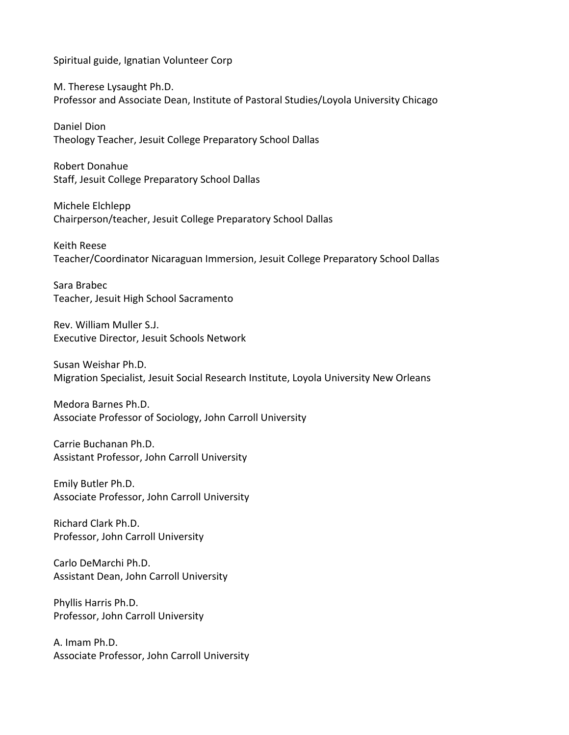Spiritual guide, Ignatian Volunteer Corp

M. Therese Lysaught Ph.D.
Professor and Associate Dean, Institute of Pastoral Studies/Loyola University Chicago

Daniel Dion
Theology Teacher, Jesuit College Preparatory School Dallas

Robert Donahue
Staff, Jesuit College Preparatory School Dallas

Michele Elchlepp
Chairperson/teacher, Jesuit College Preparatory School Dallas

Keith Reese
Teacher/Coordinator Nicaraguan Immersion, Jesuit College Preparatory School Dallas

Sara Brabec
Teacher, Jesuit High School Sacramento

Rev. William Muller S.J.
Executive Director, Jesuit Schools Network

Susan Weishar Ph.D.
Migration Specialist, Jesuit Social Research Institute, Loyola University New Orleans

Medora Barnes Ph.D.
Associate Professor of Sociology, John Carroll University

Carrie Buchanan Ph.D.
Assistant Professor, John Carroll University

Emily Butler Ph.D.
Associate Professor, John Carroll University

Richard Clark Ph.D.
Professor, John Carroll University

Carlo DeMarchi Ph.D.
Assistant Dean, John Carroll University

Phyllis Harris Ph.D.
Professor, John Carroll University

A. Imam Ph.D.
Associate Professor, John Carroll University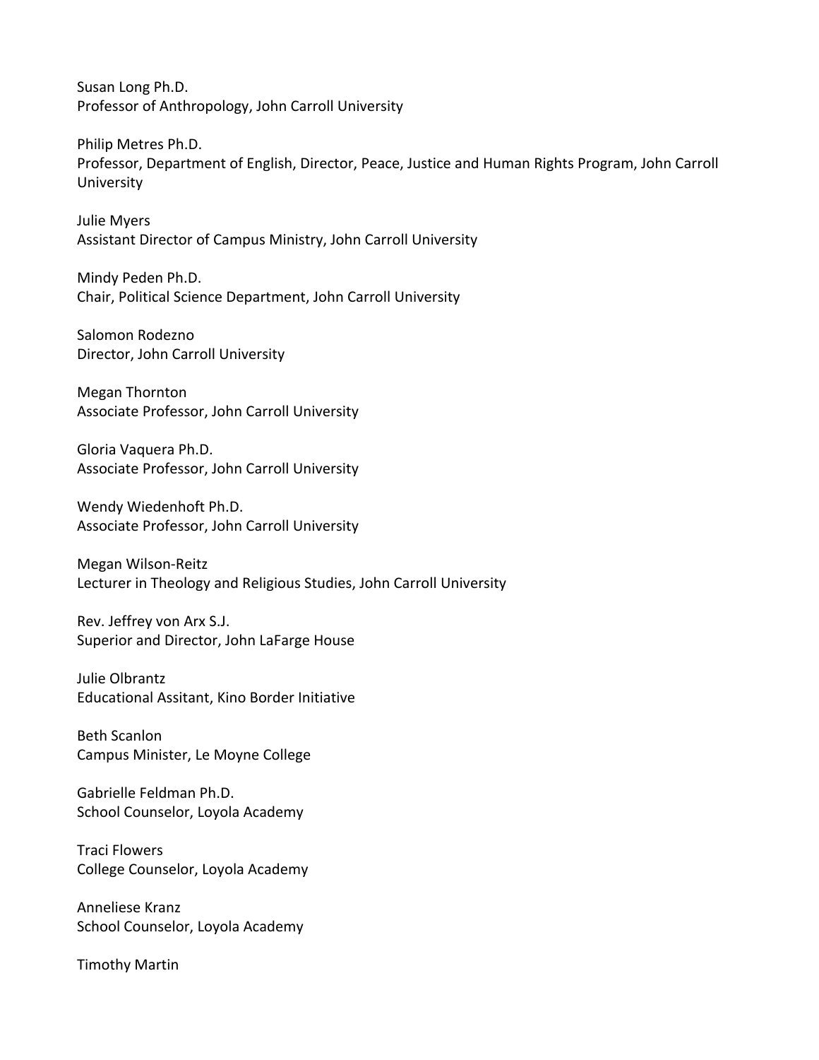Susan Long Ph.D.
Professor of Anthropology, John Carroll University

Philip Metres Ph.D.
Professor, Department of English, Director, Peace, Justice and Human Rights Program, John Carroll University

Julie Myers
Assistant Director of Campus Ministry, John Carroll University

Mindy Peden Ph.D.
Chair, Political Science Department, John Carroll University

Salomon Rodezno
Director, John Carroll University

Megan Thornton
Associate Professor, John Carroll University

Gloria Vaquera Ph.D.
Associate Professor, John Carroll University

Wendy Wiedenhoft Ph.D.
Associate Professor, John Carroll University

Megan Wilson-Reitz
Lecturer in Theology and Religious Studies, John Carroll University

Rev. Jeffrey von Arx S.J.
Superior and Director, John LaFarge House

Julie Olbrantz
Educational Assitant, Kino Border Initiative

Beth Scanlon
Campus Minister, Le Moyne College

Gabrielle Feldman Ph.D.
School Counselor, Loyola Academy

Traci Flowers
College Counselor, Loyola Academy

Anneliese Kranz
School Counselor, Loyola Academy

Timothy Martin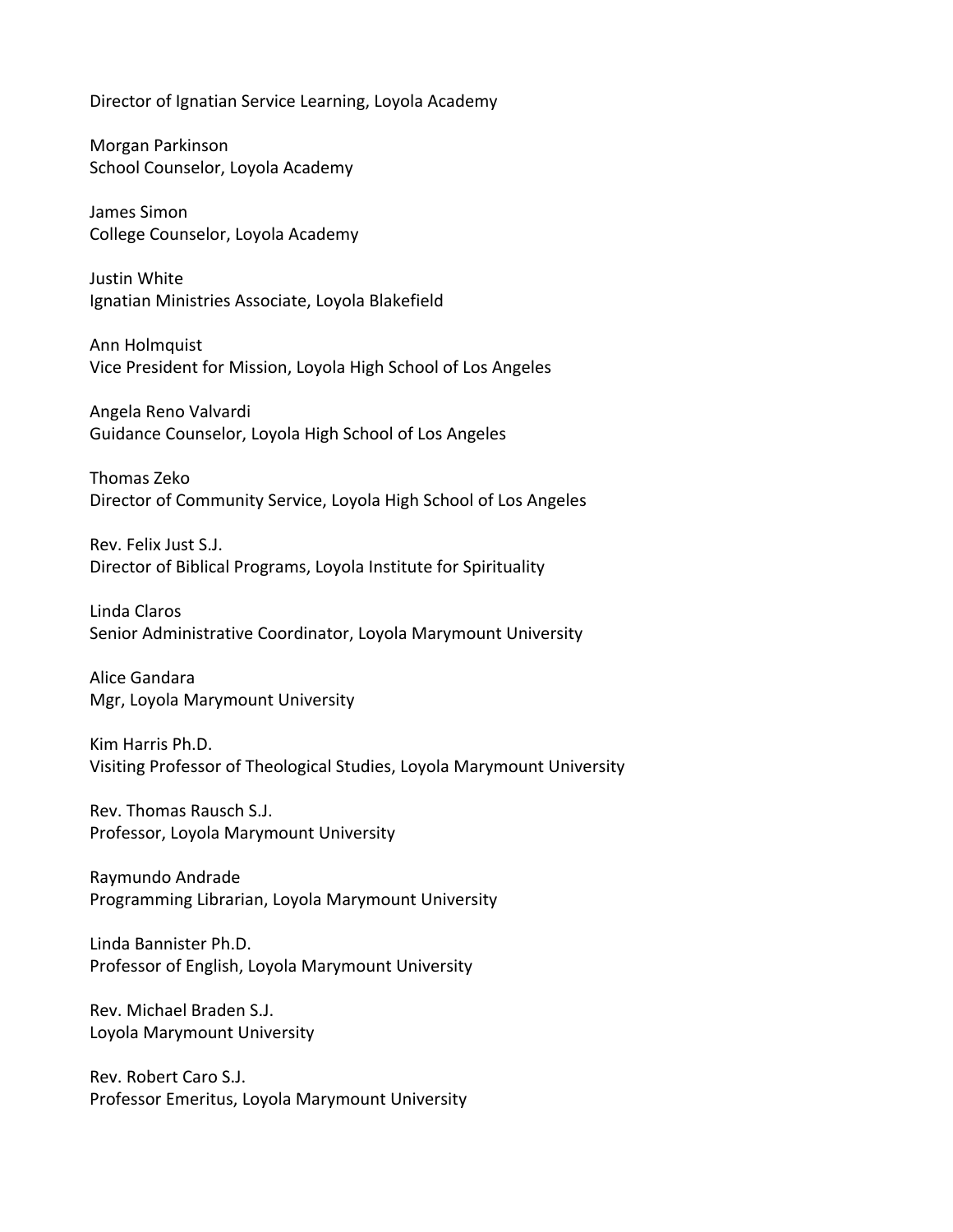Director of Ignatian Service Learning, Loyola Academy

Morgan Parkinson
School Counselor, Loyola Academy

James Simon
College Counselor, Loyola Academy

Justin White
Ignatian Ministries Associate, Loyola Blakefield

Ann Holmquist
Vice President for Mission, Loyola High School of Los Angeles

Angela Reno Valvardi
Guidance Counselor, Loyola High School of Los Angeles

Thomas Zeko
Director of Community Service, Loyola High School of Los Angeles

Rev. Felix Just S.J.
Director of Biblical Programs, Loyola Institute for Spirituality

Linda Claros
Senior Administrative Coordinator, Loyola Marymount University

Alice Gandara
Mgr, Loyola Marymount University

Kim Harris Ph.D.
Visiting Professor of Theological Studies, Loyola Marymount University

Rev. Thomas Rausch S.J.
Professor, Loyola Marymount University

Raymundo Andrade
Programming Librarian, Loyola Marymount University

Linda Bannister Ph.D.
Professor of English, Loyola Marymount University

Rev. Michael Braden S.J.
Loyola Marymount University

Rev. Robert Caro S.J.
Professor Emeritus, Loyola Marymount University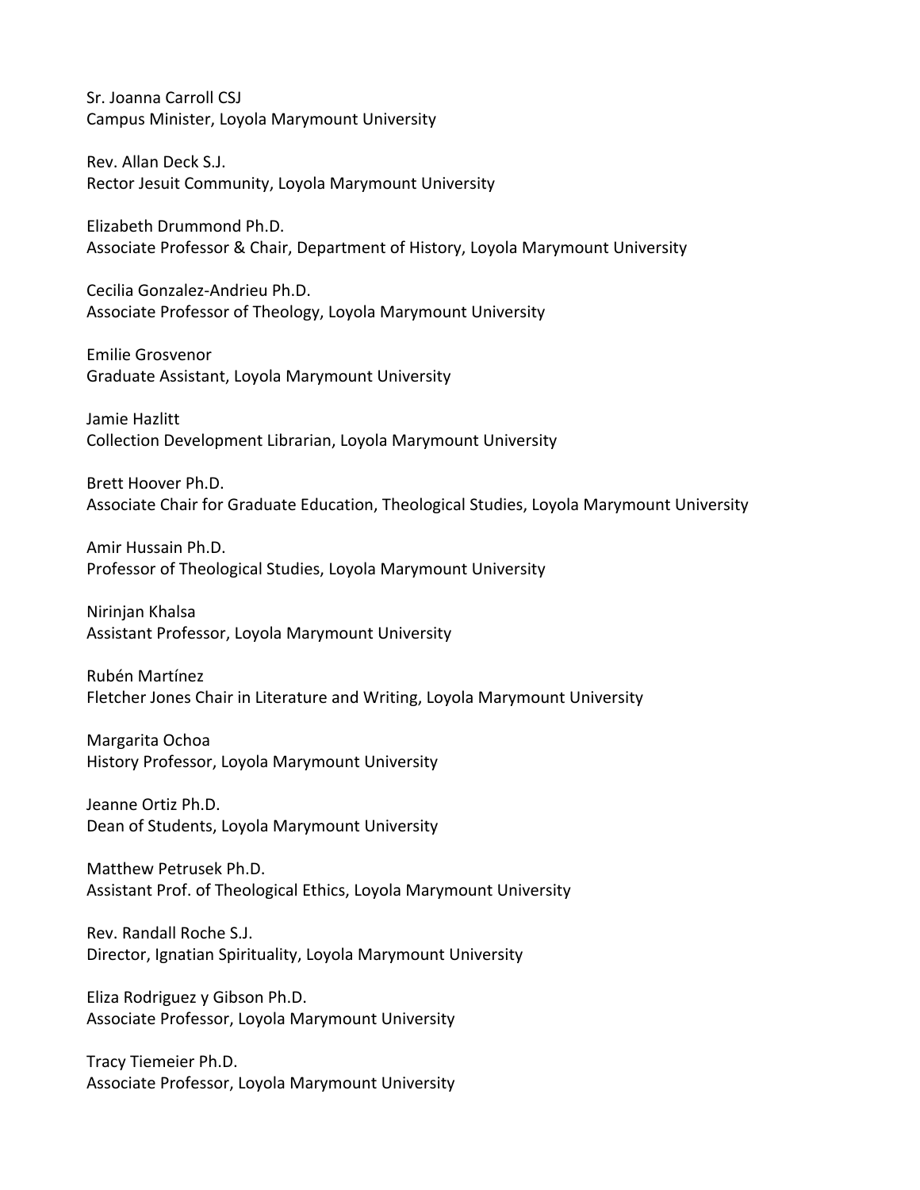Sr. Joanna Carroll CSJ
Campus Minister, Loyola Marymount University

Rev. Allan Deck S.J.
Rector Jesuit Community, Loyola Marymount University

Elizabeth Drummond Ph.D.
Associate Professor & Chair, Department of History, Loyola Marymount University

Cecilia Gonzalez-Andrieu Ph.D.
Associate Professor of Theology, Loyola Marymount University

Emilie Grosvenor
Graduate Assistant, Loyola Marymount University

Jamie Hazlitt
Collection Development Librarian, Loyola Marymount University

Brett Hoover Ph.D.
Associate Chair for Graduate Education, Theological Studies, Loyola Marymount University

Amir Hussain Ph.D.
Professor of Theological Studies, Loyola Marymount University

Nirinjan Khalsa
Assistant Professor, Loyola Marymount University

Rubén Martínez
Fletcher Jones Chair in Literature and Writing, Loyola Marymount University

Margarita Ochoa
History Professor, Loyola Marymount University

Jeanne Ortiz Ph.D.
Dean of Students, Loyola Marymount University

Matthew Petrusek Ph.D.
Assistant Prof. of Theological Ethics, Loyola Marymount University

Rev. Randall Roche S.J.
Director, Ignatian Spirituality, Loyola Marymount University

Eliza Rodriguez y Gibson Ph.D.
Associate Professor, Loyola Marymount University

Tracy Tiemeier Ph.D.
Associate Professor, Loyola Marymount University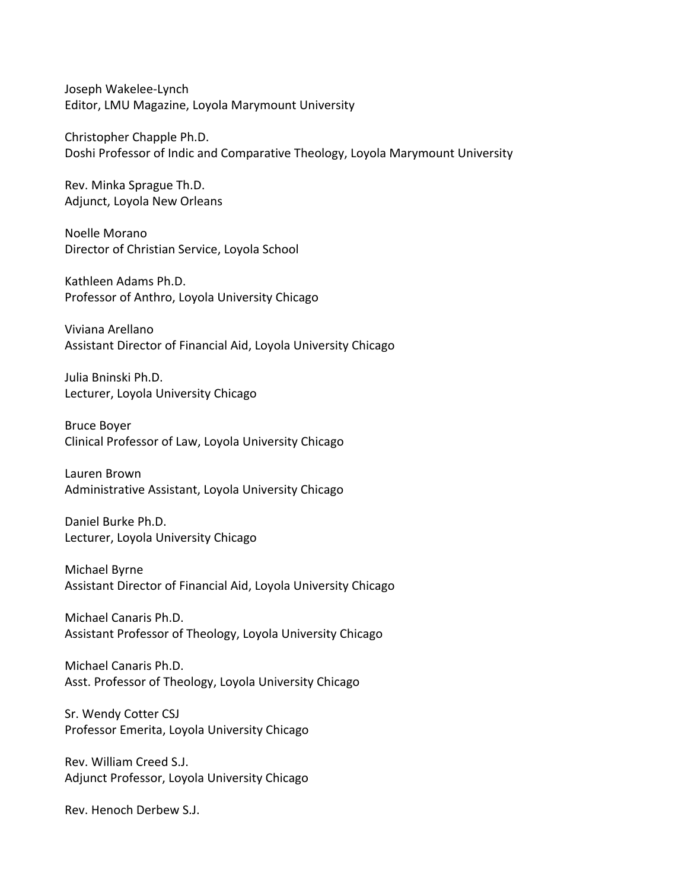Joseph Wakelee-Lynch
Editor, LMU Magazine, Loyola Marymount University

Christopher Chapple Ph.D.
Doshi Professor of Indic and Comparative Theology, Loyola Marymount University

Rev. Minka Sprague Th.D.
Adjunct, Loyola New Orleans

Noelle Morano
Director of Christian Service, Loyola School

Kathleen Adams Ph.D.
Professor of Anthro, Loyola University Chicago

Viviana Arellano
Assistant Director of Financial Aid, Loyola University Chicago

Julia Bninski Ph.D.
Lecturer, Loyola University Chicago

Bruce Boyer
Clinical Professor of Law, Loyola University Chicago

Lauren Brown
Administrative Assistant, Loyola University Chicago

Daniel Burke Ph.D.
Lecturer, Loyola University Chicago

Michael Byrne
Assistant Director of Financial Aid, Loyola University Chicago

Michael Canaris Ph.D.
Assistant Professor of Theology, Loyola University Chicago

Michael Canaris Ph.D.
Asst. Professor of Theology, Loyola University Chicago

Sr. Wendy Cotter CSJ
Professor Emerita, Loyola University Chicago

Rev. William Creed S.J.
Adjunct Professor, Loyola University Chicago

Rev. Henoch Derbew S.J.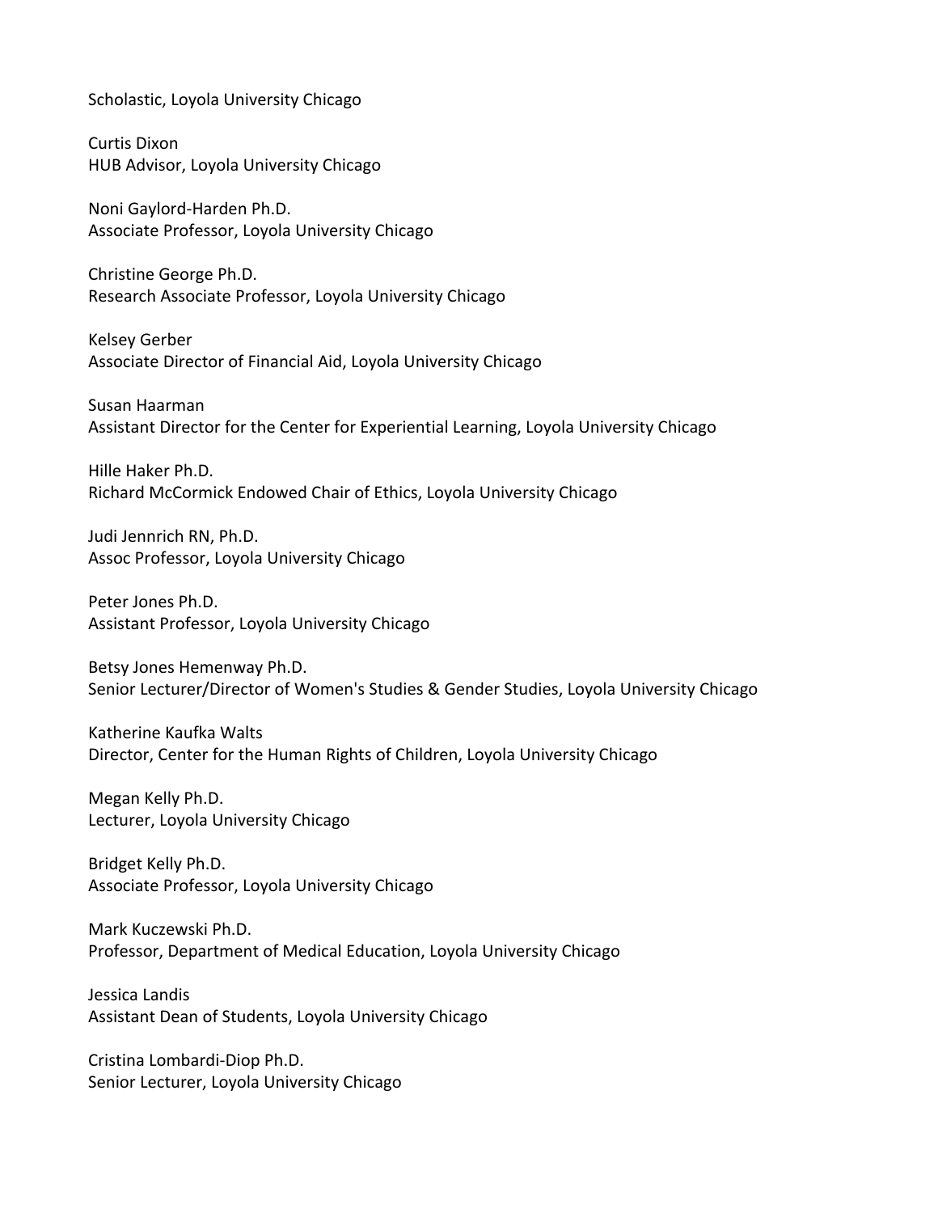Scholastic, Loyola University Chicago

Curtis Dixon
HUB Advisor, Loyola University Chicago

Noni Gaylord-Harden Ph.D.
Associate Professor, Loyola University Chicago

Christine George Ph.D.
Research Associate Professor, Loyola University Chicago

Kelsey Gerber
Associate Director of Financial Aid, Loyola University Chicago

Susan Haarman
Assistant Director for the Center for Experiential Learning, Loyola University Chicago

Hille Haker Ph.D.
Richard McCormick Endowed Chair of Ethics, Loyola University Chicago

Judi Jennrich RN, Ph.D.
Assoc Professor, Loyola University Chicago

Peter Jones Ph.D.
Assistant Professor, Loyola University Chicago

Betsy Jones Hemenway Ph.D.
Senior Lecturer/Director of Women's Studies & Gender Studies, Loyola University Chicago

Katherine Kaufka Walts
Director, Center for the Human Rights of Children, Loyola University Chicago

Megan Kelly Ph.D.
Lecturer, Loyola University Chicago

Bridget Kelly Ph.D.
Associate Professor, Loyola University Chicago

Mark Kuczewski Ph.D.
Professor, Department of Medical Education, Loyola University Chicago

Jessica Landis
Assistant Dean of Students, Loyola University Chicago

Cristina Lombardi-Diop Ph.D.
Senior Lecturer, Loyola University Chicago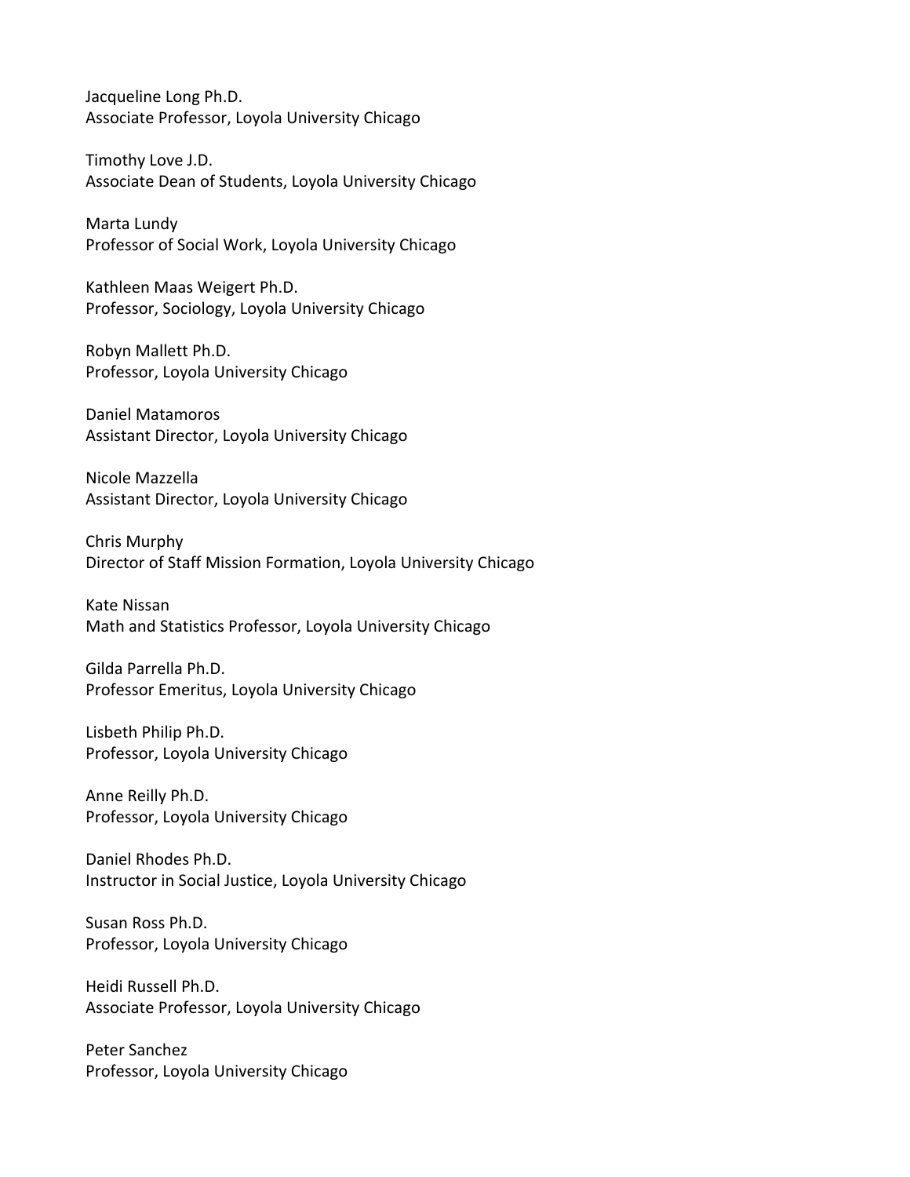Jacqueline Long Ph.D.
Associate Professor, Loyola University Chicago

Timothy Love J.D.
Associate Dean of Students, Loyola University Chicago

Marta Lundy
Professor of Social Work, Loyola University Chicago

Kathleen Maas Weigert Ph.D.
Professor, Sociology, Loyola University Chicago

Robyn Mallett Ph.D.
Professor, Loyola University Chicago

Daniel Matamoros
Assistant Director, Loyola University Chicago

Nicole Mazzella
Assistant Director, Loyola University Chicago

Chris Murphy
Director of Staff Mission Formation, Loyola University Chicago

Kate Nissan
Math and Statistics Professor, Loyola University Chicago

Gilda Parrella Ph.D.
Professor Emeritus, Loyola University Chicago

Lisbeth Philip Ph.D.
Professor, Loyola University Chicago

Anne Reilly Ph.D.
Professor, Loyola University Chicago

Daniel Rhodes Ph.D.
Instructor in Social Justice, Loyola University Chicago

Susan Ross Ph.D.
Professor, Loyola University Chicago

Heidi Russell Ph.D.
Associate Professor, Loyola University Chicago

Peter Sanchez
Professor, Loyola University Chicago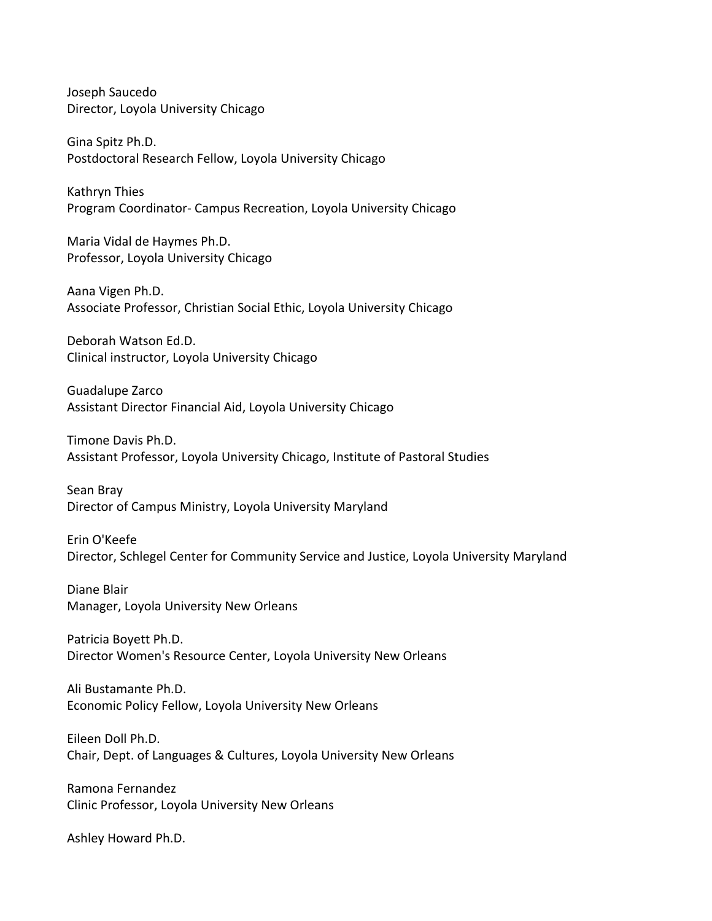Joseph Saucedo
Director, Loyola University Chicago

Gina Spitz Ph.D.
Postdoctoral Research Fellow, Loyola University Chicago

Kathryn Thies
Program Coordinator- Campus Recreation, Loyola University Chicago

Maria Vidal de Haymes Ph.D.
Professor, Loyola University Chicago

Aana Vigen Ph.D.
Associate Professor, Christian Social Ethic, Loyola University Chicago

Deborah Watson Ed.D.
Clinical instructor, Loyola University Chicago

Guadalupe Zarco
Assistant Director Financial Aid, Loyola University Chicago

Timone Davis Ph.D.
Assistant Professor, Loyola University Chicago, Institute of Pastoral Studies

Sean Bray
Director of Campus Ministry, Loyola University Maryland

Erin O'Keefe
Director, Schlegel Center for Community Service and Justice, Loyola University Maryland

Diane Blair
Manager, Loyola University New Orleans

Patricia Boyett Ph.D.
Director Women's Resource Center, Loyola University New Orleans

Ali Bustamante Ph.D.
Economic Policy Fellow, Loyola University New Orleans

Eileen Doll Ph.D.
Chair, Dept. of Languages & Cultures, Loyola University New Orleans

Ramona Fernandez
Clinic Professor, Loyola University New Orleans

Ashley Howard Ph.D.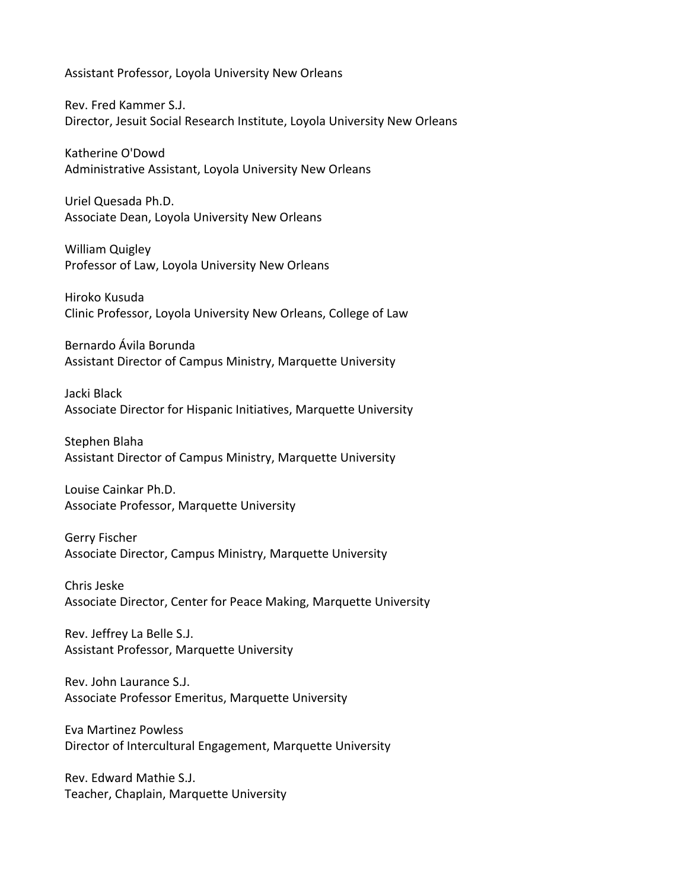Assistant Professor, Loyola University New Orleans

Rev. Fred Kammer S.J.
Director, Jesuit Social Research Institute, Loyola University New Orleans

Katherine O'Dowd
Administrative Assistant, Loyola University New Orleans

Uriel Quesada Ph.D.
Associate Dean, Loyola University New Orleans

William Quigley
Professor of Law, Loyola University New Orleans

Hiroko Kusuda
Clinic Professor, Loyola University New Orleans, College of Law

Bernardo Ávila Borunda
Assistant Director of Campus Ministry, Marquette University

Jacki Black
Associate Director for Hispanic Initiatives, Marquette University

Stephen Blaha
Assistant Director of Campus Ministry, Marquette University

Louise Cainkar Ph.D.
Associate Professor, Marquette University

Gerry Fischer
Associate Director, Campus Ministry, Marquette University

Chris Jeske
Associate Director, Center for Peace Making, Marquette University

Rev. Jeffrey La Belle S.J.
Assistant Professor, Marquette University

Rev. John Laurance S.J.
Associate Professor Emeritus, Marquette University

Eva Martinez Powless
Director of Intercultural Engagement, Marquette University

Rev. Edward Mathie S.J.
Teacher, Chaplain, Marquette University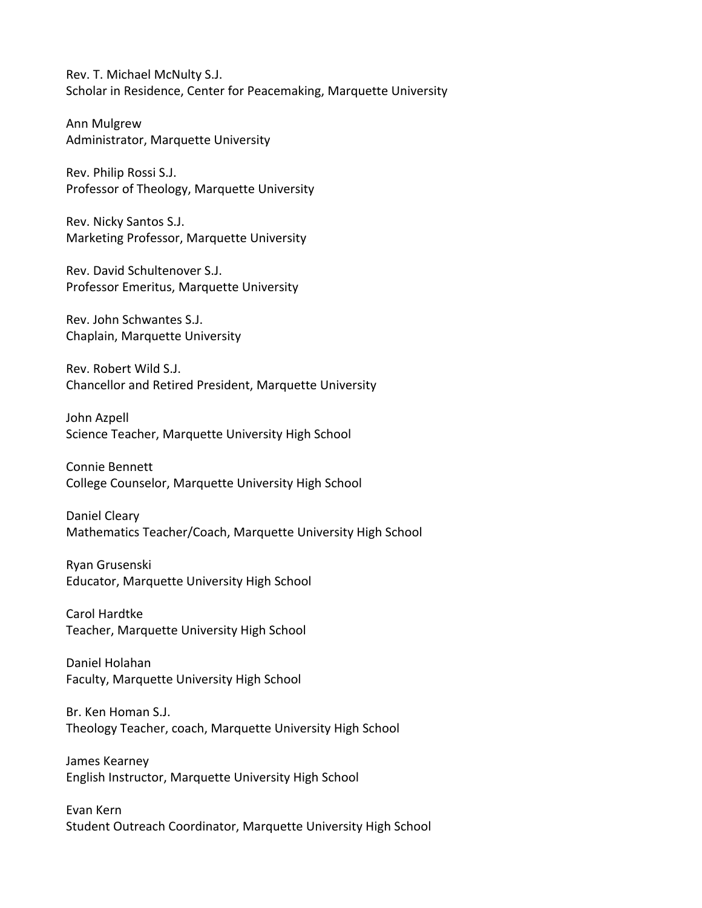Rev. T. Michael McNulty S.J.
Scholar in Residence, Center for Peacemaking, Marquette University

Ann Mulgrew
Administrator, Marquette University

Rev. Philip Rossi S.J.
Professor of Theology, Marquette University

Rev. Nicky Santos S.J.
Marketing Professor, Marquette University

Rev. David Schultenover S.J.
Professor Emeritus, Marquette University

Rev. John Schwantes S.J.
Chaplain, Marquette University

Rev. Robert Wild S.J.
Chancellor and Retired President, Marquette University

John Azpell
Science Teacher, Marquette University High School

Connie Bennett
College Counselor, Marquette University High School

Daniel Cleary
Mathematics Teacher/Coach, Marquette University High School

Ryan Grusenski
Educator, Marquette University High School

Carol Hardtke
Teacher, Marquette University High School

Daniel Holahan
Faculty, Marquette University High School

Br. Ken Homan S.J.
Theology Teacher, coach, Marquette University High School

James Kearney
English Instructor, Marquette University High School

Evan Kern
Student Outreach Coordinator, Marquette University High School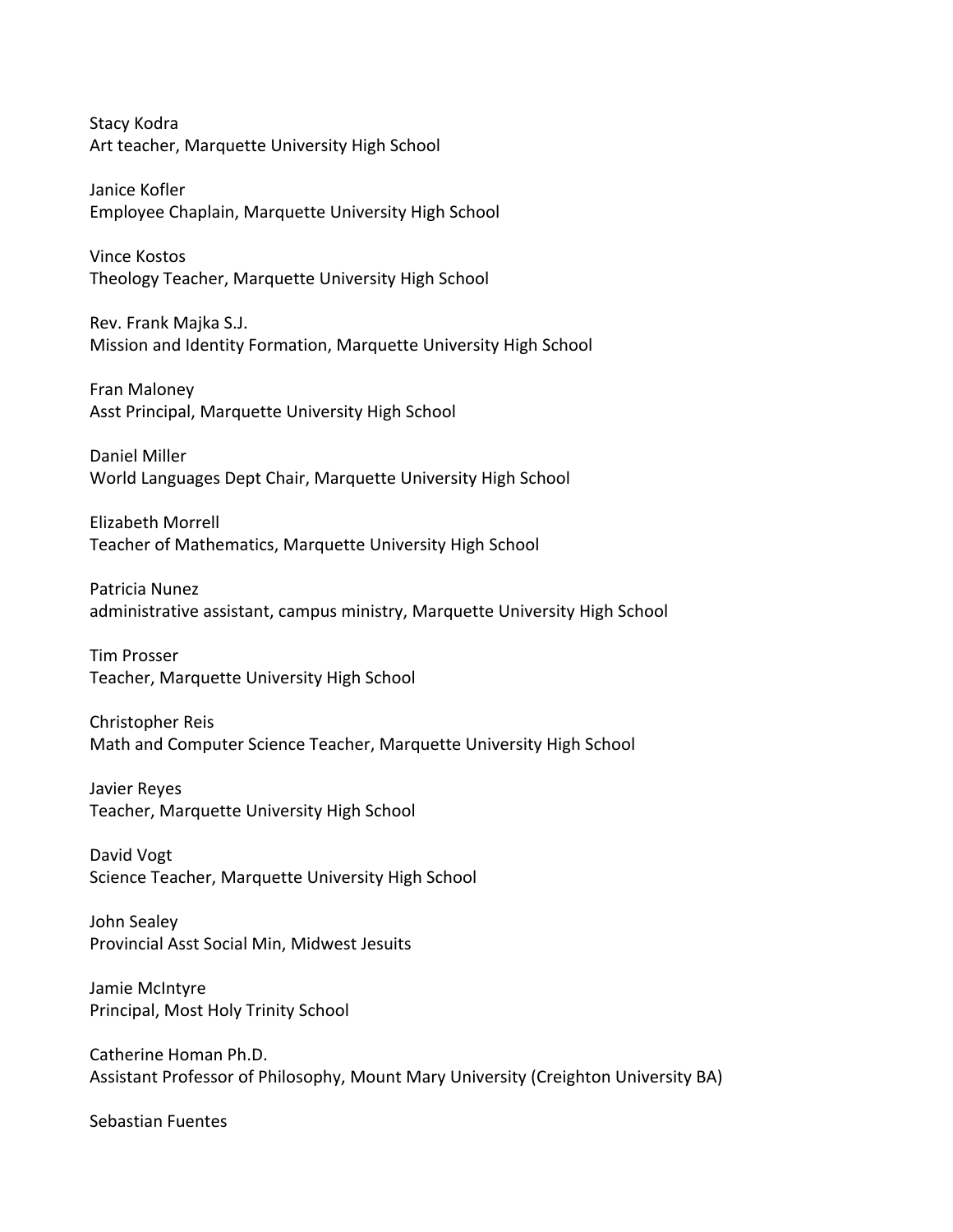Stacy Kodra
Art teacher, Marquette University High School

Janice Kofler
Employee Chaplain, Marquette University High School

Vince Kostos
Theology Teacher, Marquette University High School

Rev. Frank Majka S.J.
Mission and Identity Formation, Marquette University High School

Fran Maloney
Asst Principal, Marquette University High School

Daniel Miller
World Languages Dept Chair, Marquette University High School

Elizabeth Morrell
Teacher of Mathematics, Marquette University High School

Patricia Nunez
administrative assistant, campus ministry, Marquette University High School

Tim Prosser
Teacher, Marquette University High School

Christopher Reis
Math and Computer Science Teacher, Marquette University High School

Javier Reyes
Teacher, Marquette University High School

David Vogt
Science Teacher, Marquette University High School

John Sealey
Provincial Asst Social Min, Midwest Jesuits

Jamie McIntyre
Principal, Most Holy Trinity School

Catherine Homan Ph.D.
Assistant Professor of Philosophy, Mount Mary University (Creighton University BA)

Sebastian Fuentes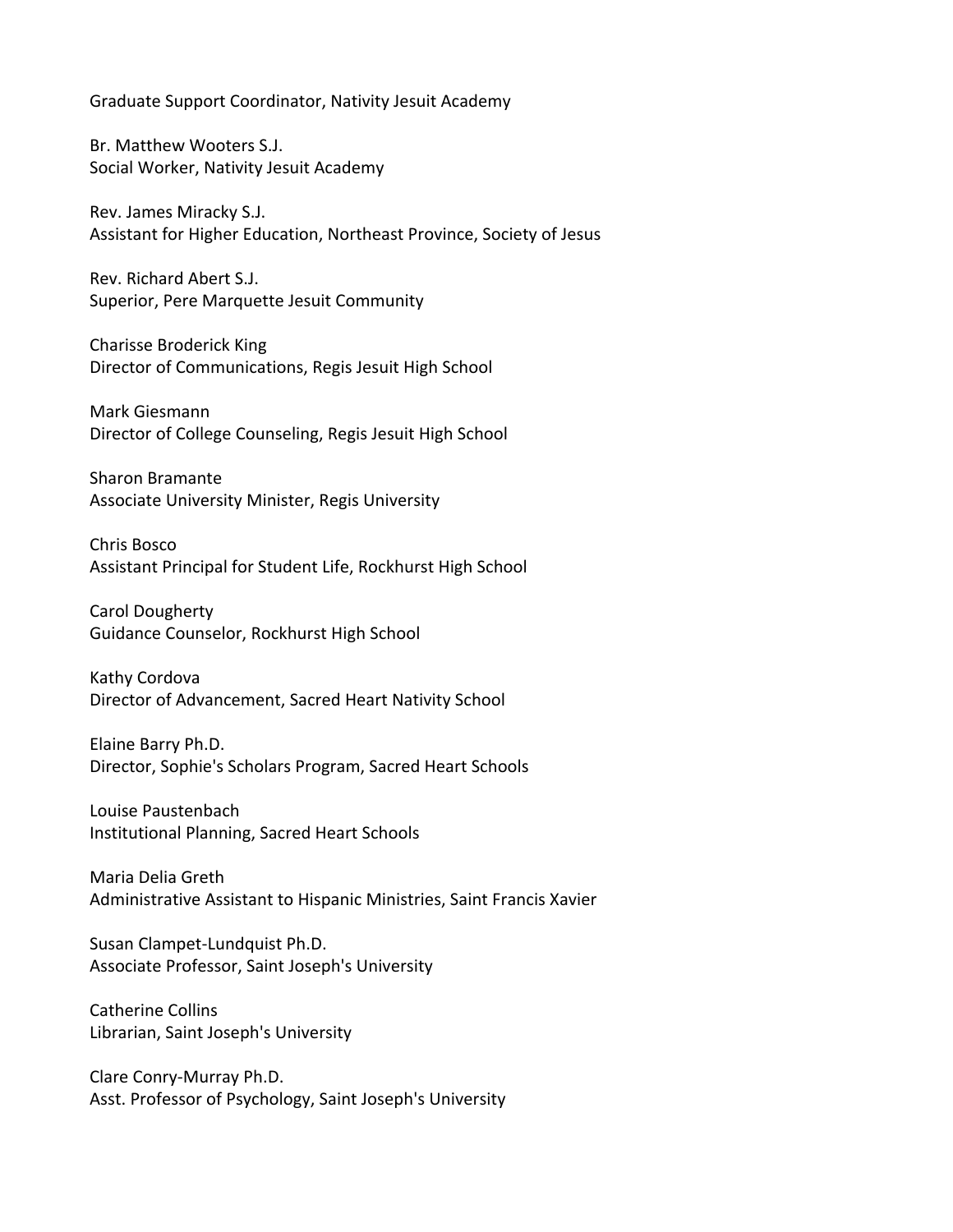Graduate Support Coordinator, Nativity Jesuit Academy

Br. Matthew Wooters S.J.
Social Worker, Nativity Jesuit Academy

Rev. James Miracky S.J.
Assistant for Higher Education, Northeast Province, Society of Jesus

Rev. Richard Abert S.J.
Superior, Pere Marquette Jesuit Community

Charisse Broderick King
Director of Communications, Regis Jesuit High School

Mark Giesmann
Director of College Counseling, Regis Jesuit High School

Sharon Bramante
Associate University Minister, Regis University

Chris Bosco
Assistant Principal for Student Life, Rockhurst High School

Carol Dougherty
Guidance Counselor, Rockhurst High School

Kathy Cordova
Director of Advancement, Sacred Heart Nativity School

Elaine Barry Ph.D.
Director, Sophie's Scholars Program, Sacred Heart Schools

Louise Paustenbach
Institutional Planning, Sacred Heart Schools

Maria Delia Greth
Administrative Assistant to Hispanic Ministries, Saint Francis Xavier

Susan Clampet-Lundquist Ph.D.
Associate Professor, Saint Joseph's University

Catherine Collins
Librarian, Saint Joseph's University

Clare Conry-Murray Ph.D.
Asst. Professor of Psychology, Saint Joseph's University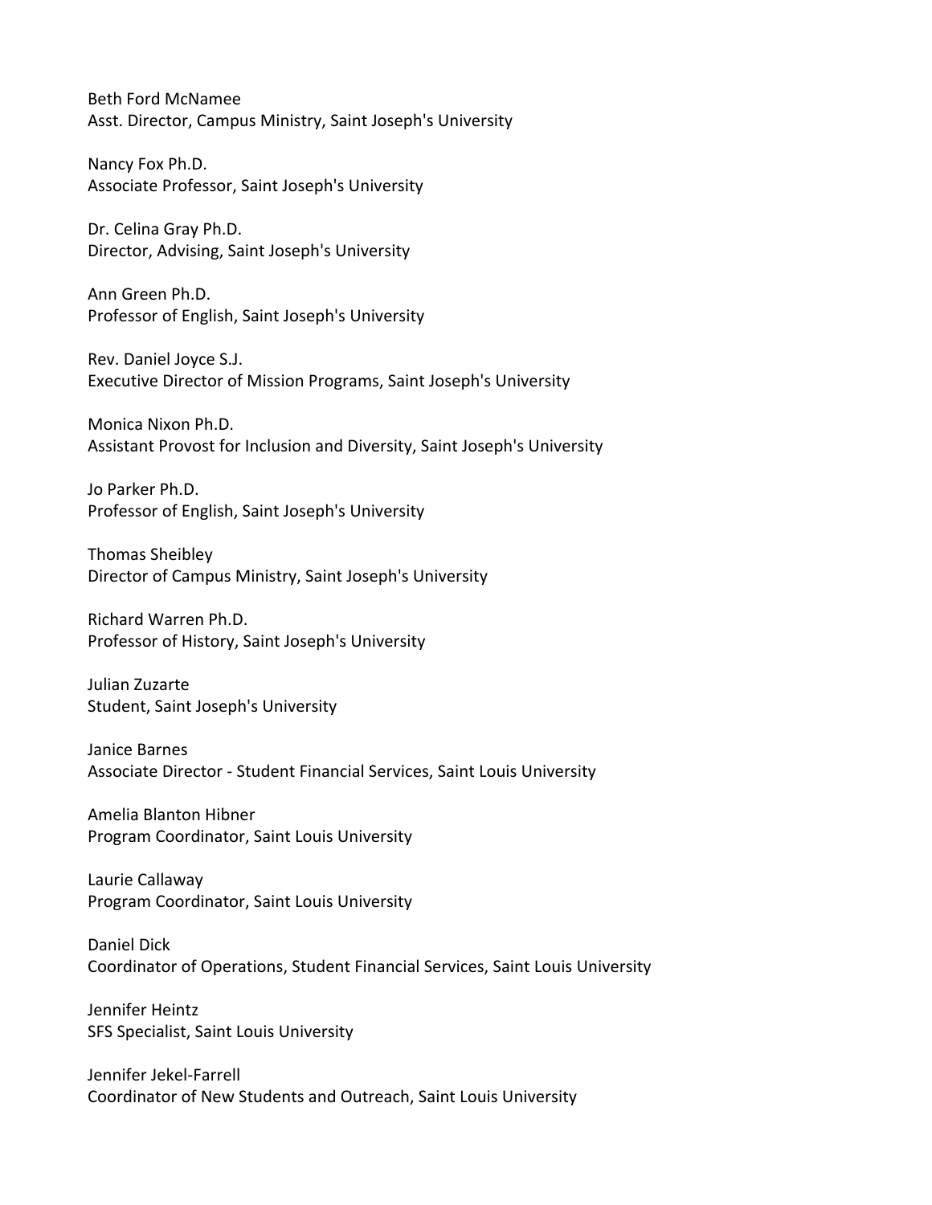Beth Ford McNamee
Asst. Director, Campus Ministry, Saint Joseph's University

Nancy Fox Ph.D.
Associate Professor, Saint Joseph's University

Dr. Celina Gray Ph.D.
Director, Advising, Saint Joseph's University

Ann Green Ph.D.
Professor of English, Saint Joseph's University

Rev. Daniel Joyce S.J.
Executive Director of Mission Programs, Saint Joseph's University

Monica Nixon Ph.D.
Assistant Provost for Inclusion and Diversity, Saint Joseph's University

Jo Parker Ph.D.
Professor of English, Saint Joseph's University

Thomas Sheibley
Director of Campus Ministry, Saint Joseph's University

Richard Warren Ph.D.
Professor of History, Saint Joseph's University

Julian Zuzarte
Student, Saint Joseph's University

Janice Barnes
Associate Director - Student Financial Services, Saint Louis University

Amelia Blanton Hibner
Program Coordinator, Saint Louis University

Laurie Callaway
Program Coordinator, Saint Louis University

Daniel Dick
Coordinator of Operations, Student Financial Services, Saint Louis University

Jennifer Heintz
SFS Specialist, Saint Louis University

Jennifer Jekel-Farrell
Coordinator of New Students and Outreach, Saint Louis University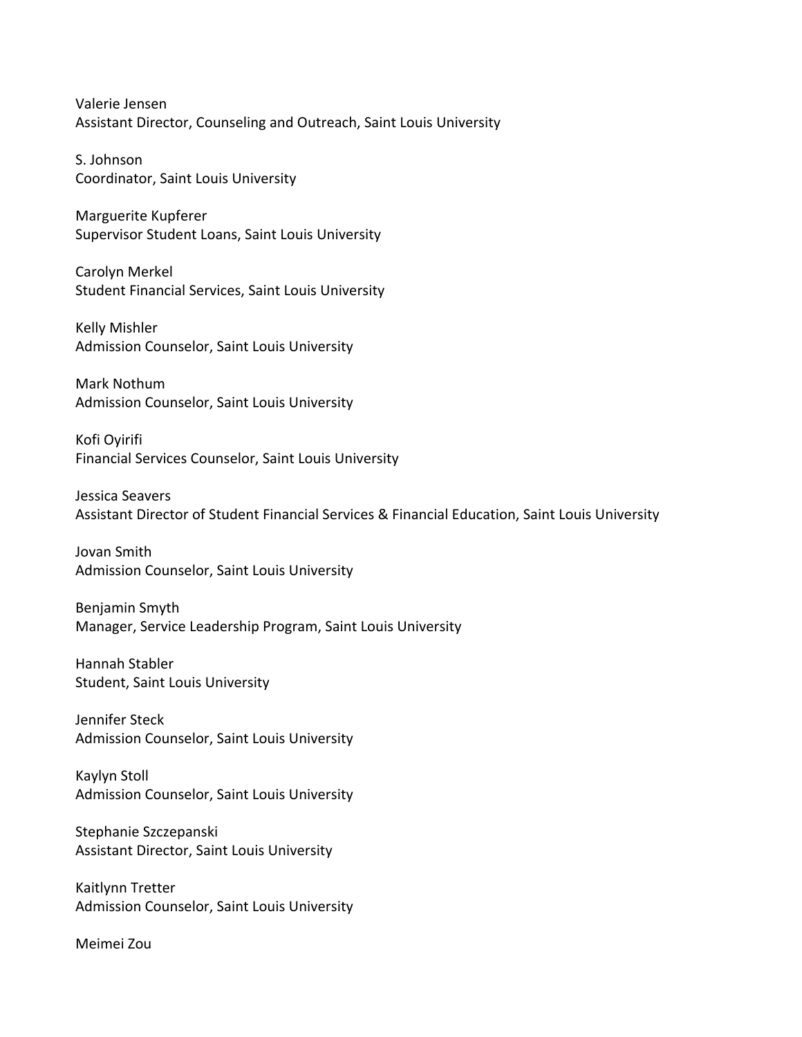Valerie Jensen
Assistant Director, Counseling and Outreach, Saint Louis University

S. Johnson
Coordinator, Saint Louis University

Marguerite Kupferer
Supervisor Student Loans, Saint Louis University

Carolyn Merkel
Student Financial Services, Saint Louis University

Kelly Mishler
Admission Counselor, Saint Louis University

Mark Nothum
Admission Counselor, Saint Louis University

Kofi Oyirifi
Financial Services Counselor, Saint Louis University

Jessica Seavers
Assistant Director of Student Financial Services & Financial Education, Saint Louis University

Jovan Smith
Admission Counselor, Saint Louis University

Benjamin Smyth
Manager, Service Leadership Program, Saint Louis University

Hannah Stabler
Student, Saint Louis University

Jennifer Steck
Admission Counselor, Saint Louis University

Kaylyn Stoll
Admission Counselor, Saint Louis University

Stephanie Szczepanski
Assistant Director, Saint Louis University

Kaitlynn Tretter
Admission Counselor, Saint Louis University

Meimei Zou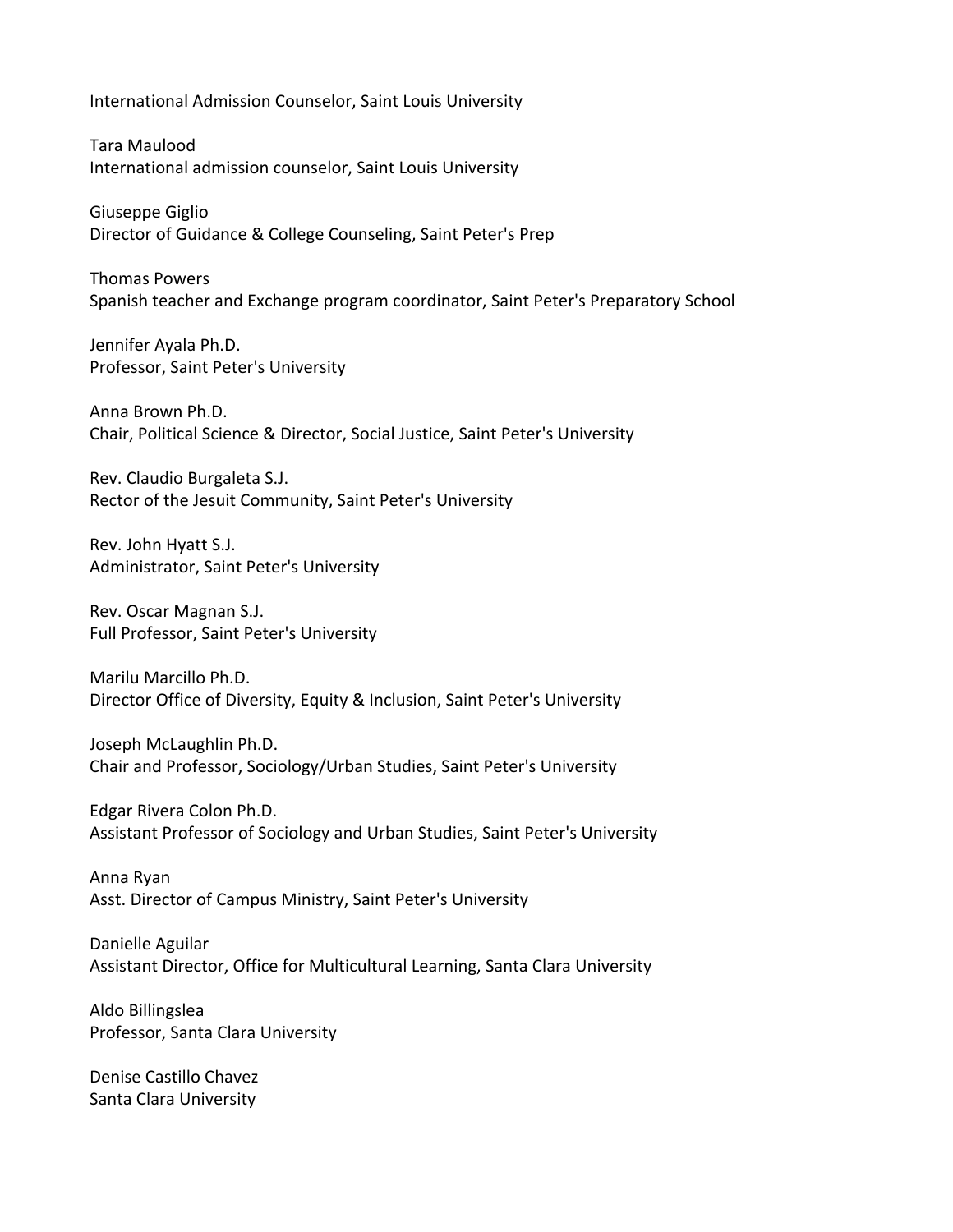International Admission Counselor, Saint Louis University

Tara Maulood
International admission counselor, Saint Louis University

Giuseppe Giglio
Director of Guidance & College Counseling, Saint Peter's Prep

Thomas Powers
Spanish teacher and Exchange program coordinator, Saint Peter's Preparatory School

Jennifer Ayala Ph.D.
Professor, Saint Peter's University

Anna Brown Ph.D.
Chair, Political Science & Director, Social Justice, Saint Peter's University

Rev. Claudio Burgaleta S.J.
Rector of the Jesuit Community, Saint Peter's University

Rev. John Hyatt S.J.
Administrator, Saint Peter's University

Rev. Oscar Magnan S.J.
Full Professor, Saint Peter's University

Marilu Marcillo Ph.D.
Director Office of Diversity, Equity & Inclusion, Saint Peter's University

Joseph McLaughlin Ph.D.
Chair and Professor, Sociology/Urban Studies, Saint Peter's University

Edgar Rivera Colon Ph.D.
Assistant Professor of Sociology and Urban Studies, Saint Peter's University

Anna Ryan
Asst. Director of Campus Ministry, Saint Peter's University

Danielle Aguilar
Assistant Director, Office for Multicultural Learning, Santa Clara University

Aldo Billingslea
Professor, Santa Clara University

Denise Castillo Chavez
Santa Clara University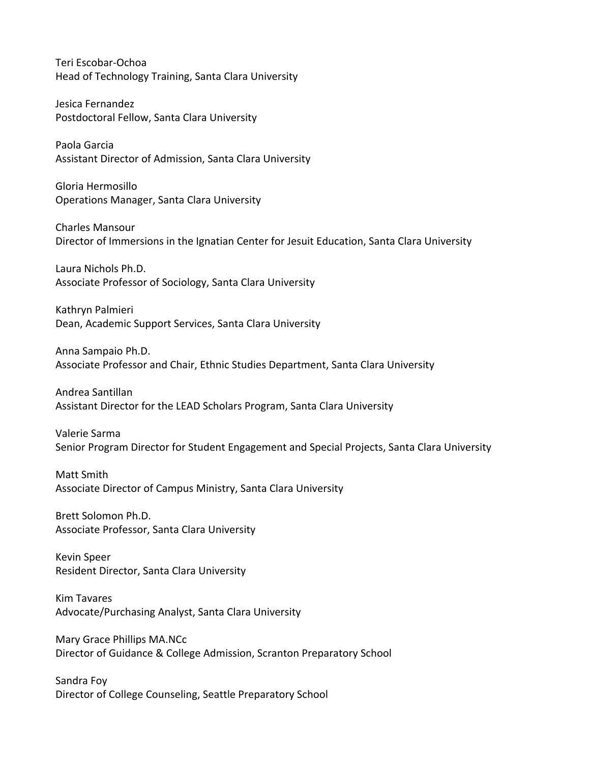Teri Escobar-Ochoa  
Head of Technology Training, Santa Clara University

Jesica Fernandez  
Postdoctoral Fellow, Santa Clara University

Paola Garcia  
Assistant Director of Admission, Santa Clara University

Gloria Hermosillo  
Operations Manager, Santa Clara University

Charles Mansour  
Director of Immersions in the Ignatian Center for Jesuit Education, Santa Clara University

Laura Nichols Ph.D.  
Associate Professor of Sociology, Santa Clara University

Kathryn Palmieri  
Dean, Academic Support Services, Santa Clara University

Anna Sampaio Ph.D.  
Associate Professor and Chair, Ethnic Studies Department, Santa Clara University

Andrea Santillan  
Assistant Director for the LEAD Scholars Program, Santa Clara University

Valerie Sarma  
Senior Program Director for Student Engagement and Special Projects, Santa Clara University

Matt Smith  
Associate Director of Campus Ministry, Santa Clara University

Brett Solomon Ph.D.  
Associate Professor, Santa Clara University

Kevin Speer  
Resident Director, Santa Clara University

Kim Tavares  
Advocate/Purchasing Analyst, Santa Clara University

Mary Grace Phillips MA.NCc  
Director of Guidance & College Admission, Scranton Preparatory School

Sandra Foy  
Director of College Counseling, Seattle Preparatory School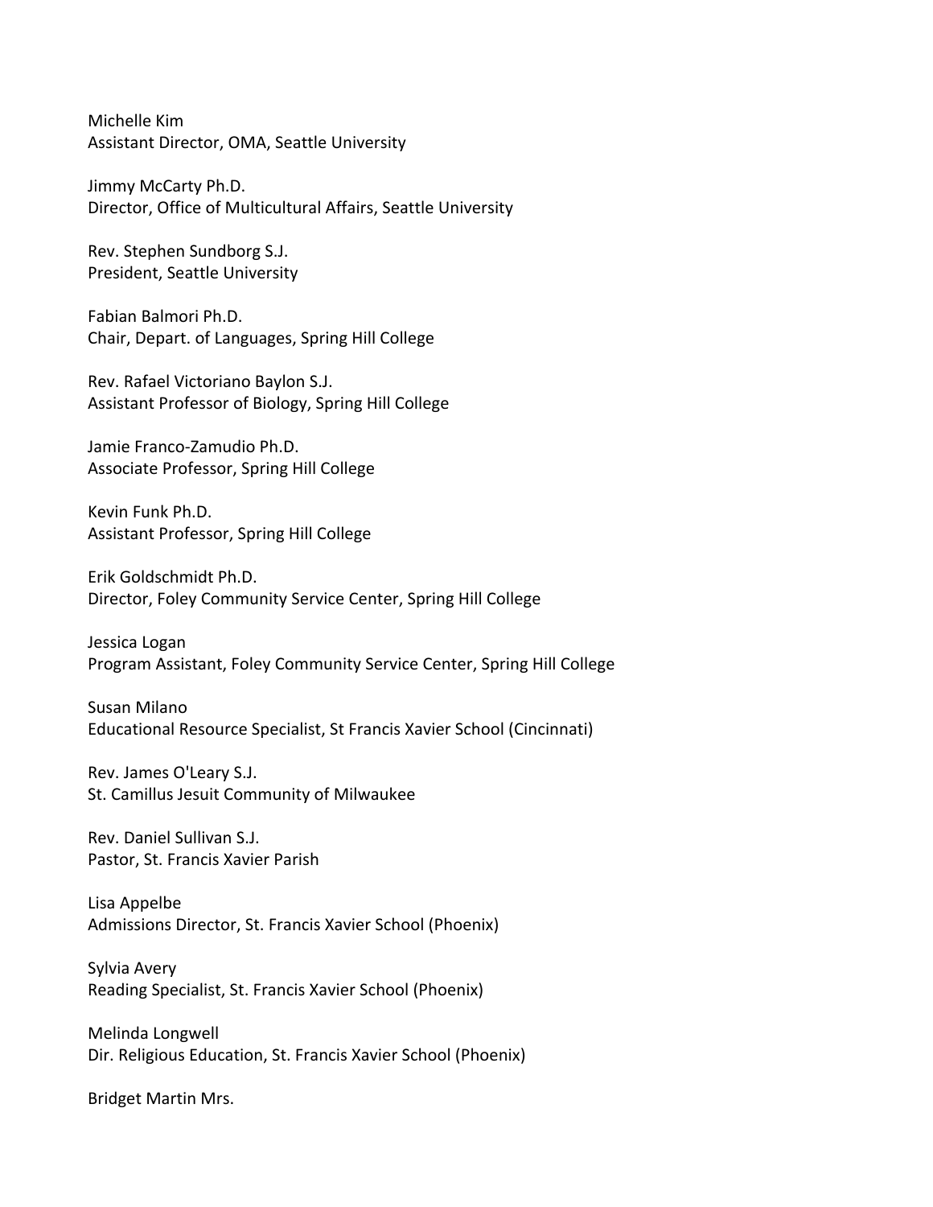Michelle Kim
Assistant Director, OMA, Seattle University

Jimmy McCarty Ph.D.
Director, Office of Multicultural Affairs, Seattle University

Rev. Stephen Sundborg S.J.
President, Seattle University

Fabian Balmori Ph.D.
Chair, Depart. of Languages, Spring Hill College

Rev. Rafael Victoriano Baylon S.J.
Assistant Professor of Biology, Spring Hill College

Jamie Franco-Zamudio Ph.D.
Associate Professor, Spring Hill College

Kevin Funk Ph.D.
Assistant Professor, Spring Hill College

Erik Goldschmidt Ph.D.
Director, Foley Community Service Center, Spring Hill College

Jessica Logan
Program Assistant, Foley Community Service Center, Spring Hill College

Susan Milano
Educational Resource Specialist, St Francis Xavier School (Cincinnati)

Rev. James O'Leary S.J.
St. Camillus Jesuit Community of Milwaukee

Rev. Daniel Sullivan S.J.
Pastor, St. Francis Xavier Parish

Lisa Appelbe
Admissions Director, St. Francis Xavier School (Phoenix)

Sylvia Avery
Reading Specialist, St. Francis Xavier School (Phoenix)

Melinda Longwell
Dir. Religious Education, St. Francis Xavier School (Phoenix)

Bridget Martin Mrs.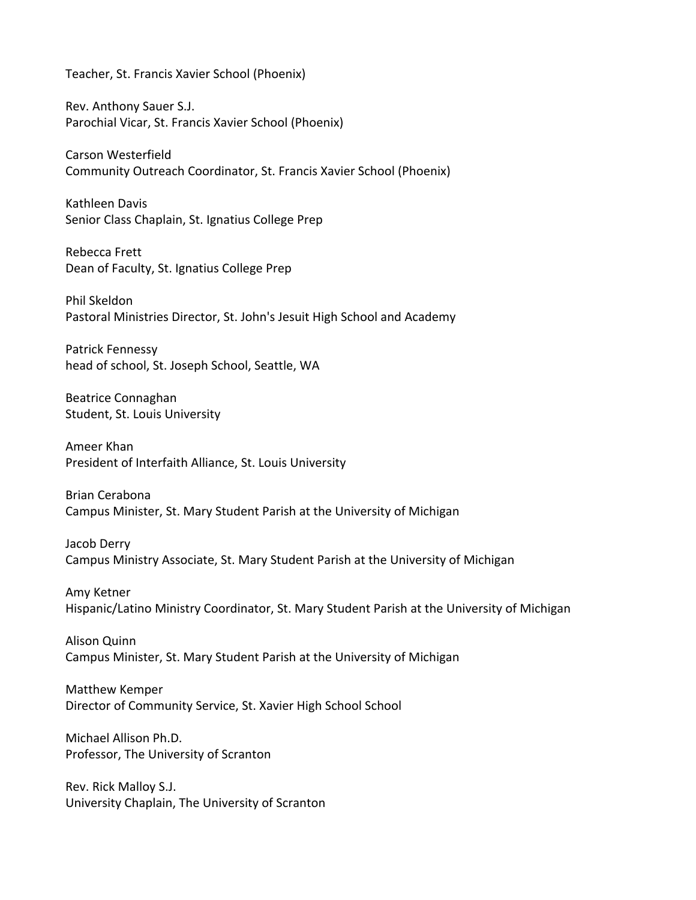Teacher, St. Francis Xavier School (Phoenix)

Rev. Anthony Sauer S.J.
Parochial Vicar, St. Francis Xavier School (Phoenix)

Carson Westerfield
Community Outreach Coordinator, St. Francis Xavier School (Phoenix)

Kathleen Davis
Senior Class Chaplain, St. Ignatius College Prep

Rebecca Frett
Dean of Faculty, St. Ignatius College Prep

Phil Skeldon
Pastoral Ministries Director, St. John's Jesuit High School and Academy

Patrick Fennessy
head of school, St. Joseph School, Seattle, WA

Beatrice Connaghan
Student, St. Louis University

Ameer Khan
President of Interfaith Alliance, St. Louis University

Brian Cerabona
Campus Minister, St. Mary Student Parish at the University of Michigan

Jacob Derry
Campus Ministry Associate, St. Mary Student Parish at the University of Michigan

Amy Ketner
Hispanic/Latino Ministry Coordinator, St. Mary Student Parish at the University of Michigan

Alison Quinn
Campus Minister, St. Mary Student Parish at the University of Michigan

Matthew Kemper
Director of Community Service, St. Xavier High School School

Michael Allison Ph.D.
Professor, The University of Scranton

Rev. Rick Malloy S.J.
University Chaplain, The University of Scranton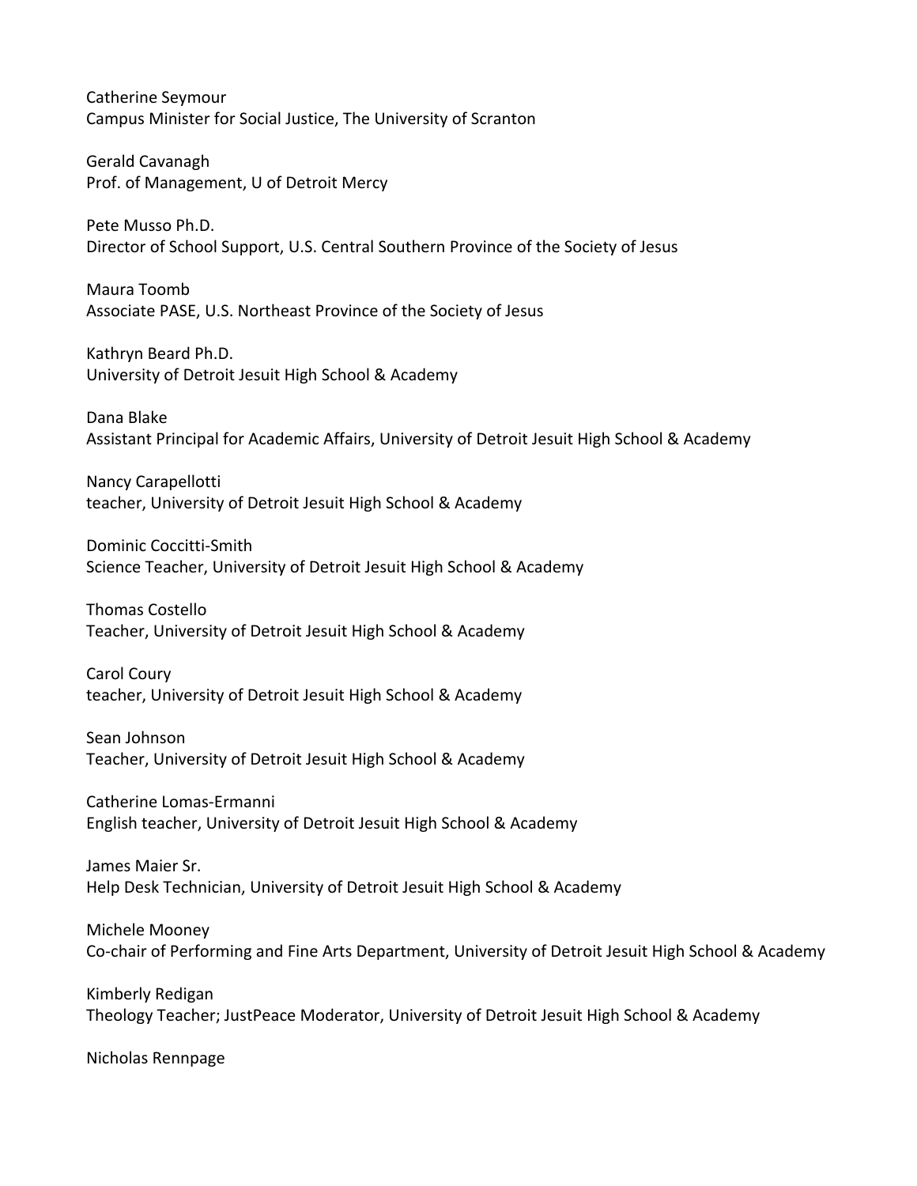Catherine Seymour
Campus Minister for Social Justice, The University of Scranton

Gerald Cavanagh
Prof. of Management, U of Detroit Mercy

Pete Musso Ph.D.
Director of School Support, U.S. Central Southern Province of the Society of Jesus

Maura Toomb
Associate PASE, U.S. Northeast Province of the Society of Jesus

Kathryn Beard Ph.D.
University of Detroit Jesuit High School & Academy

Dana Blake
Assistant Principal for Academic Affairs, University of Detroit Jesuit High School & Academy

Nancy Carapellotti
teacher, University of Detroit Jesuit High School & Academy

Dominic Coccitti-Smith
Science Teacher, University of Detroit Jesuit High School & Academy

Thomas Costello
Teacher, University of Detroit Jesuit High School & Academy

Carol Coury
teacher, University of Detroit Jesuit High School & Academy

Sean Johnson
Teacher, University of Detroit Jesuit High School & Academy

Catherine Lomas-Ermanni
English teacher, University of Detroit Jesuit High School & Academy

James Maier Sr.
Help Desk Technician, University of Detroit Jesuit High School & Academy

Michele Mooney
Co-chair of Performing and Fine Arts Department, University of Detroit Jesuit High School & Academy

Kimberly Redigan
Theology Teacher; JustPeace Moderator, University of Detroit Jesuit High School & Academy

Nicholas Rennpage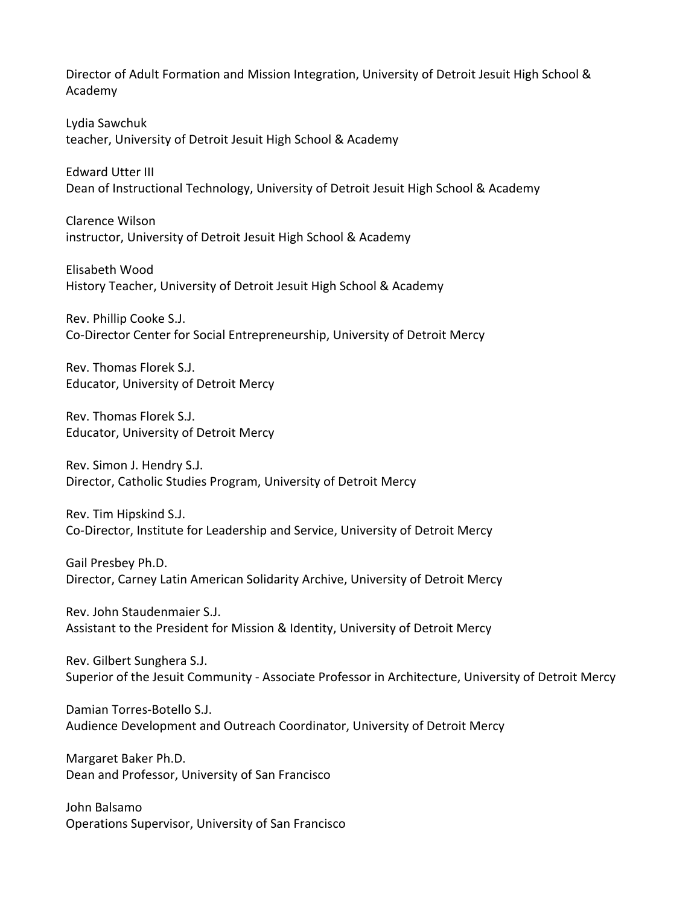Director of Adult Formation and Mission Integration, University of Detroit Jesuit High School & Academy

Lydia Sawchuk
teacher, University of Detroit Jesuit High School & Academy

Edward Utter III
Dean of Instructional Technology, University of Detroit Jesuit High School & Academy

Clarence Wilson
instructor, University of Detroit Jesuit High School & Academy

Elisabeth Wood
History Teacher, University of Detroit Jesuit High School & Academy

Rev. Phillip Cooke S.J.
Co-Director Center for Social Entrepreneurship, University of Detroit Mercy

Rev. Thomas Florek S.J.
Educator, University of Detroit Mercy

Rev. Thomas Florek S.J.
Educator, University of Detroit Mercy

Rev. Simon J. Hendry S.J.
Director, Catholic Studies Program, University of Detroit Mercy

Rev. Tim Hipskind S.J.
Co-Director, Institute for Leadership and Service, University of Detroit Mercy

Gail Presbey Ph.D.
Director, Carney Latin American Solidarity Archive, University of Detroit Mercy

Rev. John Staudenmaier S.J.
Assistant to the President for Mission & Identity, University of Detroit Mercy

Rev. Gilbert Sunghera S.J.
Superior of the Jesuit Community - Associate Professor in Architecture, University of Detroit Mercy

Damian Torres-Botello S.J.
Audience Development and Outreach Coordinator, University of Detroit Mercy

Margaret Baker Ph.D.
Dean and Professor, University of San Francisco

John Balsamo
Operations Supervisor, University of San Francisco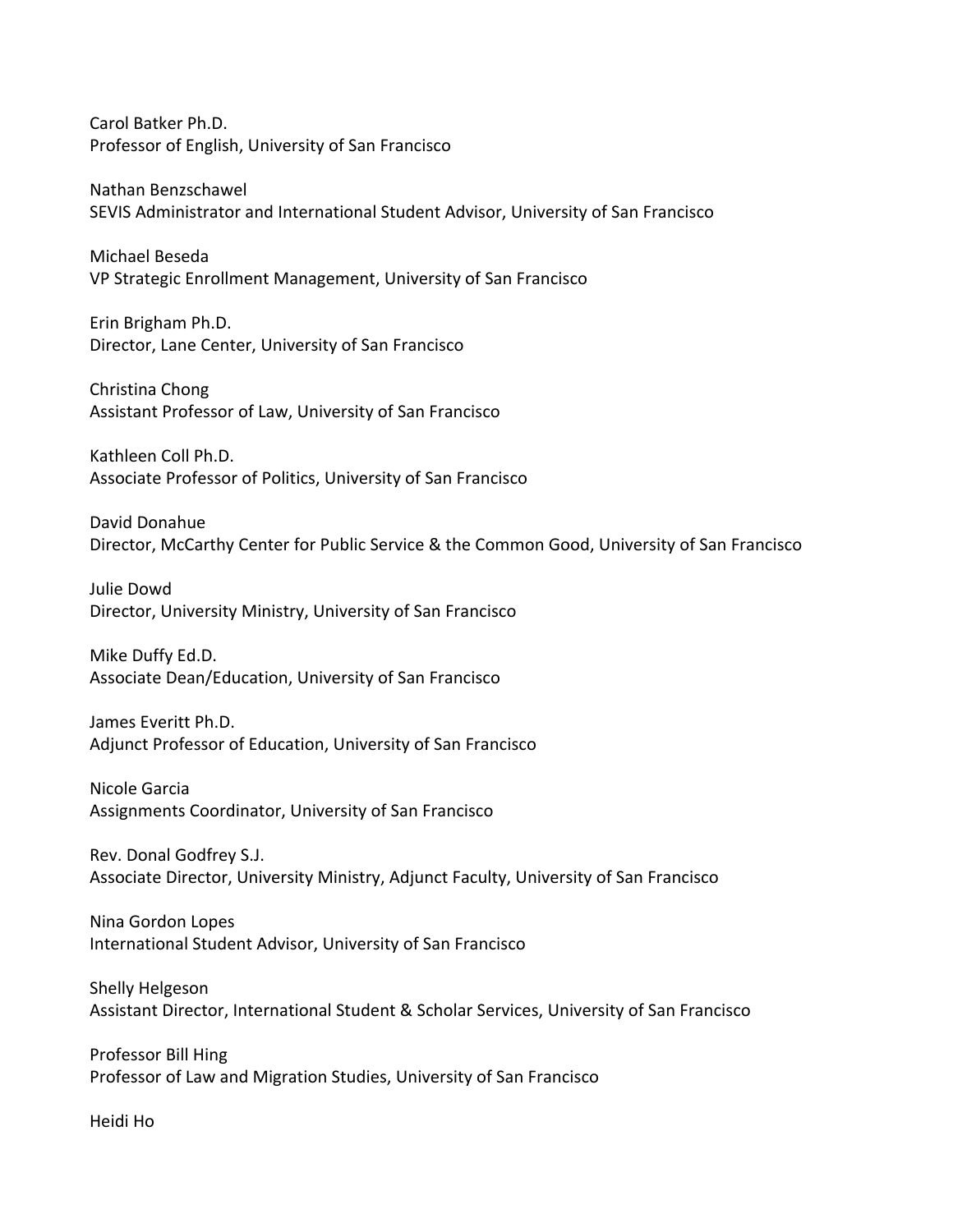Carol Batker Ph.D.
Professor of English, University of San Francisco

Nathan Benzschawel
SEVIS Administrator and International Student Advisor, University of San Francisco

Michael Beseda
VP Strategic Enrollment Management, University of San Francisco

Erin Brigham Ph.D.
Director, Lane Center, University of San Francisco

Christina Chong
Assistant Professor of Law, University of San Francisco

Kathleen Coll Ph.D.
Associate Professor of Politics, University of San Francisco

David Donahue
Director, McCarthy Center for Public Service & the Common Good, University of San Francisco

Julie Dowd
Director, University Ministry, University of San Francisco

Mike Duffy Ed.D.
Associate Dean/Education, University of San Francisco

James Everitt Ph.D.
Adjunct Professor of Education, University of San Francisco

Nicole Garcia
Assignments Coordinator, University of San Francisco

Rev. Donal Godfrey S.J.
Associate Director, University Ministry, Adjunct Faculty, University of San Francisco

Nina Gordon Lopes
International Student Advisor, University of San Francisco

Shelly Helgeson
Assistant Director, International Student & Scholar Services, University of San Francisco

Professor Bill Hing
Professor of Law and Migration Studies, University of San Francisco

Heidi Ho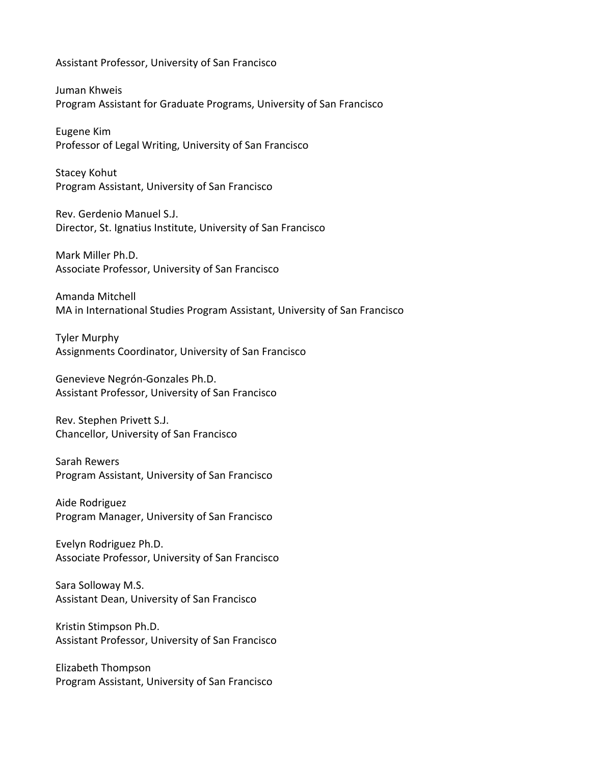Assistant Professor, University of San Francisco

Juman Khweis
Program Assistant for Graduate Programs, University of San Francisco

Eugene Kim
Professor of Legal Writing, University of San Francisco

Stacey Kohut
Program Assistant, University of San Francisco

Rev. Gerdenio Manuel S.J.
Director, St. Ignatius Institute, University of San Francisco

Mark Miller Ph.D.
Associate Professor, University of San Francisco

Amanda Mitchell
MA in International Studies Program Assistant, University of San Francisco

Tyler Murphy
Assignments Coordinator, University of San Francisco

Genevieve Negrón-Gonzales Ph.D.
Assistant Professor, University of San Francisco

Rev. Stephen Privett S.J.
Chancellor, University of San Francisco

Sarah Rewers
Program Assistant, University of San Francisco

Aide Rodriguez
Program Manager, University of San Francisco

Evelyn Rodriguez Ph.D.
Associate Professor, University of San Francisco

Sara Solloway M.S.
Assistant Dean, University of San Francisco

Kristin Stimpson Ph.D.
Assistant Professor, University of San Francisco

Elizabeth Thompson
Program Assistant, University of San Francisco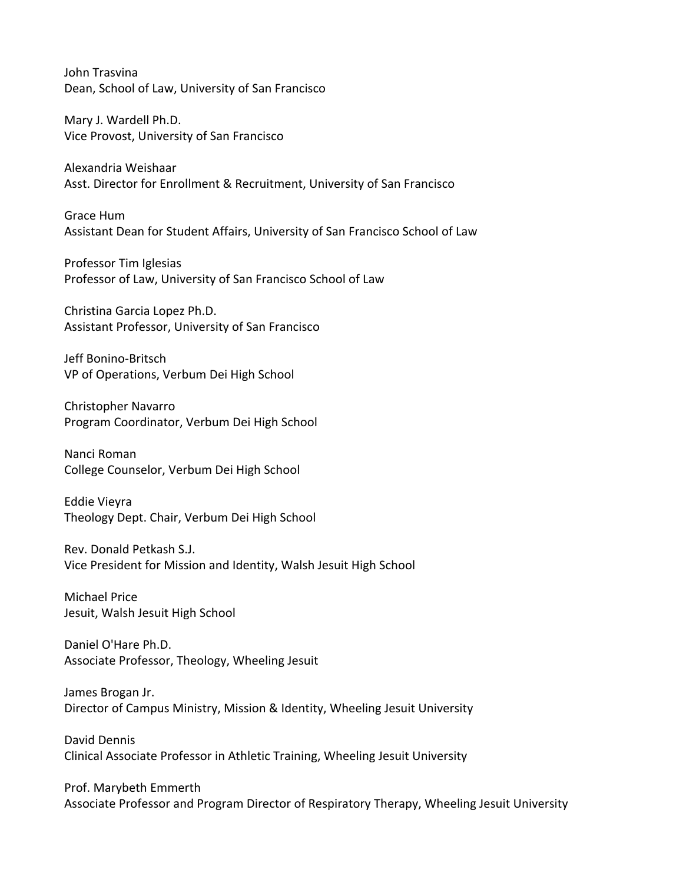John Trasvina  
Dean, School of Law, University of San Francisco

Mary J. Wardell Ph.D.  
Vice Provost, University of San Francisco

Alexandria Weishaar  
Asst. Director for Enrollment & Recruitment, University of San Francisco

Grace Hum  
Assistant Dean for Student Affairs, University of San Francisco School of Law

Professor Tim Iglesias  
Professor of Law, University of San Francisco School of Law

Christina Garcia Lopez Ph.D.  
Assistant Professor, University of San Francisco

Jeff Bonino-Britsch  
VP of Operations, Verbum Dei High School

Christopher Navarro  
Program Coordinator, Verbum Dei High School

Nanci Roman  
College Counselor, Verbum Dei High School

Eddie Vieyra  
Theology Dept. Chair, Verbum Dei High School

Rev. Donald Petkash S.J.  
Vice President for Mission and Identity, Walsh Jesuit High School

Michael Price  
Jesuit, Walsh Jesuit High School

Daniel O'Hare Ph.D.  
Associate Professor, Theology, Wheeling Jesuit

James Brogan Jr.  
Director of Campus Ministry, Mission & Identity, Wheeling Jesuit University

David Dennis  
Clinical Associate Professor in Athletic Training, Wheeling Jesuit University

Prof. Marybeth Emmerth  
Associate Professor and Program Director of Respiratory Therapy, Wheeling Jesuit University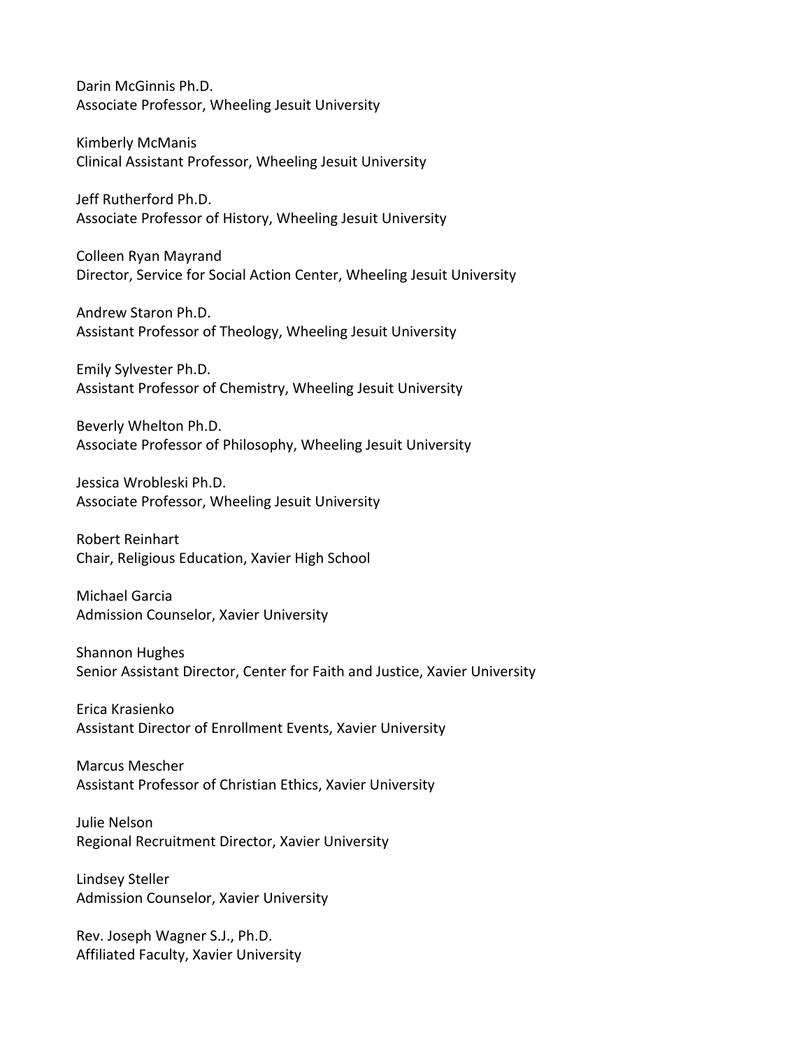Darin McGinnis Ph.D.
Associate Professor, Wheeling Jesuit University

Kimberly McManis
Clinical Assistant Professor, Wheeling Jesuit University

Jeff Rutherford Ph.D.
Associate Professor of History, Wheeling Jesuit University

Colleen Ryan Mayrand
Director, Service for Social Action Center, Wheeling Jesuit University

Andrew Staron Ph.D.
Assistant Professor of Theology, Wheeling Jesuit University

Emily Sylvester Ph.D.
Assistant Professor of Chemistry, Wheeling Jesuit University

Beverly Whelton Ph.D.
Associate Professor of Philosophy, Wheeling Jesuit University

Jessica Wrobleski Ph.D.
Associate Professor, Wheeling Jesuit University

Robert Reinhart
Chair, Religious Education, Xavier High School

Michael Garcia
Admission Counselor, Xavier University

Shannon Hughes
Senior Assistant Director, Center for Faith and Justice, Xavier University

Erica Krasienko
Assistant Director of Enrollment Events, Xavier University

Marcus Mescher
Assistant Professor of Christian Ethics, Xavier University

Julie Nelson
Regional Recruitment Director, Xavier University

Lindsey Steller
Admission Counselor, Xavier University

Rev. Joseph Wagner S.J., Ph.D.
Affiliated Faculty, Xavier University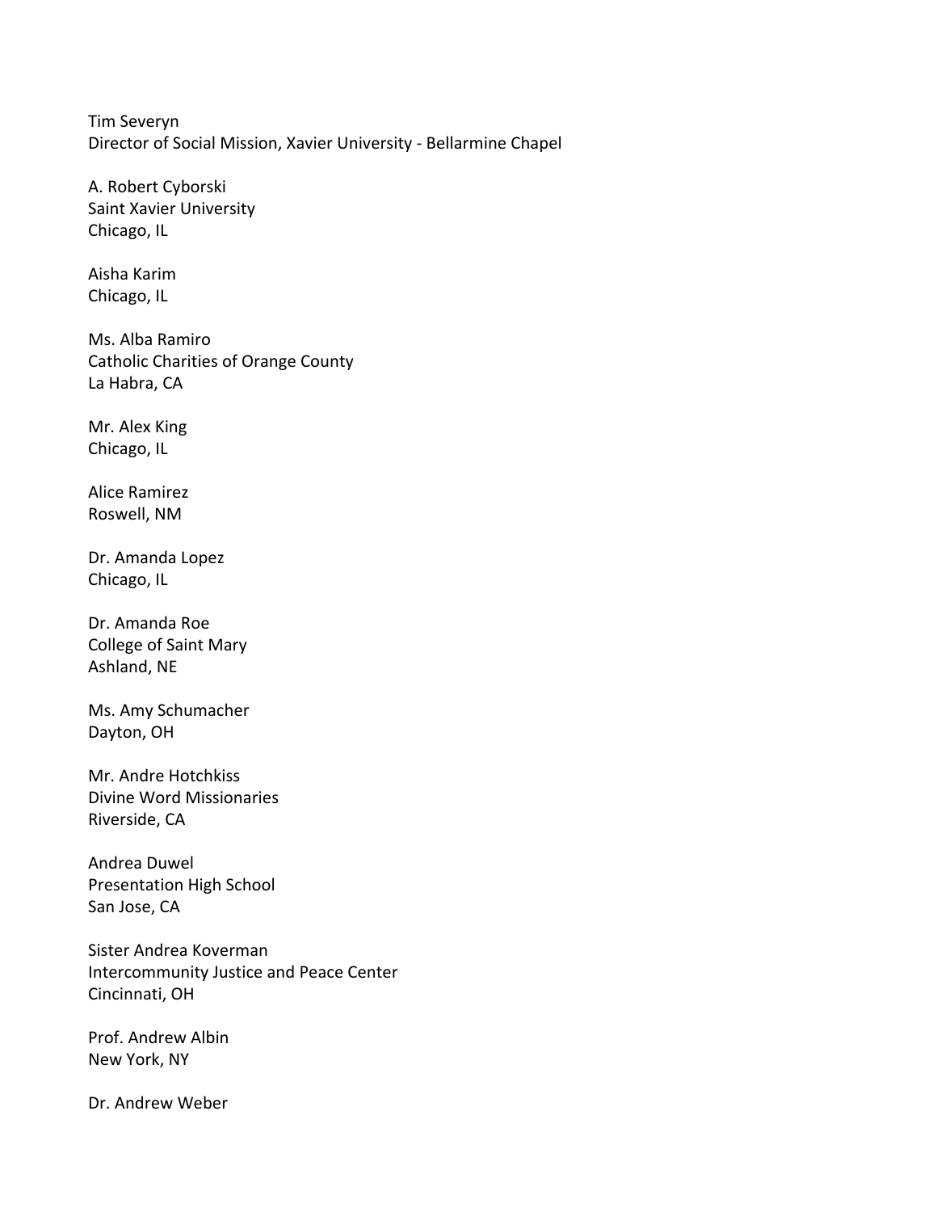Tim Severyn
Director of Social Mission, Xavier University - Bellarmine Chapel

A. Robert Cyborski
Saint Xavier University
Chicago, IL

Aisha Karim
Chicago, IL

Ms. Alba Ramiro
Catholic Charities of Orange County
La Habra, CA

Mr. Alex King
Chicago, IL

Alice Ramirez
Roswell, NM

Dr. Amanda Lopez
Chicago, IL

Dr. Amanda Roe
College of Saint Mary
Ashland, NE

Ms. Amy Schumacher
Dayton, OH

Mr. Andre Hotchkiss
Divine Word Missionaries
Riverside, CA

Andrea Duwel
Presentation High School
San Jose, CA

Sister Andrea Koverman
Intercommunity Justice and Peace Center
Cincinnati, OH

Prof. Andrew Albin
New York, NY

Dr. Andrew Weber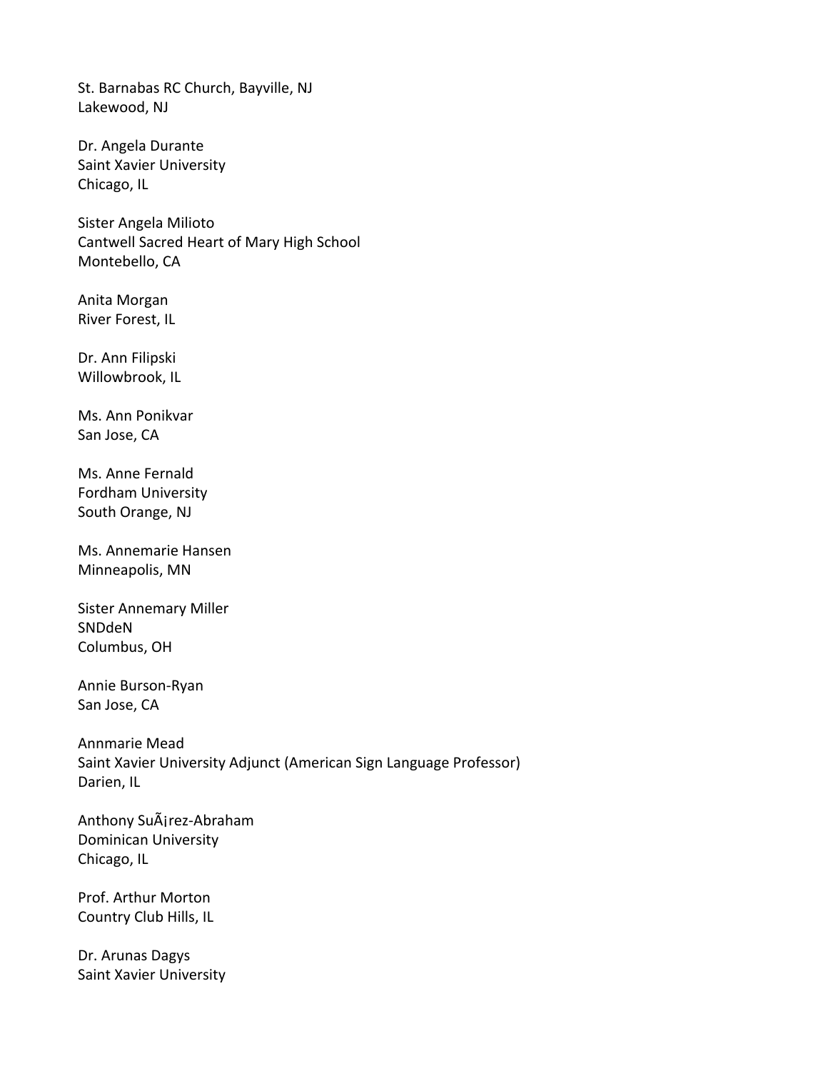St. Barnabas RC Church, Bayville, NJ
Lakewood, NJ

Dr. Angela Durante
Saint Xavier University
Chicago, IL

Sister Angela Milioto
Cantwell Sacred Heart of Mary High School
Montebello, CA

Anita Morgan
River Forest, IL

Dr. Ann Filipski
Willowbrook, IL

Ms. Ann Ponikvar
San Jose, CA

Ms. Anne Fernald
Fordham University
South Orange, NJ

Ms. Annemarie Hansen
Minneapolis, MN

Sister Annemary Miller
SNDdeN
Columbus, OH

Annie Burson-Ryan
San Jose, CA

Annmarie Mead
Saint Xavier University Adjunct (American Sign Language Professor)
Darien, IL

Anthony SuÃ¡rez-Abraham
Dominican University
Chicago, IL

Prof. Arthur Morton
Country Club Hills, IL

Dr. Arunas Dagys
Saint Xavier University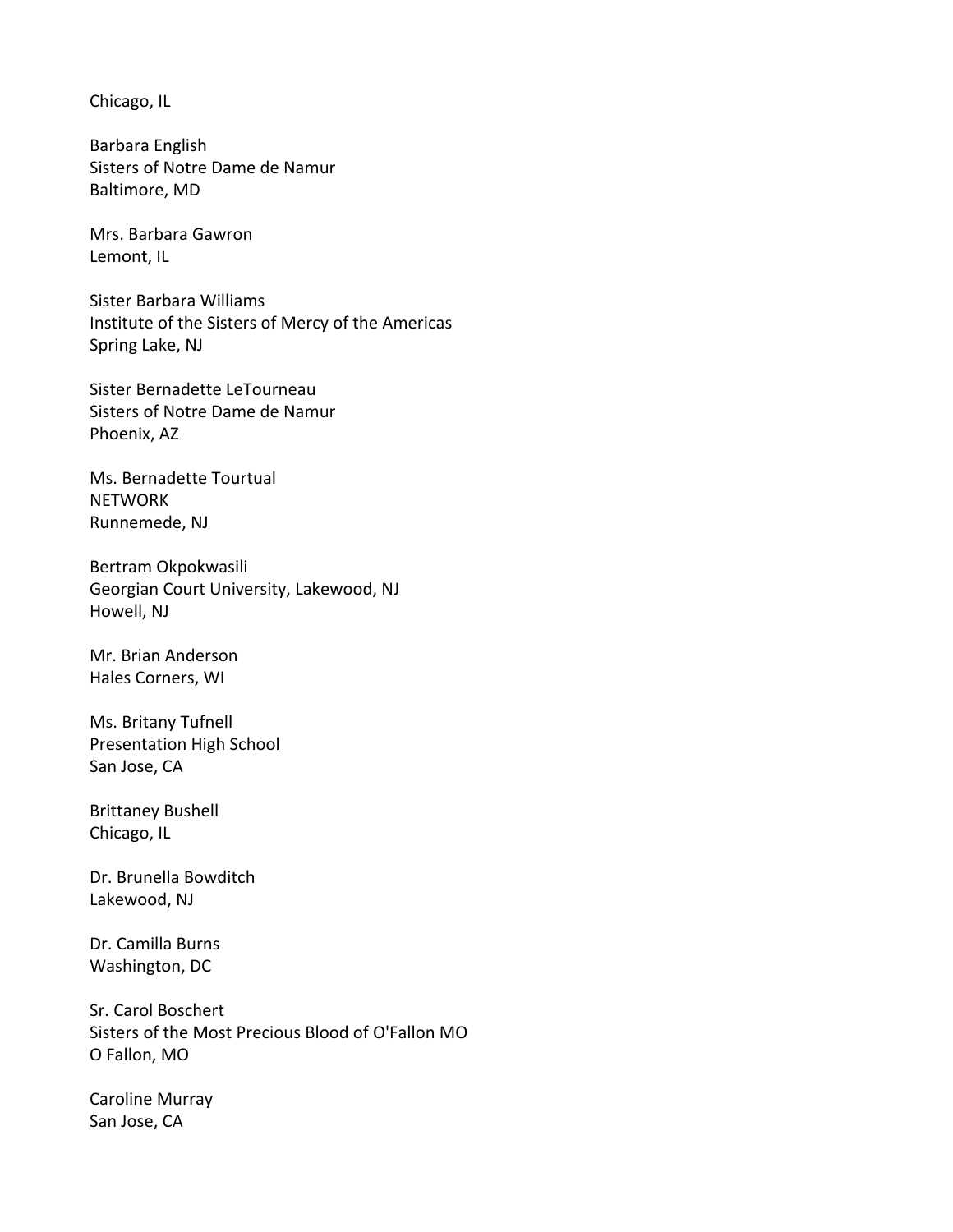Chicago, IL

Barbara English
Sisters of Notre Dame de Namur
Baltimore, MD

Mrs. Barbara Gawron
Lemont, IL

Sister Barbara Williams
Institute of the Sisters of Mercy of the Americas
Spring Lake, NJ

Sister Bernadette LeTourneau
Sisters of Notre Dame de Namur
Phoenix, AZ

Ms. Bernadette Tourtual
NETWORK
Runnemede, NJ

Bertram Okpokwasili
Georgian Court University, Lakewood, NJ
Howell, NJ

Mr. Brian Anderson
Hales Corners, WI

Ms. Britany Tufnell
Presentation High School
San Jose, CA

Brittaney Bushell
Chicago, IL

Dr. Brunella Bowditch
Lakewood, NJ

Dr. Camilla Burns
Washington, DC

Sr. Carol Boschert
Sisters of the Most Precious Blood of O'Fallon MO
O Fallon, MO

Caroline Murray
San Jose, CA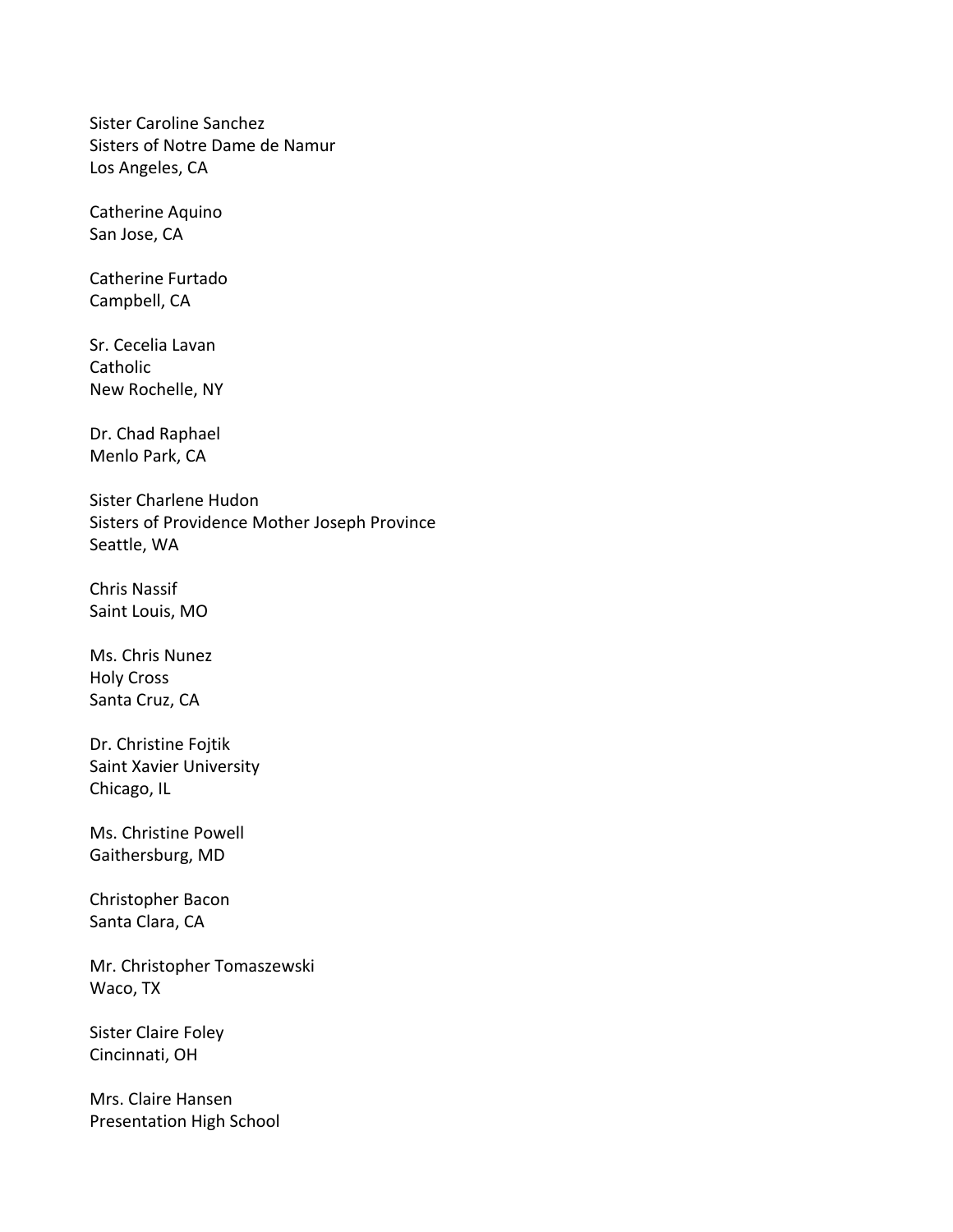Sister Caroline Sanchez
Sisters of Notre Dame de Namur
Los Angeles, CA

Catherine Aquino
San Jose, CA

Catherine Furtado
Campbell, CA

Sr. Cecelia Lavan
Catholic
New Rochelle, NY

Dr. Chad Raphael
Menlo Park, CA

Sister Charlene Hudon
Sisters of Providence Mother Joseph Province
Seattle, WA

Chris Nassif
Saint Louis, MO

Ms. Chris Nunez
Holy Cross
Santa Cruz, CA

Dr. Christine Fojtik
Saint Xavier University
Chicago, IL

Ms. Christine Powell
Gaithersburg, MD

Christopher Bacon
Santa Clara, CA

Mr. Christopher Tomaszewski
Waco, TX

Sister Claire Foley
Cincinnati, OH

Mrs. Claire Hansen
Presentation High School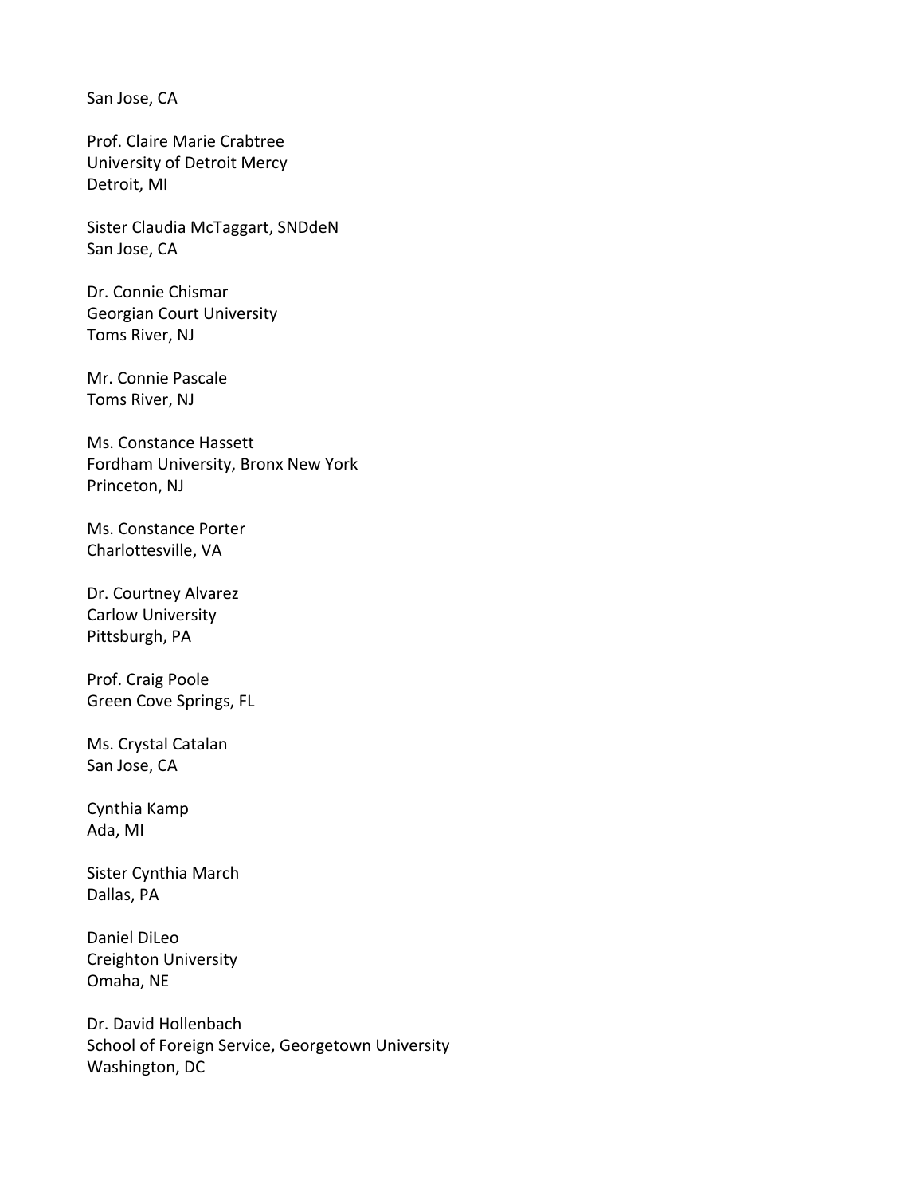San Jose, CA

Prof. Claire Marie Crabtree
University of Detroit Mercy
Detroit, MI

Sister Claudia McTaggart, SNDdeN
San Jose, CA

Dr. Connie Chismar
Georgian Court University
Toms River, NJ

Mr. Connie Pascale
Toms River, NJ

Ms. Constance Hassett
Fordham University, Bronx New York
Princeton, NJ

Ms. Constance Porter
Charlottesville, VA

Dr. Courtney Alvarez
Carlow University
Pittsburgh, PA

Prof. Craig Poole
Green Cove Springs, FL

Ms. Crystal Catalan
San Jose, CA

Cynthia Kamp
Ada, MI

Sister Cynthia March
Dallas, PA

Daniel DiLeo
Creighton University
Omaha, NE

Dr. David Hollenbach
School of Foreign Service, Georgetown University
Washington, DC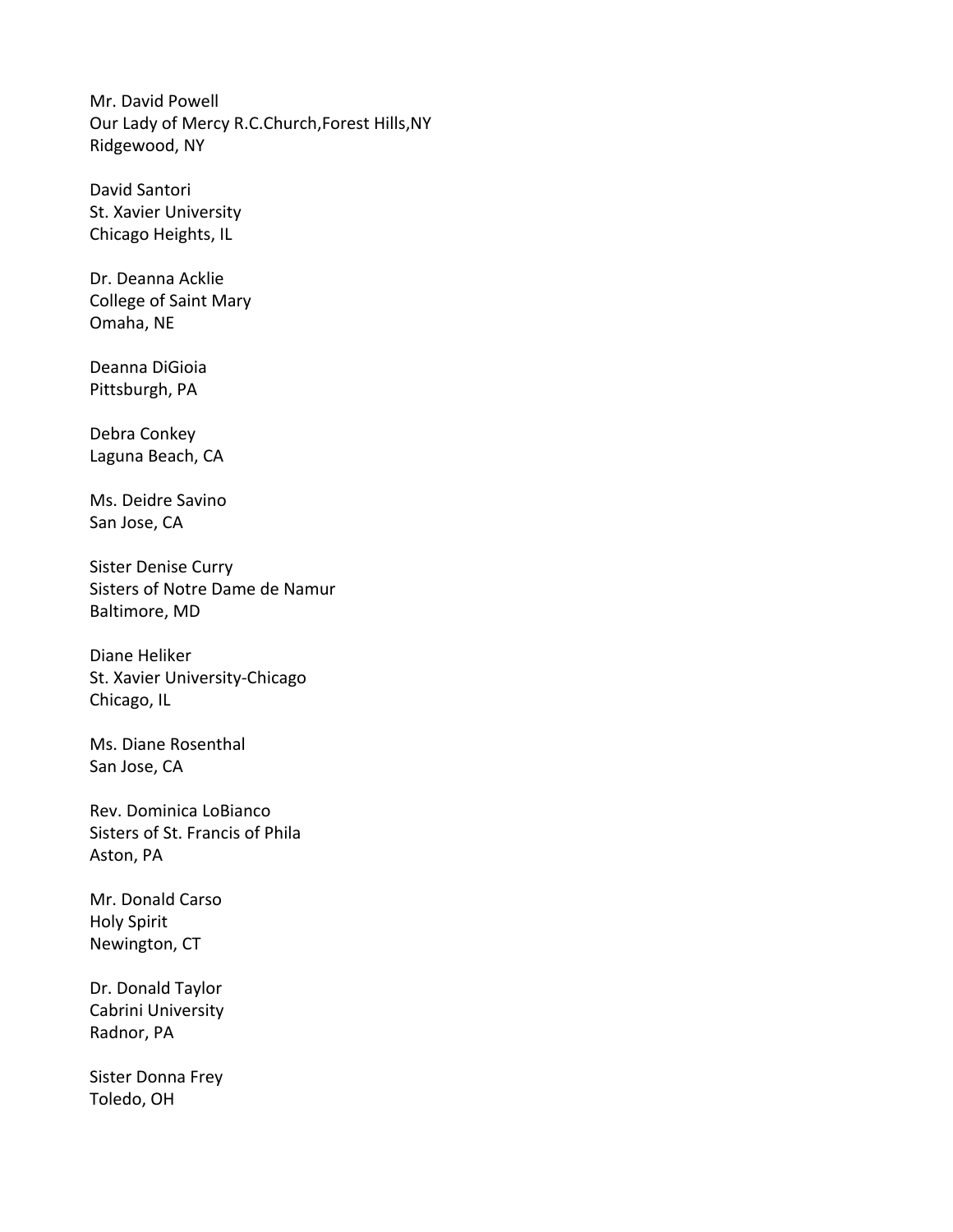Mr. David Powell
Our Lady of Mercy R.C.Church,Forest Hills,NY
Ridgewood, NY

David Santori
St. Xavier University
Chicago Heights, IL

Dr. Deanna Acklie
College of Saint Mary
Omaha, NE

Deanna DiGioia
Pittsburgh, PA

Debra Conkey
Laguna Beach, CA

Ms. Deidre Savino
San Jose, CA

Sister Denise Curry
Sisters of Notre Dame de Namur
Baltimore, MD

Diane Heliker
St. Xavier University-Chicago
Chicago, IL

Ms. Diane Rosenthal
San Jose, CA

Rev. Dominica LoBianco
Sisters of St. Francis of Phila
Aston, PA

Mr. Donald Carso
Holy Spirit
Newington, CT

Dr. Donald Taylor
Cabrini University
Radnor, PA

Sister Donna Frey
Toledo, OH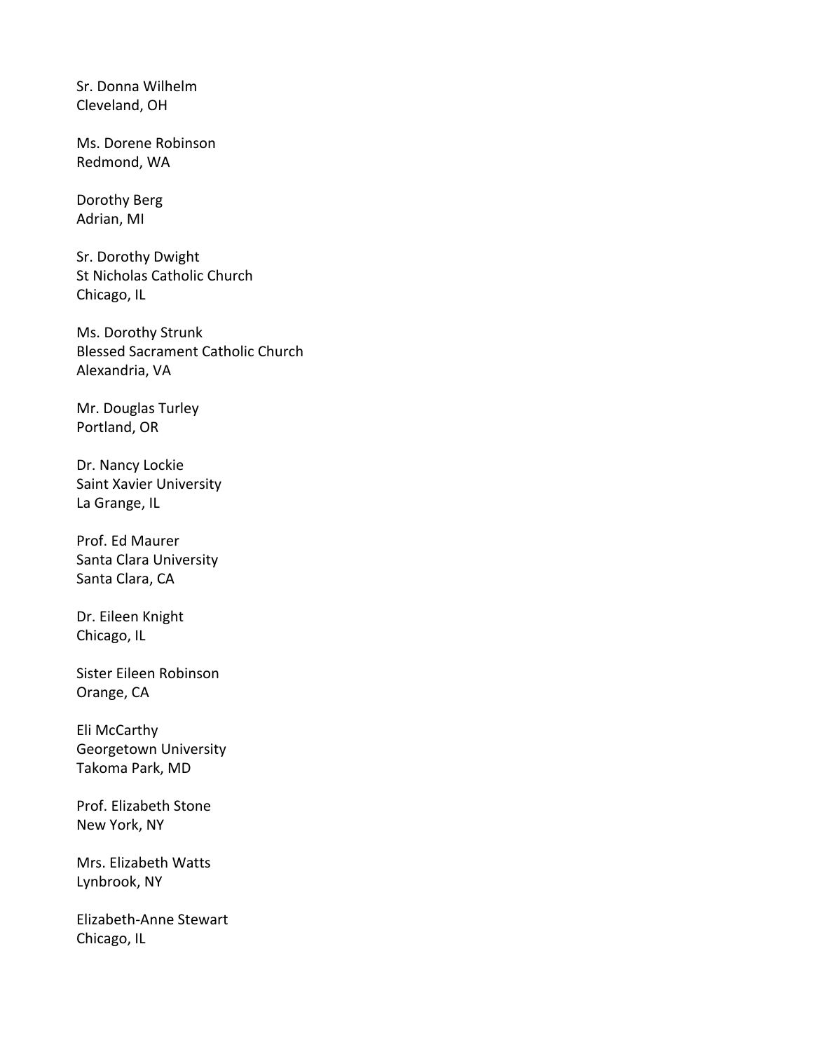Sr. Donna Wilhelm
Cleveland, OH

Ms. Dorene Robinson
Redmond, WA

Dorothy Berg
Adrian, MI

Sr. Dorothy Dwight
St Nicholas Catholic Church
Chicago, IL

Ms. Dorothy Strunk
Blessed Sacrament Catholic Church
Alexandria, VA

Mr. Douglas Turley
Portland, OR

Dr. Nancy Lockie
Saint Xavier University
La Grange, IL

Prof. Ed Maurer
Santa Clara University
Santa Clara, CA

Dr. Eileen Knight
Chicago, IL

Sister Eileen Robinson
Orange, CA

Eli McCarthy
Georgetown University
Takoma Park, MD

Prof. Elizabeth Stone
New York, NY

Mrs. Elizabeth Watts
Lynbrook, NY

Elizabeth-Anne Stewart
Chicago, IL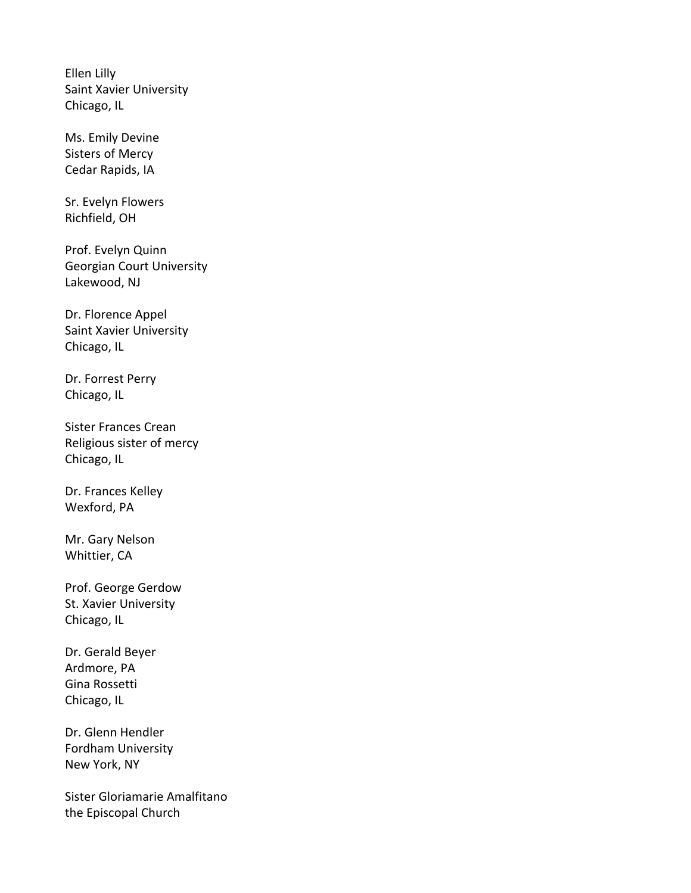Ellen Lilly
Saint Xavier University
Chicago, IL

Ms. Emily Devine
Sisters of Mercy
Cedar Rapids, IA

Sr. Evelyn Flowers
Richfield, OH

Prof. Evelyn Quinn
Georgian Court University
Lakewood, NJ

Dr. Florence Appel
Saint Xavier University
Chicago, IL

Dr. Forrest Perry
Chicago, IL

Sister Frances Crean
Religious sister of mercy
Chicago, IL

Dr. Frances Kelley
Wexford, PA

Mr. Gary Nelson
Whittier, CA

Prof. George Gerdow
St. Xavier University
Chicago, IL

Dr. Gerald Beyer
Ardmore, PA
Gina Rossetti
Chicago, IL

Dr. Glenn Hendler
Fordham University
New York, NY

Sister Gloriamarie Amalfitano
the Episcopal Church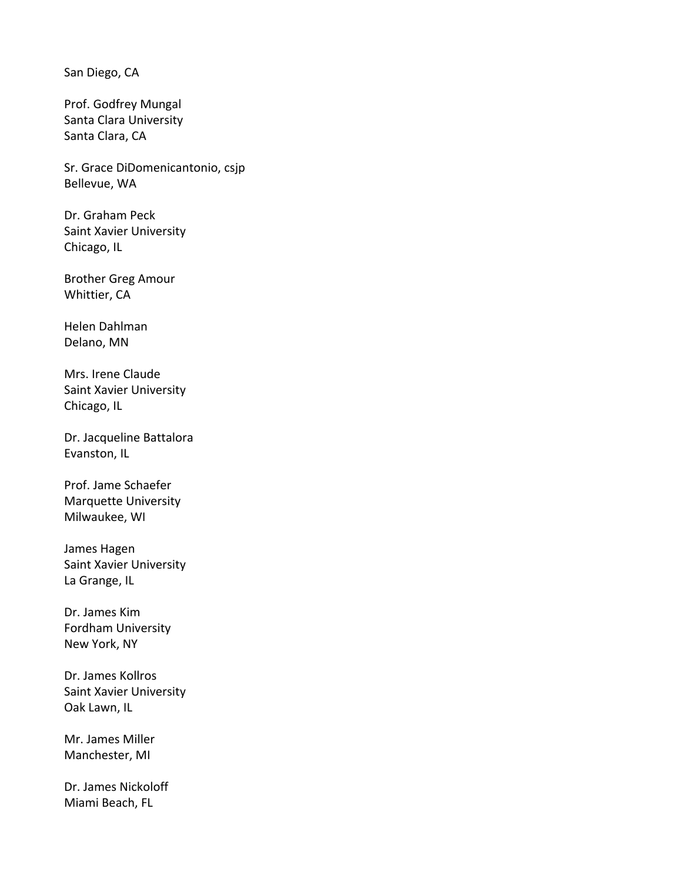San Diego, CA

Prof. Godfrey Mungal
Santa Clara University
Santa Clara, CA

Sr. Grace DiDomenicantonio, csjp
Bellevue, WA

Dr. Graham Peck
Saint Xavier University
Chicago, IL

Brother Greg Amour
Whittier, CA

Helen Dahlman
Delano, MN

Mrs. Irene Claude
Saint Xavier University
Chicago, IL

Dr. Jacqueline Battalora
Evanston, IL

Prof. Jame Schaefer
Marquette University
Milwaukee, WI

James Hagen
Saint Xavier University
La Grange, IL

Dr. James Kim
Fordham University
New York, NY

Dr. James Kollros
Saint Xavier University
Oak Lawn, IL

Mr. James Miller
Manchester, MI

Dr. James Nickoloff
Miami Beach, FL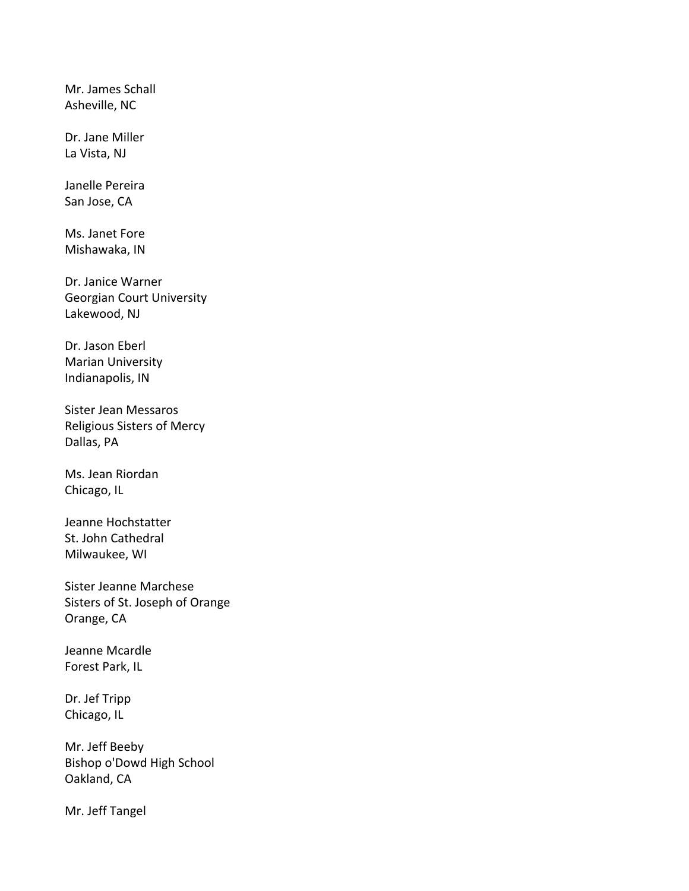Mr. James Schall
Asheville, NC

Dr. Jane Miller
La Vista, NJ

Janelle Pereira
San Jose, CA

Ms. Janet Fore
Mishawaka, IN

Dr. Janice Warner
Georgian Court University
Lakewood, NJ

Dr. Jason Eberl
Marian University
Indianapolis, IN

Sister Jean Messaros
Religious Sisters of Mercy
Dallas, PA

Ms. Jean Riordan
Chicago, IL

Jeanne Hochstatter
St. John Cathedral
Milwaukee, WI

Sister Jeanne Marchese
Sisters of St. Joseph of Orange
Orange, CA

Jeanne Mcardle
Forest Park, IL

Dr. Jef Tripp
Chicago, IL

Mr. Jeff Beeby
Bishop o'Dowd High School
Oakland, CA

Mr. Jeff Tangel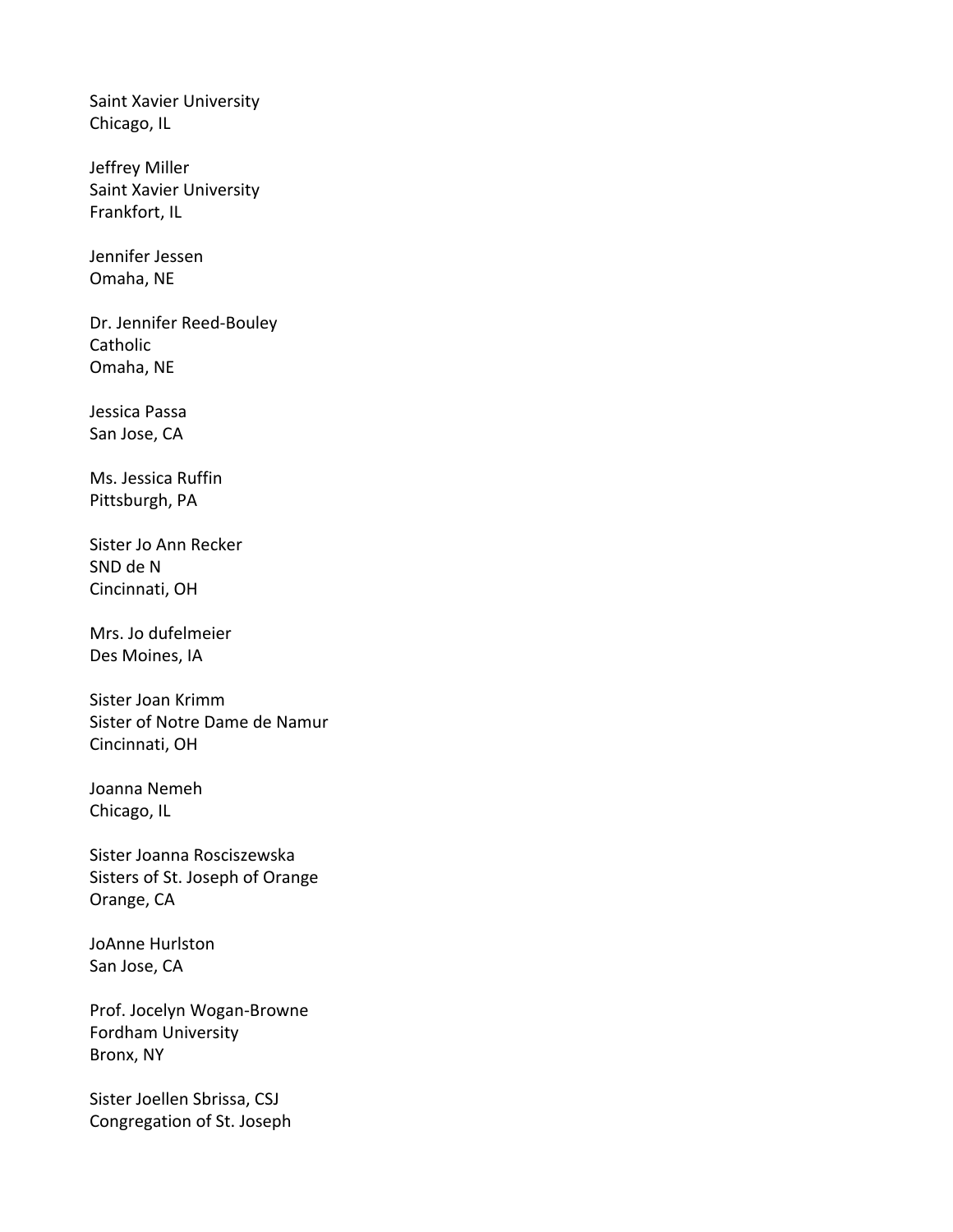Saint Xavier University
Chicago, IL

Jeffrey Miller
Saint Xavier University
Frankfort, IL

Jennifer Jessen
Omaha, NE

Dr. Jennifer Reed-Bouley
Catholic
Omaha, NE

Jessica Passa
San Jose, CA

Ms. Jessica Ruffin
Pittsburgh, PA

Sister Jo Ann Recker
SND de N
Cincinnati, OH

Mrs. Jo dufelmeier
Des Moines, IA

Sister Joan Krimm
Sister of Notre Dame de Namur
Cincinnati, OH

Joanna Nemeh
Chicago, IL

Sister Joanna Rosciszewska
Sisters of St. Joseph of Orange
Orange, CA

JoAnne Hurlston
San Jose, CA

Prof. Jocelyn Wogan-Browne
Fordham University
Bronx, NY

Sister Joellen Sbrissa, CSJ
Congregation of St. Joseph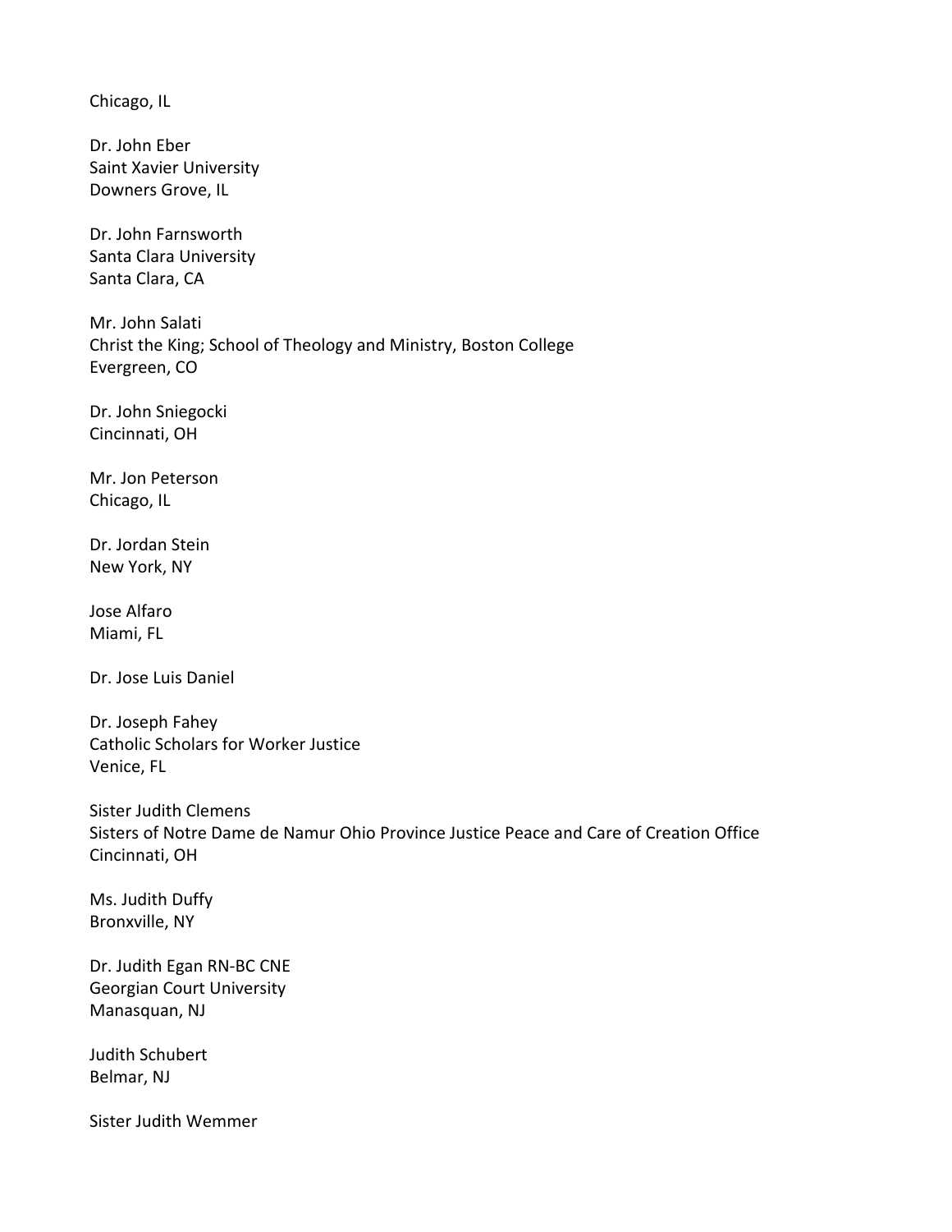Chicago, IL

Dr. John Eber
Saint Xavier University
Downers Grove, IL

Dr. John Farnsworth
Santa Clara University
Santa Clara, CA

Mr. John Salati
Christ the King; School of Theology and Ministry, Boston College
Evergreen, CO

Dr. John Sniegocki
Cincinnati, OH

Mr. Jon Peterson
Chicago, IL

Dr. Jordan Stein
New York, NY

Jose Alfaro
Miami, FL

Dr. Jose Luis Daniel

Dr. Joseph Fahey
Catholic Scholars for Worker Justice
Venice, FL

Sister Judith Clemens
Sisters of Notre Dame de Namur Ohio Province Justice Peace and Care of Creation Office
Cincinnati, OH

Ms. Judith Duffy
Bronxville, NY

Dr. Judith Egan RN-BC CNE
Georgian Court University
Manasquan, NJ

Judith Schubert
Belmar, NJ

Sister Judith Wemmer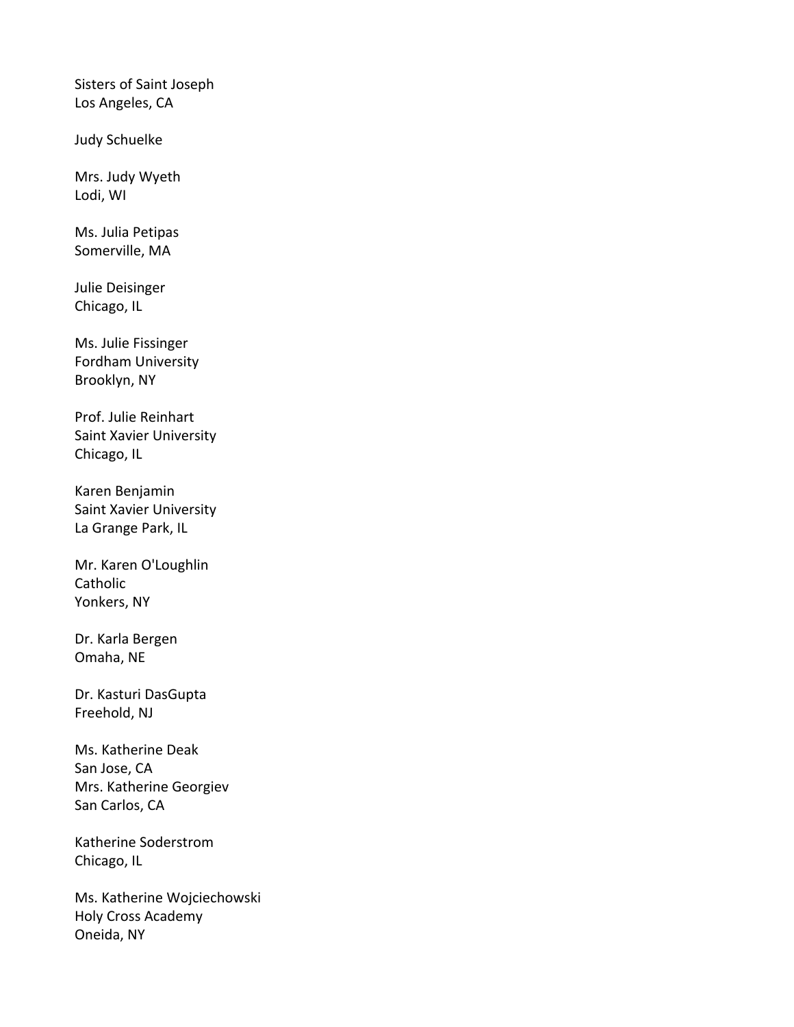Sisters of Saint Joseph
Los Angeles, CA

Judy Schuelke

Mrs. Judy Wyeth
Lodi, WI

Ms. Julia Petipas
Somerville, MA

Julie Deisinger
Chicago, IL

Ms. Julie Fissinger
Fordham University
Brooklyn, NY

Prof. Julie Reinhart
Saint Xavier University
Chicago, IL

Karen Benjamin
Saint Xavier University
La Grange Park, IL

Mr. Karen O'Loughlin
Catholic
Yonkers, NY

Dr. Karla Bergen
Omaha, NE

Dr. Kasturi DasGupta
Freehold, NJ

Ms. Katherine Deak
San Jose, CA
Mrs. Katherine Georgiev
San Carlos, CA

Katherine Soderstrom
Chicago, IL

Ms. Katherine Wojciechowski
Holy Cross Academy
Oneida, NY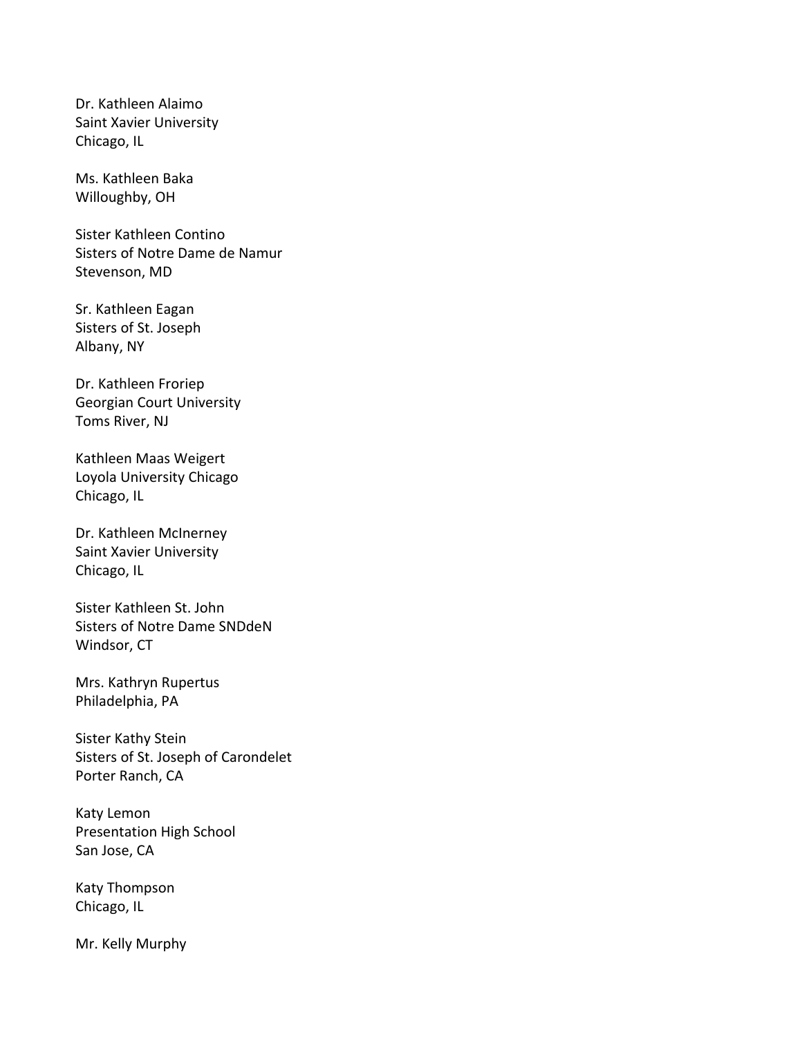Dr. Kathleen Alaimo
Saint Xavier University
Chicago, IL

Ms. Kathleen Baka
Willoughby, OH

Sister Kathleen Contino
Sisters of Notre Dame de Namur
Stevenson, MD

Sr. Kathleen Eagan
Sisters of St. Joseph
Albany, NY

Dr. Kathleen Froriep
Georgian Court University
Toms River, NJ

Kathleen Maas Weigert
Loyola University Chicago
Chicago, IL

Dr. Kathleen McInerney
Saint Xavier University
Chicago, IL

Sister Kathleen St. John
Sisters of Notre Dame SNDdeN
Windsor, CT

Mrs. Kathryn Rupertus
Philadelphia, PA

Sister Kathy Stein
Sisters of St. Joseph of Carondelet
Porter Ranch, CA

Katy Lemon
Presentation High School
San Jose, CA

Katy Thompson
Chicago, IL

Mr. Kelly Murphy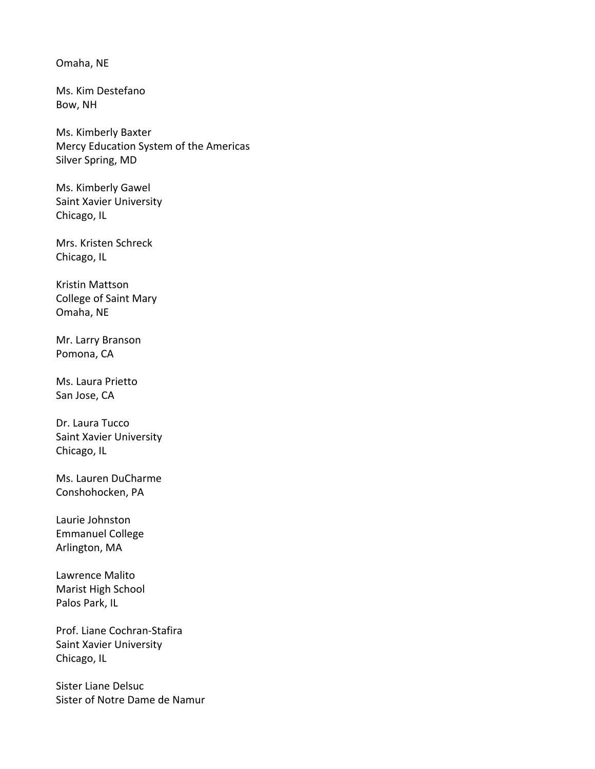Omaha, NE

Ms. Kim Destefano
Bow, NH

Ms. Kimberly Baxter
Mercy Education System of the Americas
Silver Spring, MD

Ms. Kimberly Gawel
Saint Xavier University
Chicago, IL

Mrs. Kristen Schreck
Chicago, IL

Kristin Mattson
College of Saint Mary
Omaha, NE

Mr. Larry Branson
Pomona, CA

Ms. Laura Prietto
San Jose, CA

Dr. Laura Tucco
Saint Xavier University
Chicago, IL

Ms. Lauren DuCharme
Conshohocken, PA

Laurie Johnston
Emmanuel College
Arlington, MA

Lawrence Malito
Marist High School
Palos Park, IL

Prof. Liane Cochran-Stafira
Saint Xavier University
Chicago, IL

Sister Liane Delsuc
Sister of Notre Dame de Namur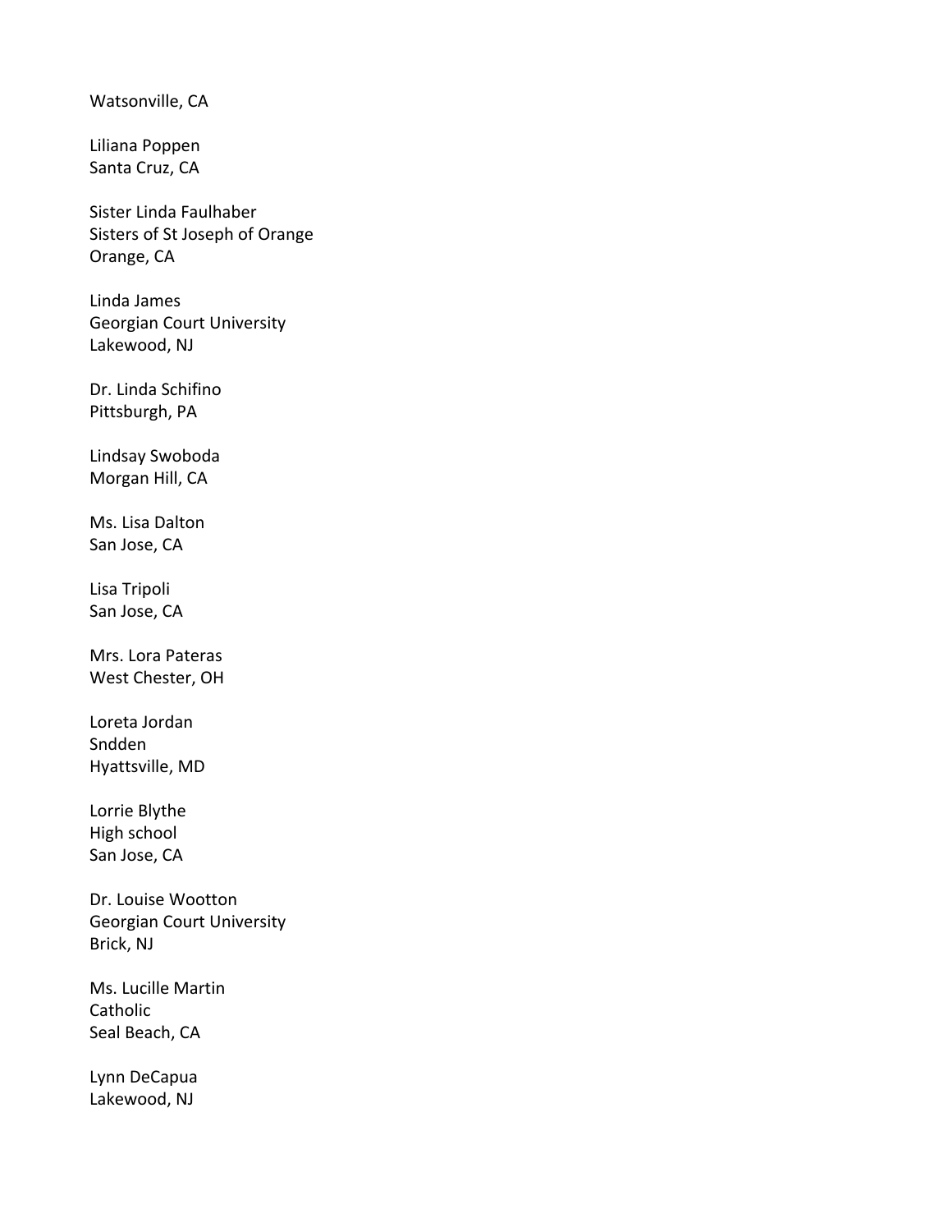Watsonville, CA

Liliana Poppen
Santa Cruz, CA

Sister Linda Faulhaber
Sisters of St Joseph of Orange
Orange, CA

Linda James
Georgian Court University
Lakewood, NJ

Dr. Linda Schifino
Pittsburgh, PA

Lindsay Swoboda
Morgan Hill, CA

Ms. Lisa Dalton
San Jose, CA

Lisa Tripoli
San Jose, CA

Mrs. Lora Pateras
West Chester, OH

Loreta Jordan
Sndden
Hyattsville, MD

Lorrie Blythe
High school
San Jose, CA

Dr. Louise Wootton
Georgian Court University
Brick, NJ

Ms. Lucille Martin
Catholic
Seal Beach, CA

Lynn DeCapua
Lakewood, NJ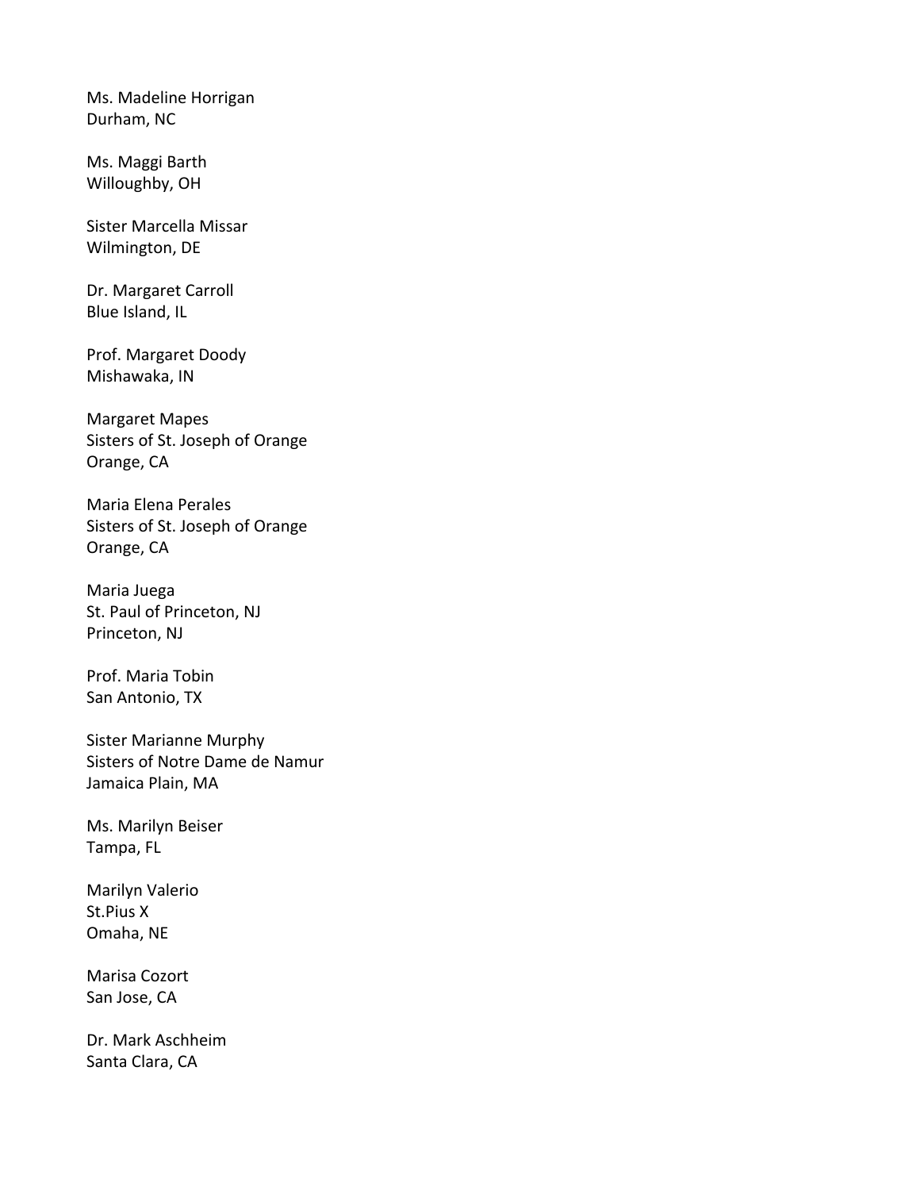Ms. Madeline Horrigan
Durham, NC

Ms. Maggi Barth
Willoughby, OH

Sister Marcella Missar
Wilmington, DE

Dr. Margaret Carroll
Blue Island, IL

Prof. Margaret Doody
Mishawaka, IN

Margaret Mapes
Sisters of St. Joseph of Orange
Orange, CA

Maria Elena Perales
Sisters of St. Joseph of Orange
Orange, CA

Maria Juega
St. Paul of Princeton, NJ
Princeton, NJ

Prof. Maria Tobin
San Antonio, TX

Sister Marianne Murphy
Sisters of Notre Dame de Namur
Jamaica Plain, MA

Ms. Marilyn Beiser
Tampa, FL

Marilyn Valerio
St.Pius X
Omaha, NE

Marisa Cozort
San Jose, CA

Dr. Mark Aschheim
Santa Clara, CA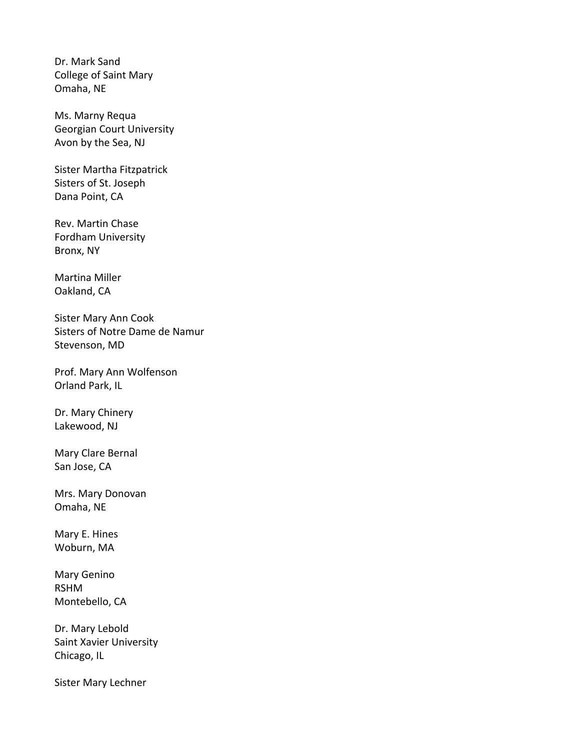Dr. Mark Sand
College of Saint Mary
Omaha, NE

Ms. Marny Requa
Georgian Court University
Avon by the Sea, NJ

Sister Martha Fitzpatrick
Sisters of St. Joseph
Dana Point, CA

Rev. Martin Chase
Fordham University
Bronx, NY

Martina Miller
Oakland, CA

Sister Mary Ann Cook
Sisters of Notre Dame de Namur
Stevenson, MD

Prof. Mary Ann Wolfenson
Orland Park, IL

Dr. Mary Chinery
Lakewood, NJ

Mary Clare Bernal
San Jose, CA

Mrs. Mary Donovan
Omaha, NE

Mary E. Hines
Woburn, MA

Mary Genino
RSHM
Montebello, CA

Dr. Mary Lebold
Saint Xavier University
Chicago, IL

Sister Mary Lechner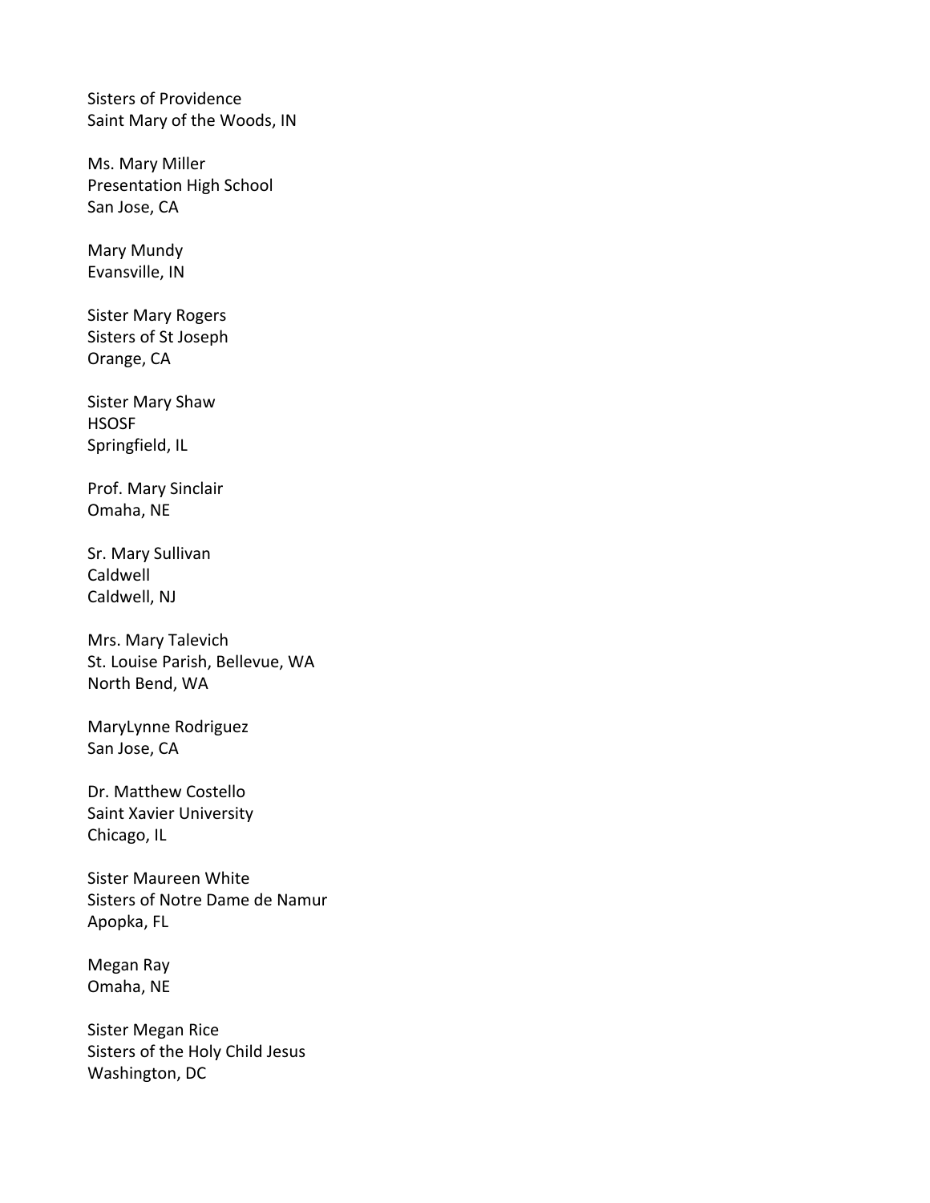Sisters of Providence
Saint Mary of the Woods, IN

Ms. Mary Miller
Presentation High School
San Jose, CA

Mary Mundy
Evansville, IN

Sister Mary Rogers
Sisters of St Joseph
Orange, CA

Sister Mary Shaw
HSOSF
Springfield, IL

Prof. Mary Sinclair
Omaha, NE

Sr. Mary Sullivan
Caldwell
Caldwell, NJ

Mrs. Mary Talevich
St. Louise Parish, Bellevue, WA
North Bend, WA

MaryLynne Rodriguez
San Jose, CA

Dr. Matthew Costello
Saint Xavier University
Chicago, IL

Sister Maureen White
Sisters of Notre Dame de Namur
Apopka, FL

Megan Ray
Omaha, NE

Sister Megan Rice
Sisters of the Holy Child Jesus
Washington, DC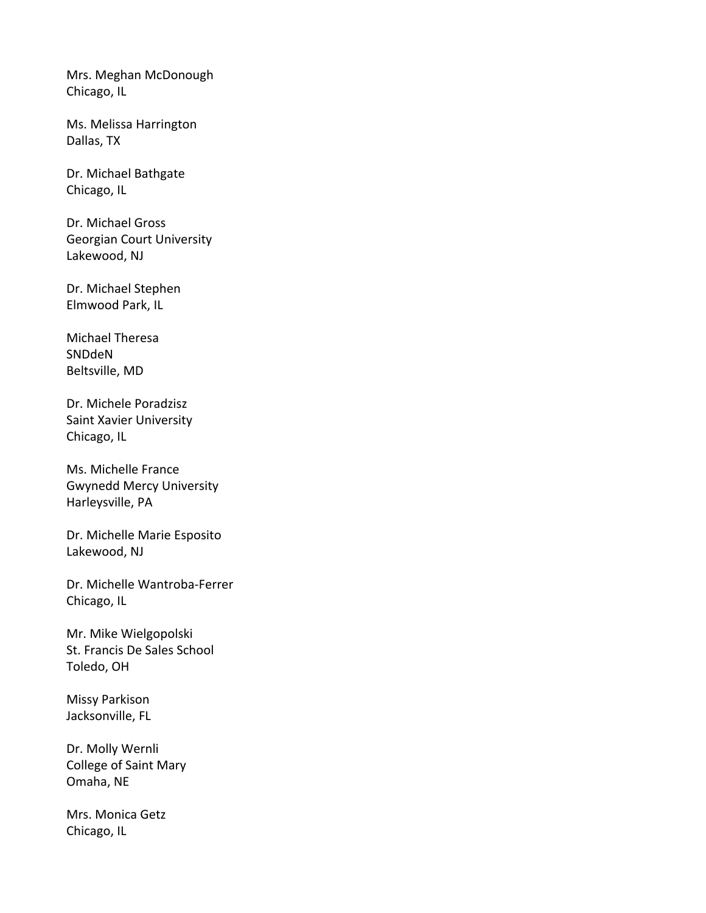Mrs. Meghan McDonough
Chicago, IL

Ms. Melissa Harrington
Dallas, TX

Dr. Michael Bathgate
Chicago, IL

Dr. Michael Gross
Georgian Court University
Lakewood, NJ

Dr. Michael Stephen
Elmwood Park, IL

Michael Theresa
SNDdeN
Beltsville, MD

Dr. Michele Poradzisz
Saint Xavier University
Chicago, IL

Ms. Michelle France
Gwynedd Mercy University
Harleysville, PA

Dr. Michelle Marie Esposito
Lakewood, NJ

Dr. Michelle Wantroba-Ferrer
Chicago, IL

Mr. Mike Wielgopolski
St. Francis De Sales School
Toledo, OH

Missy Parkison
Jacksonville, FL

Dr. Molly Wernli
College of Saint Mary
Omaha, NE

Mrs. Monica Getz
Chicago, IL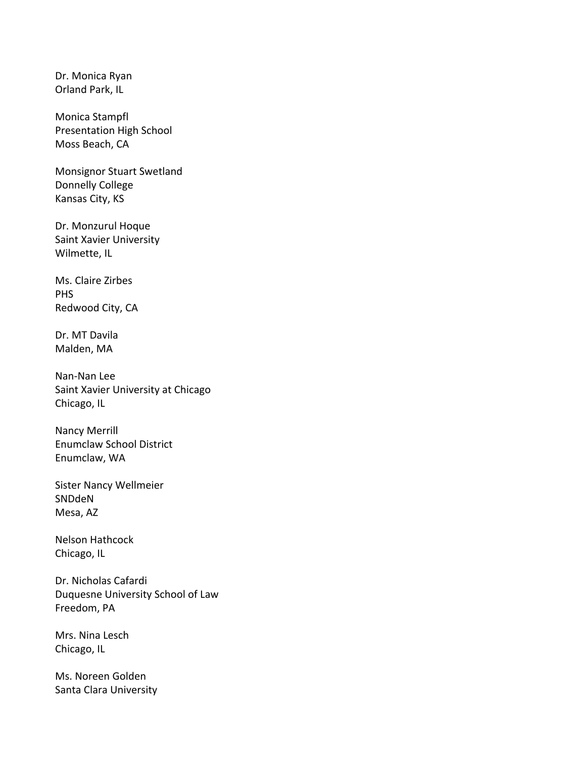Dr. Monica Ryan
Orland Park, IL

Monica Stampfl
Presentation High School
Moss Beach, CA

Monsignor Stuart Swetland
Donnelly College
Kansas City, KS

Dr. Monzurul Hoque
Saint Xavier University
Wilmette, IL

Ms. Claire Zirbes
PHS
Redwood City, CA

Dr. MT Davila
Malden, MA

Nan-Nan Lee
Saint Xavier University at Chicago
Chicago, IL

Nancy Merrill
Enumclaw School District
Enumclaw, WA

Sister Nancy Wellmeier
SNDdeN
Mesa, AZ

Nelson Hathcock
Chicago, IL

Dr. Nicholas Cafardi
Duquesne University School of Law
Freedom, PA

Mrs. Nina Lesch
Chicago, IL

Ms. Noreen Golden
Santa Clara University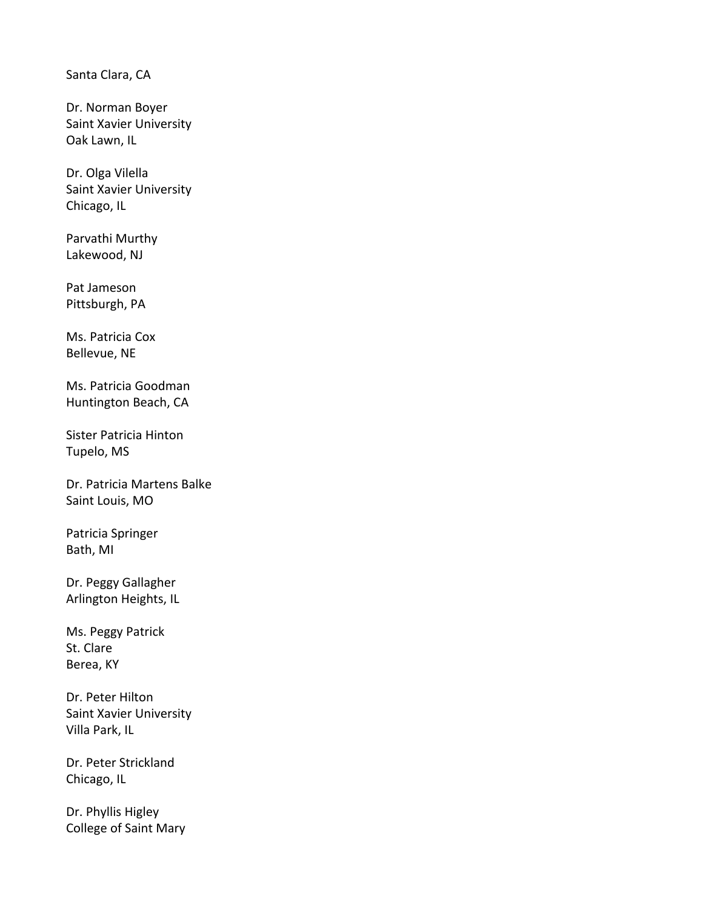Santa Clara, CA

Dr. Norman Boyer  
Saint Xavier University  
Oak Lawn, IL

Dr. Olga Vilella  
Saint Xavier University  
Chicago, IL

Parvathi Murthy  
Lakewood, NJ

Pat Jameson  
Pittsburgh, PA

Ms. Patricia Cox  
Bellevue, NE

Ms. Patricia Goodman  
Huntington Beach, CA

Sister Patricia Hinton  
Tupelo, MS

Dr. Patricia Martens Balke  
Saint Louis, MO

Patricia Springer  
Bath, MI

Dr. Peggy Gallagher  
Arlington Heights, IL

Ms. Peggy Patrick  
St. Clare  
Berea, KY

Dr. Peter Hilton  
Saint Xavier University  
Villa Park, IL

Dr. Peter Strickland  
Chicago, IL

Dr. Phyllis Higley  
College of Saint Mary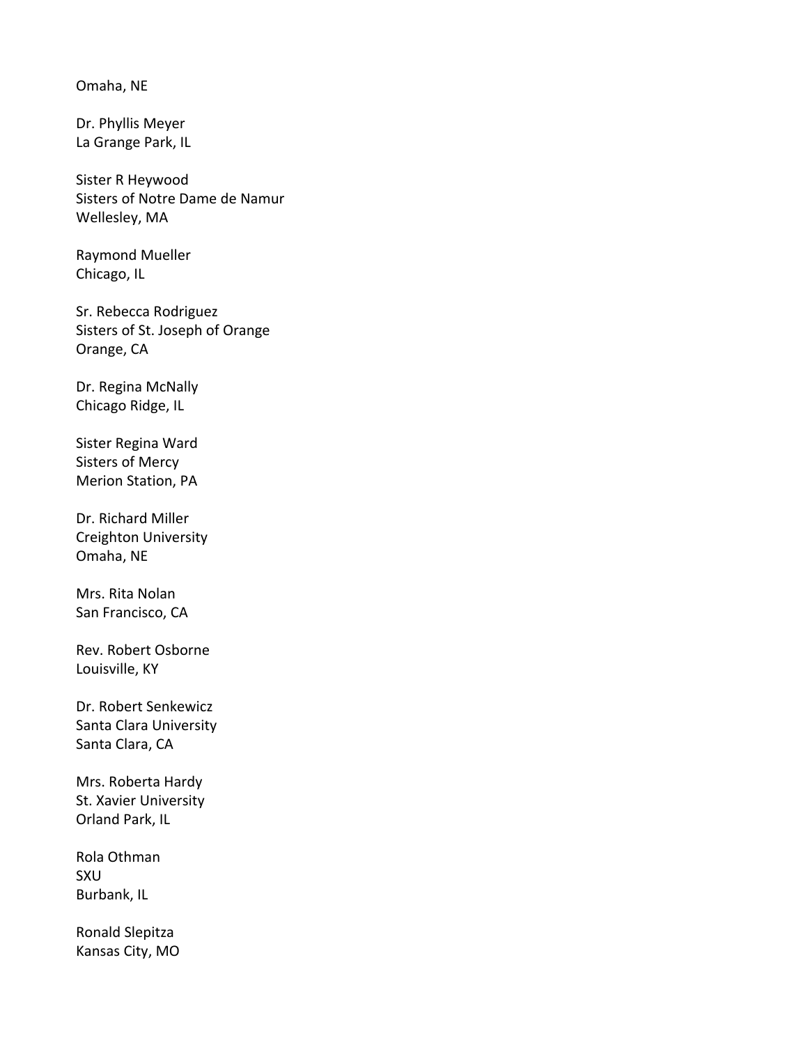Omaha, NE

Dr. Phyllis Meyer
La Grange Park, IL

Sister R Heywood
Sisters of Notre Dame de Namur
Wellesley, MA

Raymond Mueller
Chicago, IL

Sr. Rebecca Rodriguez
Sisters of St. Joseph of Orange
Orange, CA

Dr. Regina McNally
Chicago Ridge, IL

Sister Regina Ward
Sisters of Mercy
Merion Station, PA

Dr. Richard Miller
Creighton University
Omaha, NE

Mrs. Rita Nolan
San Francisco, CA

Rev. Robert Osborne
Louisville, KY

Dr. Robert Senkewicz
Santa Clara University
Santa Clara, CA

Mrs. Roberta Hardy
St. Xavier University
Orland Park, IL

Rola Othman
SXU
Burbank, IL

Ronald Slepitza
Kansas City, MO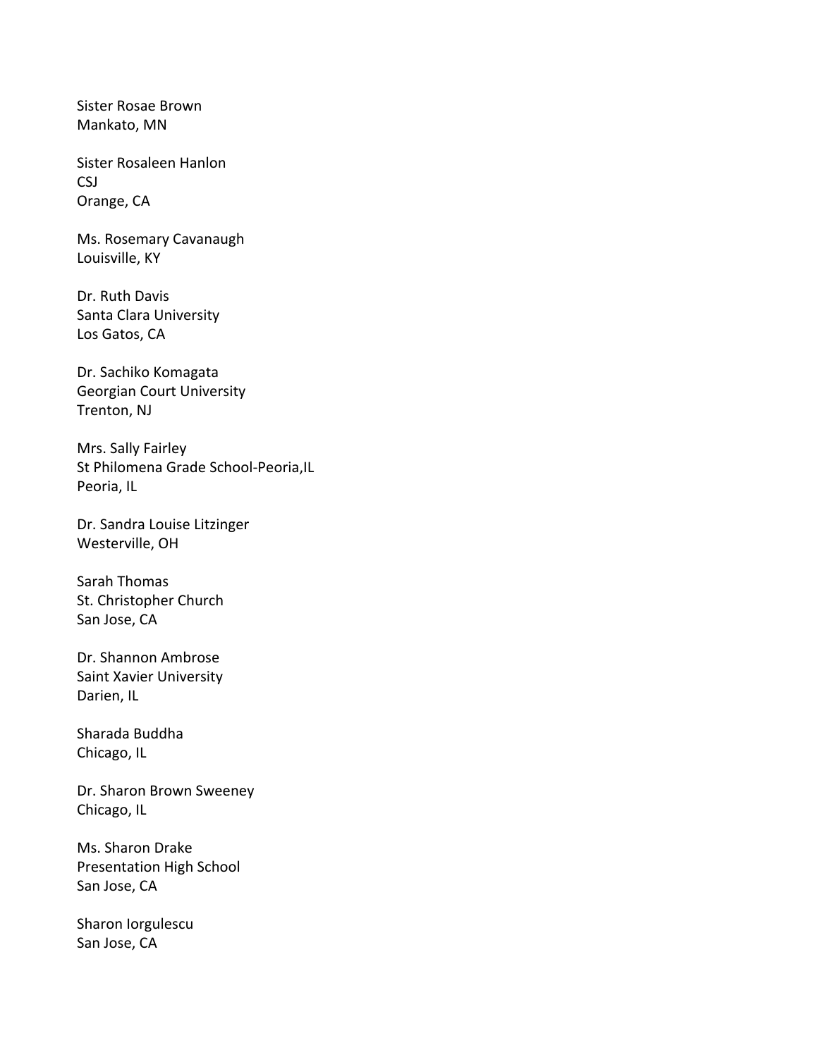Sister Rosae Brown
Mankato, MN

Sister Rosaleen Hanlon
CSJ
Orange, CA

Ms. Rosemary Cavanaugh
Louisville, KY

Dr. Ruth Davis
Santa Clara University
Los Gatos, CA

Dr. Sachiko Komagata
Georgian Court University
Trenton, NJ

Mrs. Sally Fairley
St Philomena Grade School-Peoria,IL
Peoria, IL

Dr. Sandra Louise Litzinger
Westerville, OH

Sarah Thomas
St. Christopher Church
San Jose, CA

Dr. Shannon Ambrose
Saint Xavier University
Darien, IL

Sharada Buddha
Chicago, IL

Dr. Sharon Brown Sweeney
Chicago, IL

Ms. Sharon Drake
Presentation High School
San Jose, CA

Sharon Iorgulescu
San Jose, CA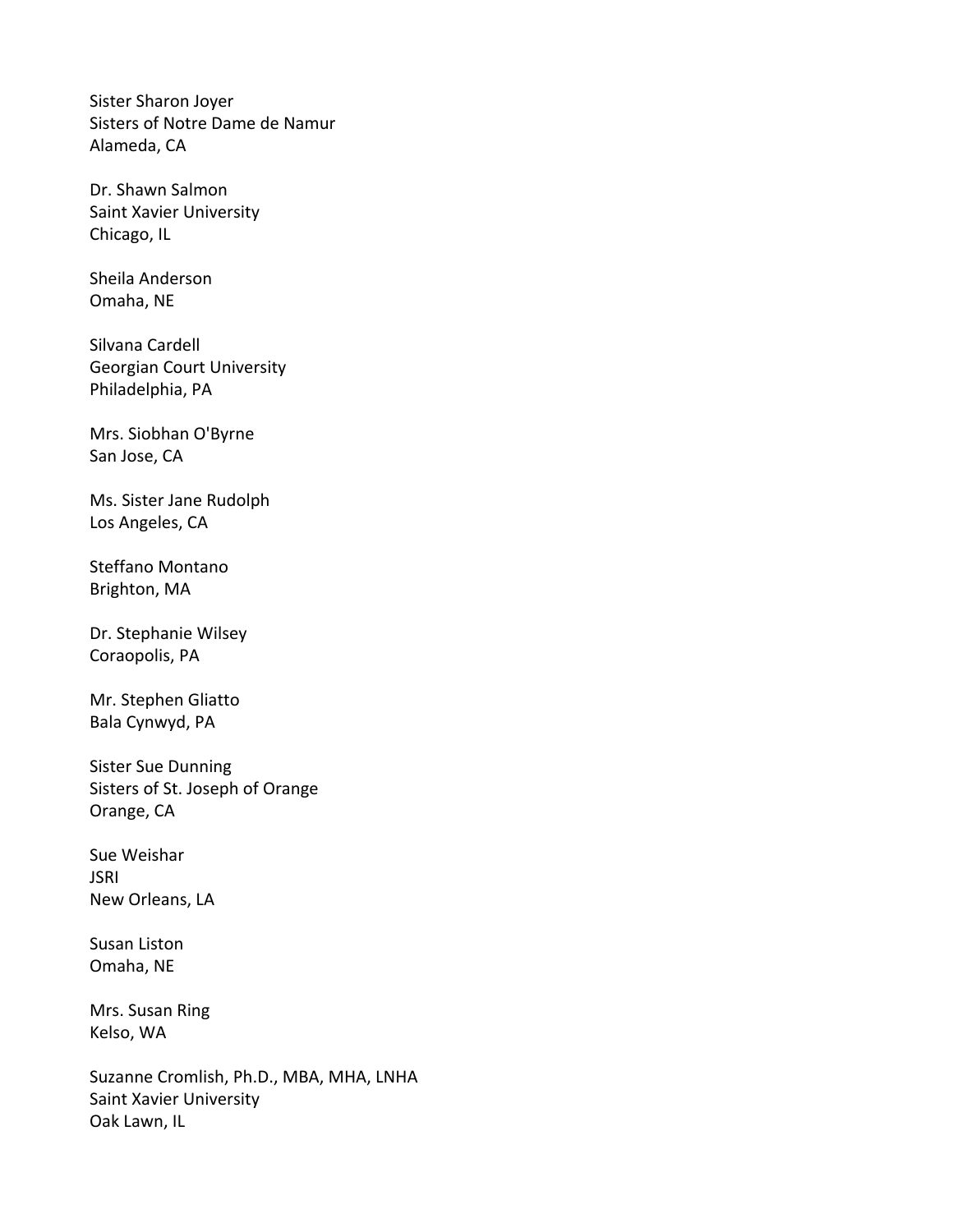Sister Sharon Joyer
Sisters of Notre Dame de Namur
Alameda, CA

Dr. Shawn Salmon
Saint Xavier University
Chicago, IL

Sheila Anderson
Omaha, NE

Silvana Cardell
Georgian Court University
Philadelphia, PA

Mrs. Siobhan O'Byrne
San Jose, CA

Ms. Sister Jane Rudolph
Los Angeles, CA

Steffano Montano
Brighton, MA

Dr. Stephanie Wilsey
Coraopolis, PA

Mr. Stephen Gliatto
Bala Cynwyd, PA

Sister Sue Dunning
Sisters of St. Joseph of Orange
Orange, CA

Sue Weishar
JSRI
New Orleans, LA

Susan Liston
Omaha, NE

Mrs. Susan Ring
Kelso, WA

Suzanne Cromlish, Ph.D., MBA, MHA, LNHA
Saint Xavier University
Oak Lawn, IL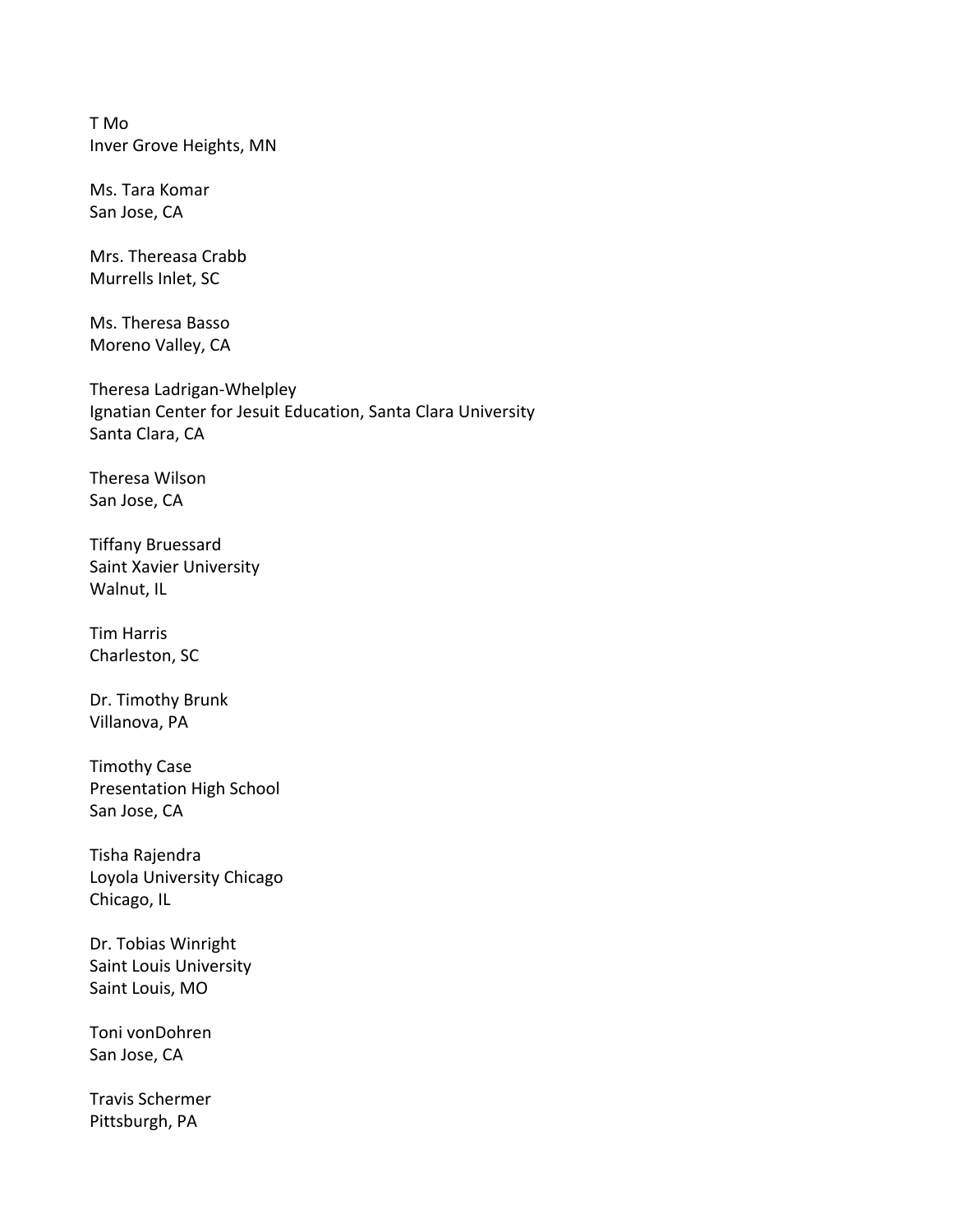T Mo
Inver Grove Heights, MN

Ms. Tara Komar
San Jose, CA

Mrs. Thereasa Crabb
Murrells Inlet, SC

Ms. Theresa Basso
Moreno Valley, CA

Theresa Ladrigan-Whelpley
Ignatian Center for Jesuit Education, Santa Clara University
Santa Clara, CA

Theresa Wilson
San Jose, CA

Tiffany Bruessard
Saint Xavier University
Walnut, IL

Tim Harris
Charleston, SC

Dr. Timothy Brunk
Villanova, PA

Timothy Case
Presentation High School
San Jose, CA

Tisha Rajendra
Loyola University Chicago
Chicago, IL

Dr. Tobias Winright
Saint Louis University
Saint Louis, MO

Toni vonDohren
San Jose, CA

Travis Schermer
Pittsburgh, PA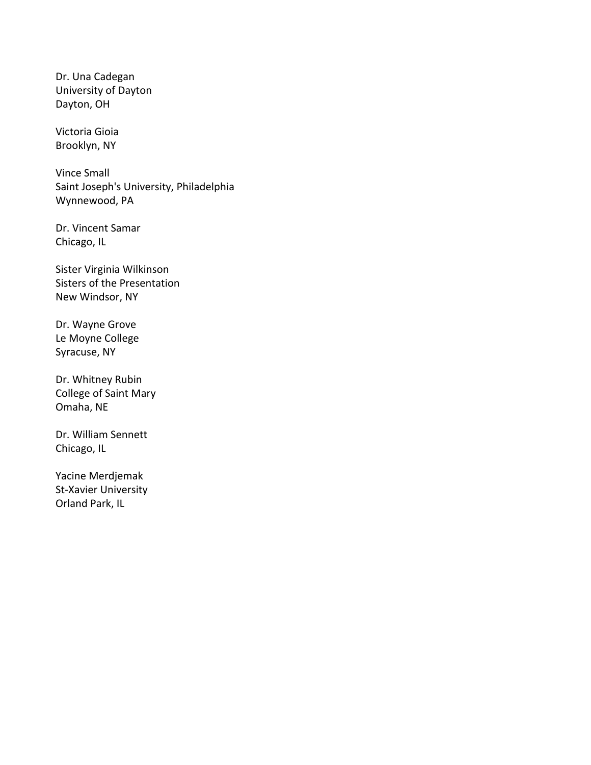Dr. Una Cadegan
University of Dayton
Dayton, OH

Victoria Gioia
Brooklyn, NY

Vince Small
Saint Joseph's University, Philadelphia
Wynnewood, PA

Dr. Vincent Samar
Chicago, IL

Sister Virginia Wilkinson
Sisters of the Presentation
New Windsor, NY

Dr. Wayne Grove
Le Moyne College
Syracuse, NY

Dr. Whitney Rubin
College of Saint Mary
Omaha, NE

Dr. William Sennett
Chicago, IL

Yacine Merdjemak
St-Xavier University
Orland Park, IL